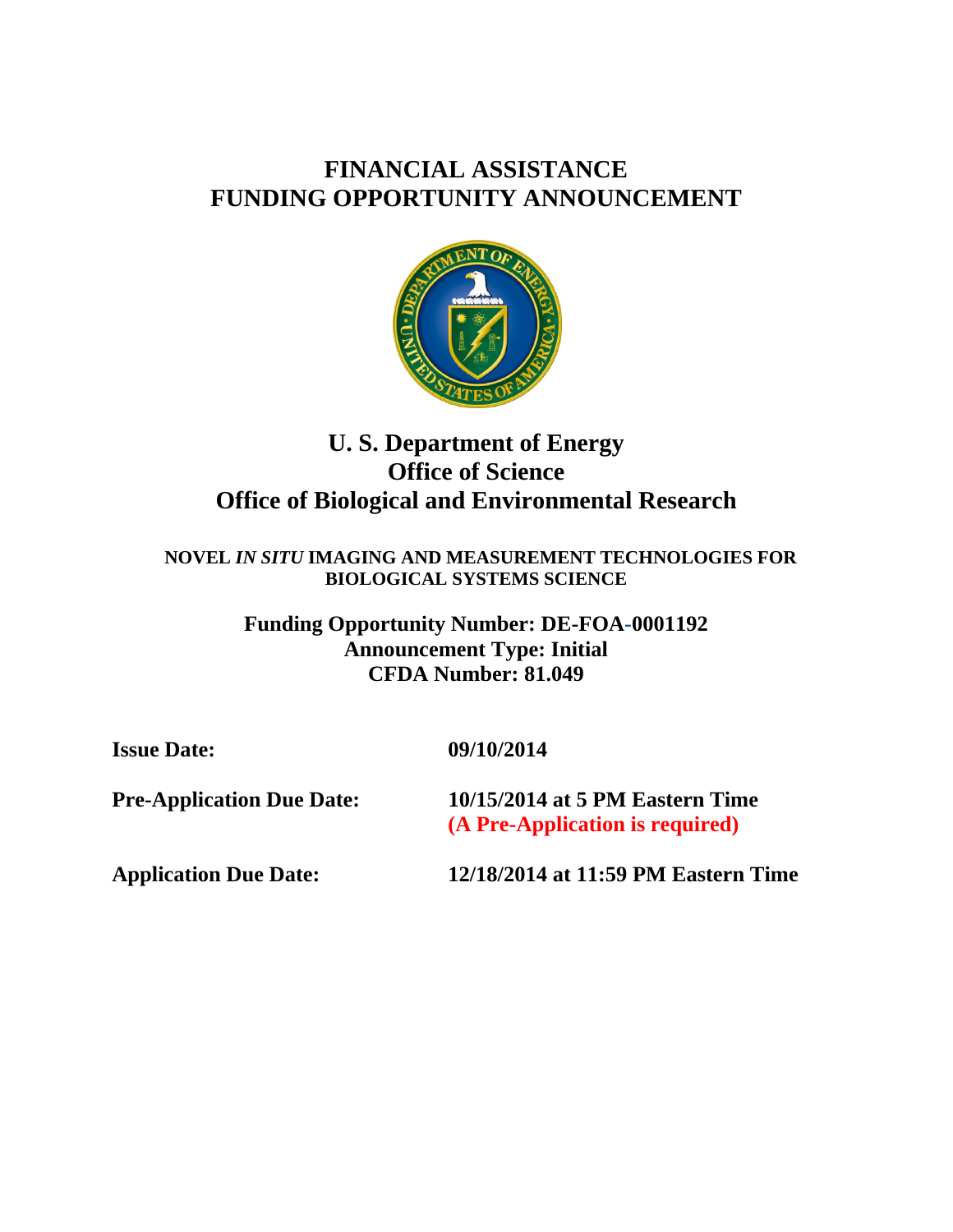# FINANCIAL ASSISTANCE
# FUNDING OPPORTUNITY ANNOUNCEMENT

## U. S. Department of Energy
## Office of Science
## Office of Biological and Environmental Research

**NOVEL *IN SITU* IMAGING AND MEASUREMENT TECHNOLOGIES FOR BIOLOGICAL SYSTEMS SCIENCE**

**Funding Opportunity Number: DE-FOA-0001192**
**Announcement Type: Initial**
**CFDA Number: 81.049**

**Issue Date:** **09/10/2014**

**Pre-Application Due Date:** **10/15/2014 at 5 PM Eastern Time**
**(A Pre-Application is required)**

**Application Due Date:** **12/18/2014 at 11:59 PM Eastern Time**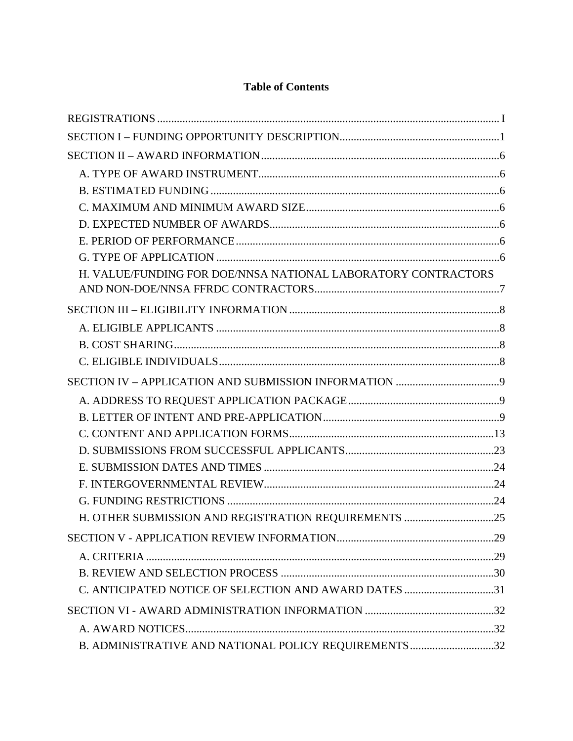# Table of Contents

REGISTRATIONS ........................................................................................................................ I

SECTION I – FUNDING OPPORTUNITY DESCRIPTION........................................................1

SECTION II – AWARD INFORMATION.....................................................................................6

- A. TYPE OF AWARD INSTRUMENT.....................................................................................6
- B. ESTIMATED FUNDING.......................................................................................................6
- C. MAXIMUM AND MINIMUM AWARD SIZE.....................................................................6
- D. EXPECTED NUMBER OF AWARDS..................................................................................6
- E. PERIOD OF PERFORMANCE..............................................................................................6
- G. TYPE OF APPLICATION.....................................................................................................6
- H. VALUE/FUNDING FOR DOE/NNSA NATIONAL LABORATORY CONTRACTORS AND NON-DOE/NNSA FFRDC CONTRACTORS..................................................................7

SECTION III – ELIGIBILITY INFORMATION...........................................................................8

- A. ELIGIBLE APPLICANTS.....................................................................................................8
- B. COST SHARING....................................................................................................................8
- C. ELIGIBLE INDIVIDUALS....................................................................................................8

SECTION IV – APPLICATION AND SUBMISSION INFORMATION.....................................9

- A. ADDRESS TO REQUEST APPLICATION PACKAGE......................................................9
- B. LETTER OF INTENT AND PRE-APPLICATION...............................................................9
- C. CONTENT AND APPLICATION FORMS.........................................................................13
- D. SUBMISSIONS FROM SUCCESSFUL APPLICANTS.....................................................23
- E. SUBMISSION DATES AND TIMES..................................................................................24
- F. INTERGOVERNMENTAL REVIEW..................................................................................24
- G. FUNDING RESTRICTIONS...............................................................................................24
- H. OTHER SUBMISSION AND REGISTRATION REQUIREMENTS................................25

SECTION V - APPLICATION REVIEW INFORMATION........................................................29

- A. CRITERIA............................................................................................................................29
- B. REVIEW AND SELECTION PROCESS............................................................................30
- C. ANTICIPATED NOTICE OF SELECTION AND AWARD DATES................................31

SECTION VI - AWARD ADMINISTRATION INFORMATION..............................................32

- A. AWARD NOTICES.............................................................................................................32
- B. ADMINISTRATIVE AND NATIONAL POLICY REQUIREMENTS..............................32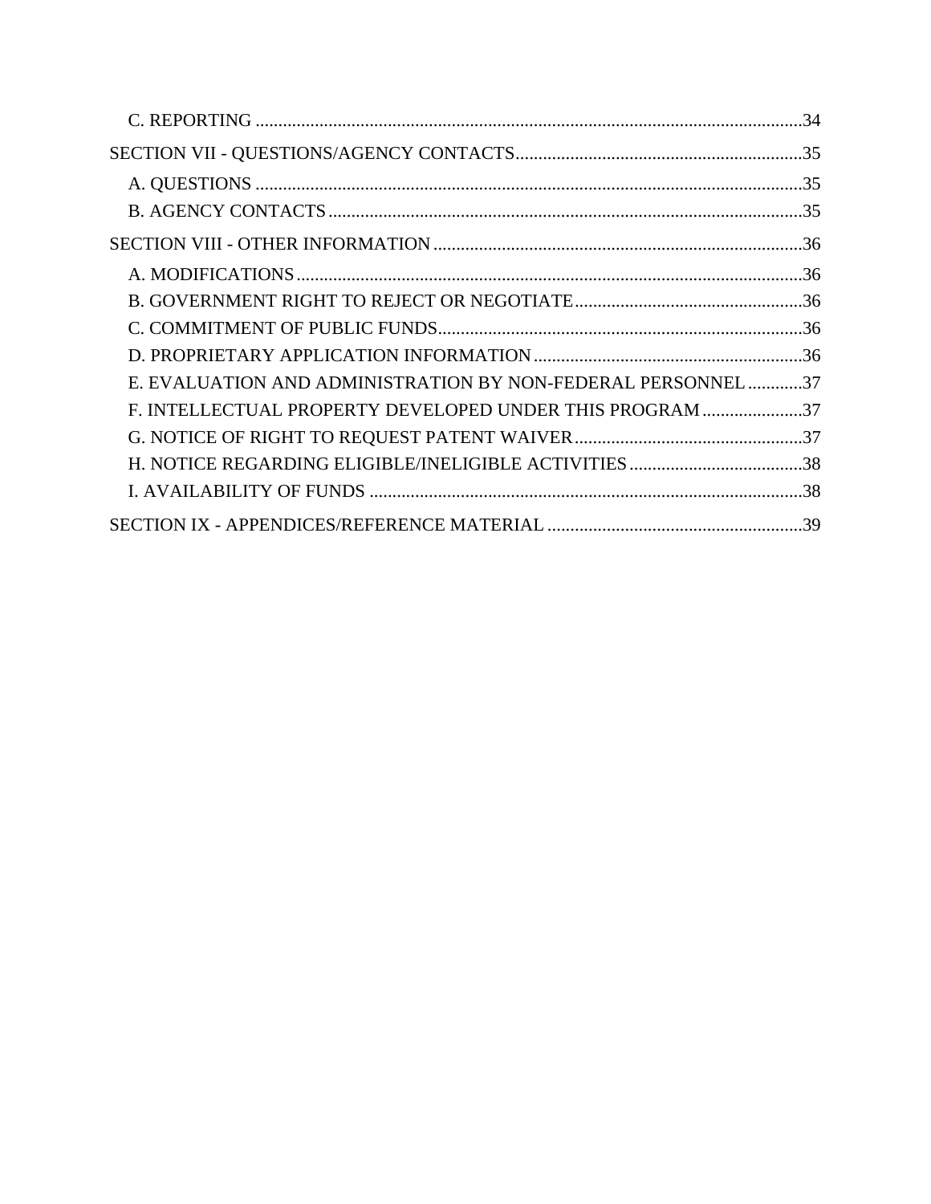C. REPORTING ........................................................................................................................34

SECTION VII - QUESTIONS/AGENCY CONTACTS...............................................................35

A. QUESTIONS ........................................................................................................................35

B. AGENCY CONTACTS .......................................................................................................35

SECTION VIII - OTHER INFORMATION ...............................................................................36

A. MODIFICATIONS ...............................................................................................................36

B. GOVERNMENT RIGHT TO REJECT OR NEGOTIATE ..................................................36

C. COMMITMENT OF PUBLIC FUNDS................................................................................36

D. PROPRIETARY APPLICATION INFORMATION ...........................................................36

E. EVALUATION AND ADMINISTRATION BY NON-FEDERAL PERSONNEL ............37

F. INTELLECTUAL PROPERTY DEVELOPED UNDER THIS PROGRAM ......................37

G. NOTICE OF RIGHT TO REQUEST PATENT WAIVER ..................................................37

H. NOTICE REGARDING ELIGIBLE/INELIGIBLE ACTIVITIES ......................................38

I. AVAILABILITY OF FUNDS ...............................................................................................38

SECTION IX - APPENDICES/REFERENCE MATERIAL ........................................................39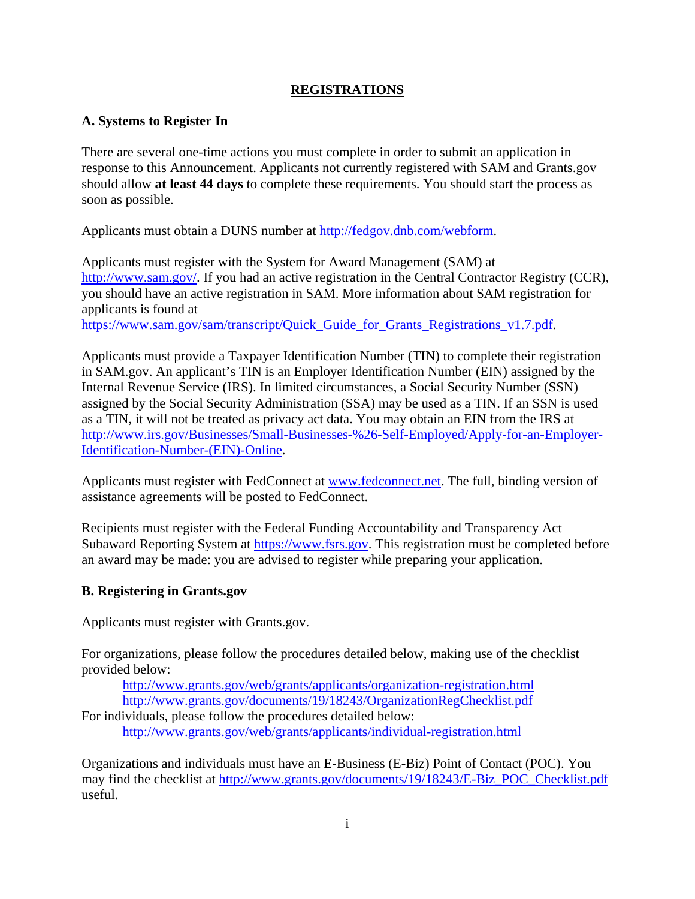# REGISTRATIONS

## A. Systems to Register In

There are several one-time actions you must complete in order to submit an application in response to this Announcement. Applicants not currently registered with SAM and Grants.gov should allow **at least 44 days** to complete these requirements. You should start the process as soon as possible.

Applicants must obtain a DUNS number at http://fedgov.dnb.com/webform.

Applicants must register with the System for Award Management (SAM) at http://www.sam.gov/. If you had an active registration in the Central Contractor Registry (CCR), you should have an active registration in SAM. More information about SAM registration for applicants is found at https://www.sam.gov/sam/transcript/Quick_Guide_for_Grants_Registrations_v1.7.pdf.

Applicants must provide a Taxpayer Identification Number (TIN) to complete their registration in SAM.gov. An applicant's TIN is an Employer Identification Number (EIN) assigned by the Internal Revenue Service (IRS). In limited circumstances, a Social Security Number (SSN) assigned by the Social Security Administration (SSA) may be used as a TIN. If an SSN is used as a TIN, it will not be treated as privacy act data. You may obtain an EIN from the IRS at http://www.irs.gov/Businesses/Small-Businesses-%26-Self-Employed/Apply-for-an-Employer-Identification-Number-(EIN)-Online.

Applicants must register with FedConnect at www.fedconnect.net. The full, binding version of assistance agreements will be posted to FedConnect.

Recipients must register with the Federal Funding Accountability and Transparency Act Subaward Reporting System at https://www.fsrs.gov. This registration must be completed before an award may be made: you are advised to register while preparing your application.

## B. Registering in Grants.gov

Applicants must register with Grants.gov.

For organizations, please follow the procedures detailed below, making use of the checklist provided below:

- http://www.grants.gov/web/grants/applicants/organization-registration.html
- http://www.grants.gov/documents/19/18243/OrganizationRegChecklist.pdf

For individuals, please follow the procedures detailed below:

- http://www.grants.gov/web/grants/applicants/individual-registration.html

Organizations and individuals must have an E-Business (E-Biz) Point of Contact (POC). You may find the checklist at http://www.grants.gov/documents/19/18243/E-Biz_POC_Checklist.pdf useful.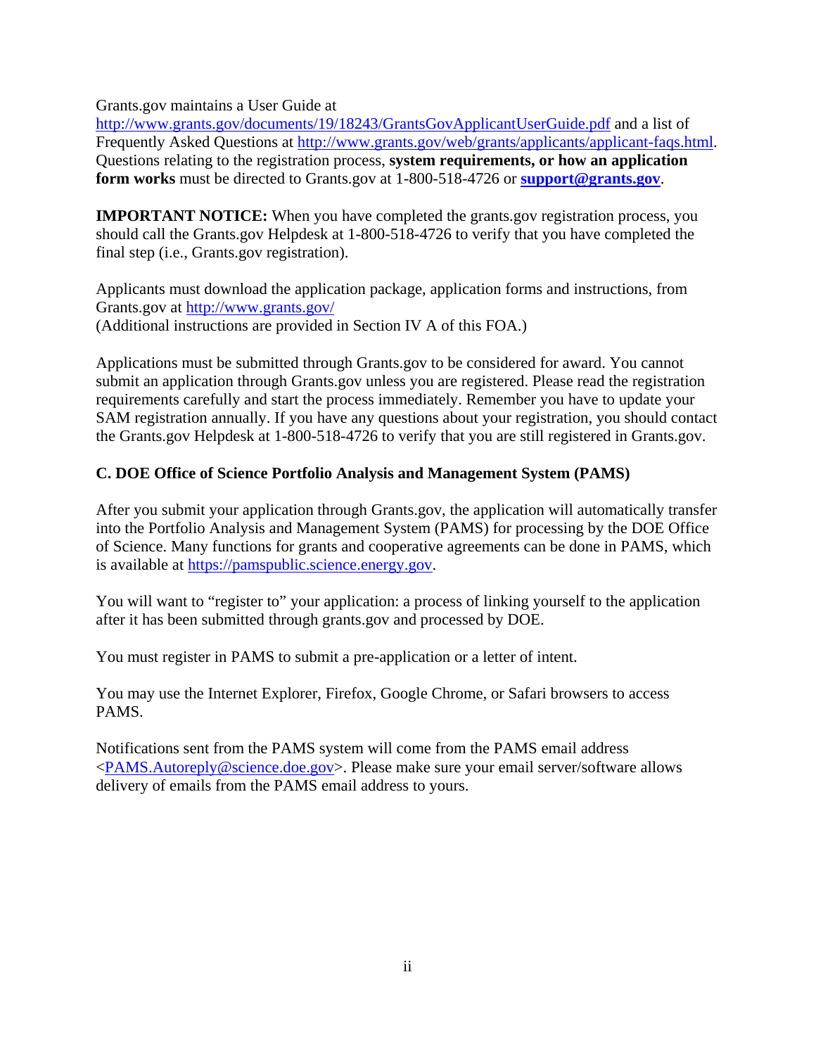Grants.gov maintains a User Guide at http://www.grants.gov/documents/19/18243/GrantsGovApplicantUserGuide.pdf and a list of Frequently Asked Questions at http://www.grants.gov/web/grants/applicants/applicant-faqs.html. Questions relating to the registration process, **system requirements, or how an application form works** must be directed to Grants.gov at 1-800-518-4726 or **support@grants.gov**.

**IMPORTANT NOTICE:** When you have completed the grants.gov registration process, you should call the Grants.gov Helpdesk at 1-800-518-4726 to verify that you have completed the final step (i.e., Grants.gov registration).

Applicants must download the application package, application forms and instructions, from Grants.gov at http://www.grants.gov/
(Additional instructions are provided in Section IV A of this FOA.)

Applications must be submitted through Grants.gov to be considered for award. You cannot submit an application through Grants.gov unless you are registered. Please read the registration requirements carefully and start the process immediately. Remember you have to update your SAM registration annually. If you have any questions about your registration, you should contact the Grants.gov Helpdesk at 1-800-518-4726 to verify that you are still registered in Grants.gov.

### C. DOE Office of Science Portfolio Analysis and Management System (PAMS)

After you submit your application through Grants.gov, the application will automatically transfer into the Portfolio Analysis and Management System (PAMS) for processing by the DOE Office of Science. Many functions for grants and cooperative agreements can be done in PAMS, which is available at https://pamspublic.science.energy.gov.

You will want to "register to" your application: a process of linking yourself to the application after it has been submitted through grants.gov and processed by DOE.

You must register in PAMS to submit a pre-application or a letter of intent.

You may use the Internet Explorer, Firefox, Google Chrome, or Safari browsers to access PAMS.

Notifications sent from the PAMS system will come from the PAMS email address <PAMS.Autoreply@science.doe.gov>. Please make sure your email server/software allows delivery of emails from the PAMS email address to yours.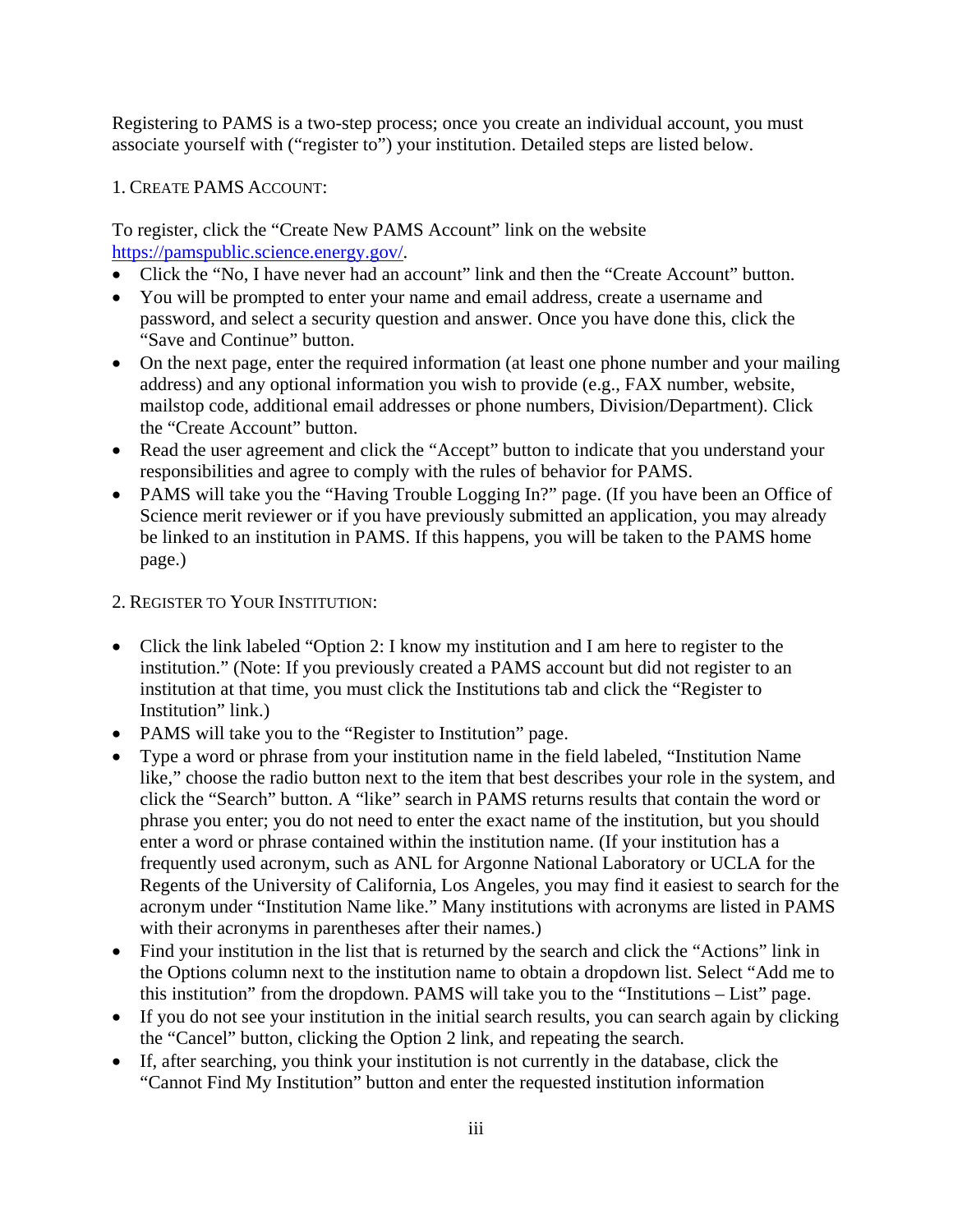Registering to PAMS is a two-step process; once you create an individual account, you must associate yourself with ("register to") your institution. Detailed steps are listed below.

1. CREATE PAMS ACCOUNT:

To register, click the "Create New PAMS Account" link on the website https://pamspublic.science.energy.gov/.

- Click the "No, I have never had an account" link and then the "Create Account" button.
- You will be prompted to enter your name and email address, create a username and password, and select a security question and answer. Once you have done this, click the "Save and Continue" button.
- On the next page, enter the required information (at least one phone number and your mailing address) and any optional information you wish to provide (e.g., FAX number, website, mailstop code, additional email addresses or phone numbers, Division/Department). Click the "Create Account" button.
- Read the user agreement and click the "Accept" button to indicate that you understand your responsibilities and agree to comply with the rules of behavior for PAMS.
- PAMS will take you the "Having Trouble Logging In?" page. (If you have been an Office of Science merit reviewer or if you have previously submitted an application, you may already be linked to an institution in PAMS. If this happens, you will be taken to the PAMS home page.)

2. REGISTER TO YOUR INSTITUTION:

- Click the link labeled "Option 2: I know my institution and I am here to register to the institution." (Note: If you previously created a PAMS account but did not register to an institution at that time, you must click the Institutions tab and click the "Register to Institution" link.)
- PAMS will take you to the "Register to Institution" page.
- Type a word or phrase from your institution name in the field labeled, "Institution Name like," choose the radio button next to the item that best describes your role in the system, and click the "Search" button. A "like" search in PAMS returns results that contain the word or phrase you enter; you do not need to enter the exact name of the institution, but you should enter a word or phrase contained within the institution name. (If your institution has a frequently used acronym, such as ANL for Argonne National Laboratory or UCLA for the Regents of the University of California, Los Angeles, you may find it easiest to search for the acronym under "Institution Name like." Many institutions with acronyms are listed in PAMS with their acronyms in parentheses after their names.)
- Find your institution in the list that is returned by the search and click the "Actions" link in the Options column next to the institution name to obtain a dropdown list. Select "Add me to this institution" from the dropdown. PAMS will take you to the "Institutions – List" page.
- If you do not see your institution in the initial search results, you can search again by clicking the "Cancel" button, clicking the Option 2 link, and repeating the search.
- If, after searching, you think your institution is not currently in the database, click the "Cannot Find My Institution" button and enter the requested institution information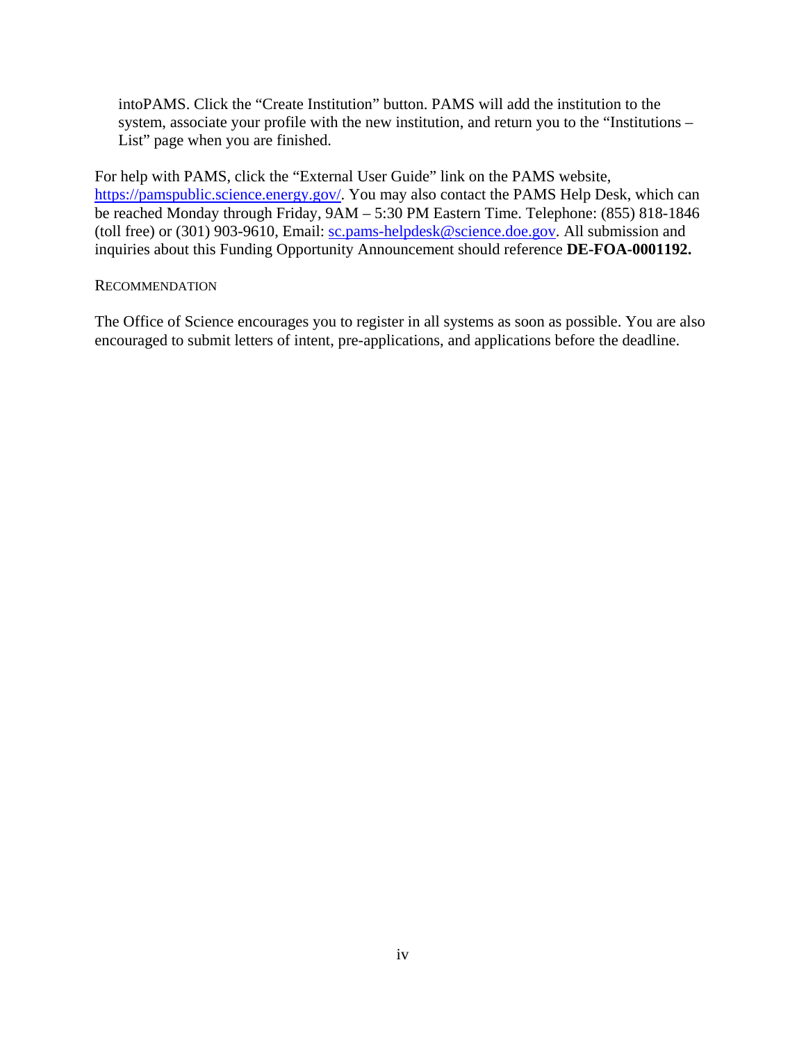intoPAMS. Click the "Create Institution" button. PAMS will add the institution to the system, associate your profile with the new institution, and return you to the "Institutions – List" page when you are finished.

For help with PAMS, click the "External User Guide" link on the PAMS website, https://pamspublic.science.energy.gov/. You may also contact the PAMS Help Desk, which can be reached Monday through Friday, 9AM – 5:30 PM Eastern Time. Telephone: (855) 818-1846 (toll free) or (301) 903-9610, Email: sc.pams-helpdesk@science.doe.gov. All submission and inquiries about this Funding Opportunity Announcement should reference **DE-FOA-0001192.**

RECOMMENDATION

The Office of Science encourages you to register in all systems as soon as possible. You are also encouraged to submit letters of intent, pre-applications, and applications before the deadline.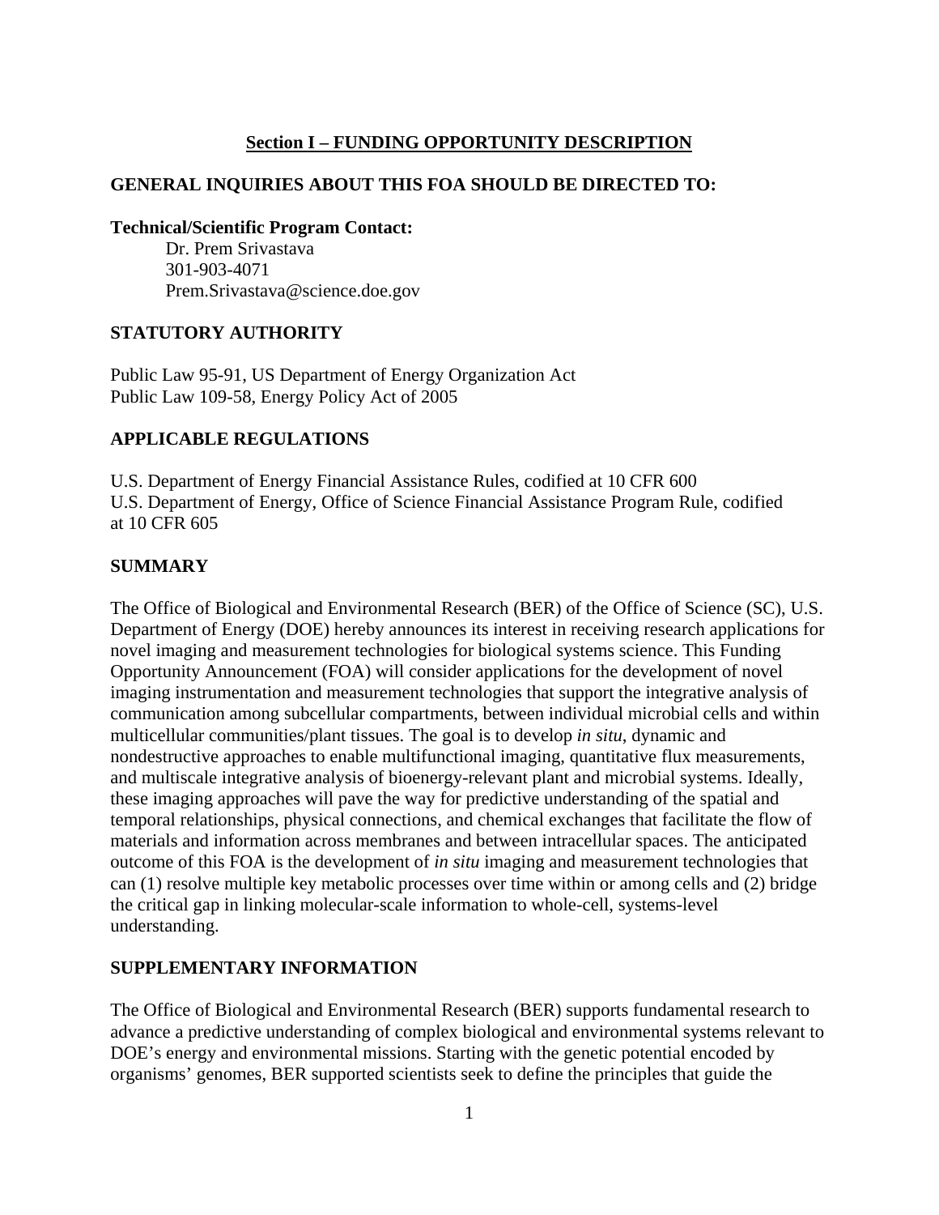## Section I – FUNDING OPPORTUNITY DESCRIPTION

### GENERAL INQUIRIES ABOUT THIS FOA SHOULD BE DIRECTED TO:

**Technical/Scientific Program Contact:**

Dr. Prem Srivastava
301-903-4071
Prem.Srivastava@science.doe.gov

### STATUTORY AUTHORITY

Public Law 95-91, US Department of Energy Organization Act
Public Law 109-58, Energy Policy Act of 2005

### APPLICABLE REGULATIONS

U.S. Department of Energy Financial Assistance Rules, codified at 10 CFR 600
U.S. Department of Energy, Office of Science Financial Assistance Program Rule, codified at 10 CFR 605

### SUMMARY

The Office of Biological and Environmental Research (BER) of the Office of Science (SC), U.S. Department of Energy (DOE) hereby announces its interest in receiving research applications for novel imaging and measurement technologies for biological systems science. This Funding Opportunity Announcement (FOA) will consider applications for the development of novel imaging instrumentation and measurement technologies that support the integrative analysis of communication among subcellular compartments, between individual microbial cells and within multicellular communities/plant tissues. The goal is to develop *in situ*, dynamic and nondestructive approaches to enable multifunctional imaging, quantitative flux measurements, and multiscale integrative analysis of bioenergy-relevant plant and microbial systems. Ideally, these imaging approaches will pave the way for predictive understanding of the spatial and temporal relationships, physical connections, and chemical exchanges that facilitate the flow of materials and information across membranes and between intracellular spaces. The anticipated outcome of this FOA is the development of *in situ* imaging and measurement technologies that can (1) resolve multiple key metabolic processes over time within or among cells and (2) bridge the critical gap in linking molecular-scale information to whole-cell, systems-level understanding.

### SUPPLEMENTARY INFORMATION

The Office of Biological and Environmental Research (BER) supports fundamental research to advance a predictive understanding of complex biological and environmental systems relevant to DOE's energy and environmental missions. Starting with the genetic potential encoded by organisms' genomes, BER supported scientists seek to define the principles that guide the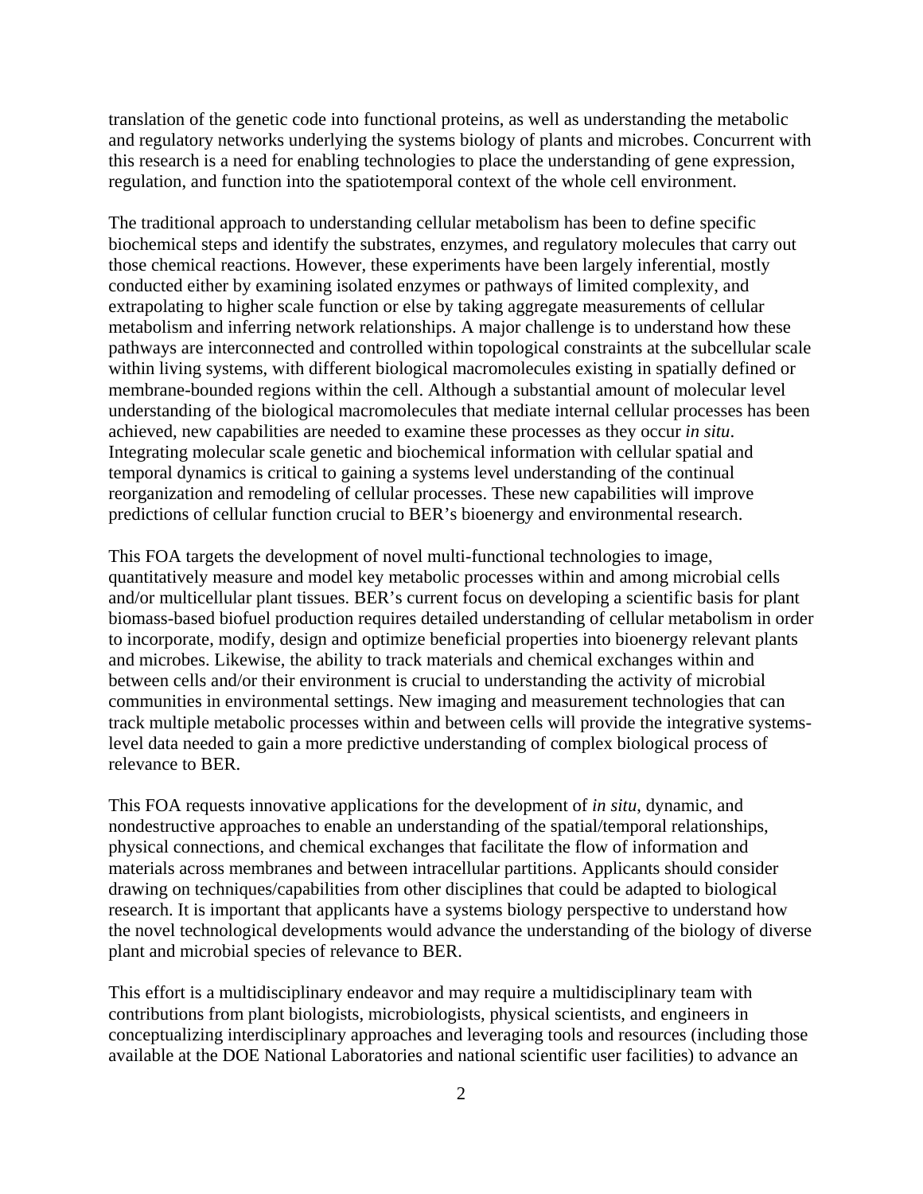translation of the genetic code into functional proteins, as well as understanding the metabolic and regulatory networks underlying the systems biology of plants and microbes. Concurrent with this research is a need for enabling technologies to place the understanding of gene expression, regulation, and function into the spatiotemporal context of the whole cell environment.

The traditional approach to understanding cellular metabolism has been to define specific biochemical steps and identify the substrates, enzymes, and regulatory molecules that carry out those chemical reactions. However, these experiments have been largely inferential, mostly conducted either by examining isolated enzymes or pathways of limited complexity, and extrapolating to higher scale function or else by taking aggregate measurements of cellular metabolism and inferring network relationships. A major challenge is to understand how these pathways are interconnected and controlled within topological constraints at the subcellular scale within living systems, with different biological macromolecules existing in spatially defined or membrane-bounded regions within the cell. Although a substantial amount of molecular level understanding of the biological macromolecules that mediate internal cellular processes has been achieved, new capabilities are needed to examine these processes as they occur *in situ*. Integrating molecular scale genetic and biochemical information with cellular spatial and temporal dynamics is critical to gaining a systems level understanding of the continual reorganization and remodeling of cellular processes. These new capabilities will improve predictions of cellular function crucial to BER's bioenergy and environmental research.

This FOA targets the development of novel multi-functional technologies to image, quantitatively measure and model key metabolic processes within and among microbial cells and/or multicellular plant tissues. BER's current focus on developing a scientific basis for plant biomass-based biofuel production requires detailed understanding of cellular metabolism in order to incorporate, modify, design and optimize beneficial properties into bioenergy relevant plants and microbes. Likewise, the ability to track materials and chemical exchanges within and between cells and/or their environment is crucial to understanding the activity of microbial communities in environmental settings. New imaging and measurement technologies that can track multiple metabolic processes within and between cells will provide the integrative systems-level data needed to gain a more predictive understanding of complex biological process of relevance to BER.

This FOA requests innovative applications for the development of *in situ*, dynamic, and nondestructive approaches to enable an understanding of the spatial/temporal relationships, physical connections, and chemical exchanges that facilitate the flow of information and materials across membranes and between intracellular partitions. Applicants should consider drawing on techniques/capabilities from other disciplines that could be adapted to biological research. It is important that applicants have a systems biology perspective to understand how the novel technological developments would advance the understanding of the biology of diverse plant and microbial species of relevance to BER.

This effort is a multidisciplinary endeavor and may require a multidisciplinary team with contributions from plant biologists, microbiologists, physical scientists, and engineers in conceptualizing interdisciplinary approaches and leveraging tools and resources (including those available at the DOE National Laboratories and national scientific user facilities) to advance an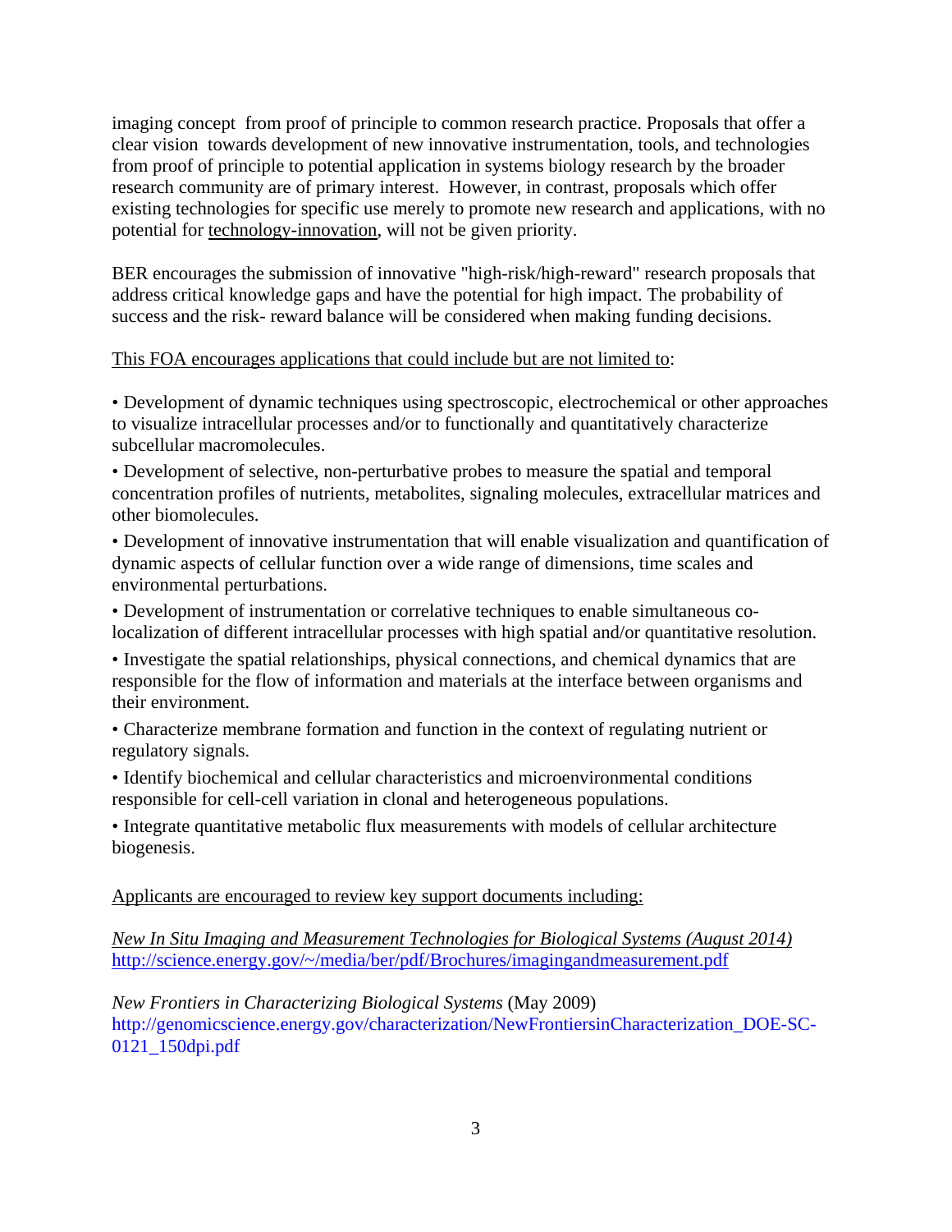imaging concept from proof of principle to common research practice. Proposals that offer a clear vision towards development of new innovative instrumentation, tools, and technologies from proof of principle to potential application in systems biology research by the broader research community are of primary interest. However, in contrast, proposals which offer existing technologies for specific use merely to promote new research and applications, with no potential for technology-innovation, will not be given priority.

BER encourages the submission of innovative "high-risk/high-reward" research proposals that address critical knowledge gaps and have the potential for high impact. The probability of success and the risk- reward balance will be considered when making funding decisions.

This FOA encourages applications that could include but are not limited to:

- Development of dynamic techniques using spectroscopic, electrochemical or other approaches to visualize intracellular processes and/or to functionally and quantitatively characterize subcellular macromolecules.
- Development of selective, non-perturbative probes to measure the spatial and temporal concentration profiles of nutrients, metabolites, signaling molecules, extracellular matrices and other biomolecules.
- Development of innovative instrumentation that will enable visualization and quantification of dynamic aspects of cellular function over a wide range of dimensions, time scales and environmental perturbations.
- Development of instrumentation or correlative techniques to enable simultaneous co-localization of different intracellular processes with high spatial and/or quantitative resolution.
- Investigate the spatial relationships, physical connections, and chemical dynamics that are responsible for the flow of information and materials at the interface between organisms and their environment.
- Characterize membrane formation and function in the context of regulating nutrient or regulatory signals.
- Identify biochemical and cellular characteristics and microenvironmental conditions responsible for cell-cell variation in clonal and heterogeneous populations.
- Integrate quantitative metabolic flux measurements with models of cellular architecture biogenesis.

Applicants are encouraged to review key support documents including:

*New In Situ Imaging and Measurement Technologies for Biological Systems (August 2014)*
http://science.energy.gov/~/media/ber/pdf/Brochures/imagingandmeasurement.pdf

*New Frontiers in Characterizing Biological Systems* (May 2009)
http://genomicscience.energy.gov/characterization/NewFrontiersinCharacterization_DOE-SC-0121_150dpi.pdf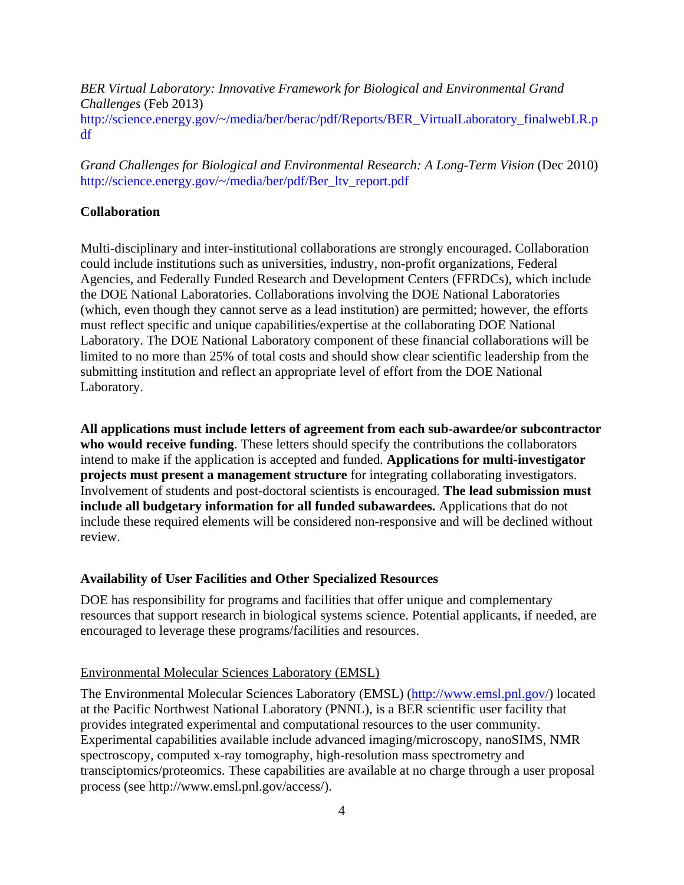*BER Virtual Laboratory: Innovative Framework for Biological and Environmental Grand Challenges* (Feb 2013)
http://science.energy.gov/~/media/ber/berac/pdf/Reports/BER_VirtualLaboratory_finalwebLR.pdf

*Grand Challenges for Biological and Environmental Research: A Long-Term Vision* (Dec 2010)
http://science.energy.gov/~/media/ber/pdf/Ber_ltv_report.pdf

**Collaboration**

Multi-disciplinary and inter-institutional collaborations are strongly encouraged. Collaboration could include institutions such as universities, industry, non-profit organizations, Federal Agencies, and Federally Funded Research and Development Centers (FFRDCs), which include the DOE National Laboratories. Collaborations involving the DOE National Laboratories (which, even though they cannot serve as a lead institution) are permitted; however, the efforts must reflect specific and unique capabilities/expertise at the collaborating DOE National Laboratory. The DOE National Laboratory component of these financial collaborations will be limited to no more than 25% of total costs and should show clear scientific leadership from the submitting institution and reflect an appropriate level of effort from the DOE National Laboratory.

**All applications must include letters of agreement from each sub-awardee/or subcontractor who would receive funding**. These letters should specify the contributions the collaborators intend to make if the application is accepted and funded. **Applications for multi-investigator projects must present a management structure** for integrating collaborating investigators. Involvement of students and post-doctoral scientists is encouraged. **The lead submission must include all budgetary information for all funded subawardees.** Applications that do not include these required elements will be considered non-responsive and will be declined without review.

**Availability of User Facilities and Other Specialized Resources**

DOE has responsibility for programs and facilities that offer unique and complementary resources that support research in biological systems science. Potential applicants, if needed, are encouraged to leverage these programs/facilities and resources.

Environmental Molecular Sciences Laboratory (EMSL)

The Environmental Molecular Sciences Laboratory (EMSL) (http://www.emsl.pnl.gov/) located at the Pacific Northwest National Laboratory (PNNL), is a BER scientific user facility that provides integrated experimental and computational resources to the user community. Experimental capabilities available include advanced imaging/microscopy, nanoSIMS, NMR spectroscopy, computed x-ray tomography, high-resolution mass spectrometry and transciptomics/proteomics. These capabilities are available at no charge through a user proposal process (see http://www.emsl.pnl.gov/access/).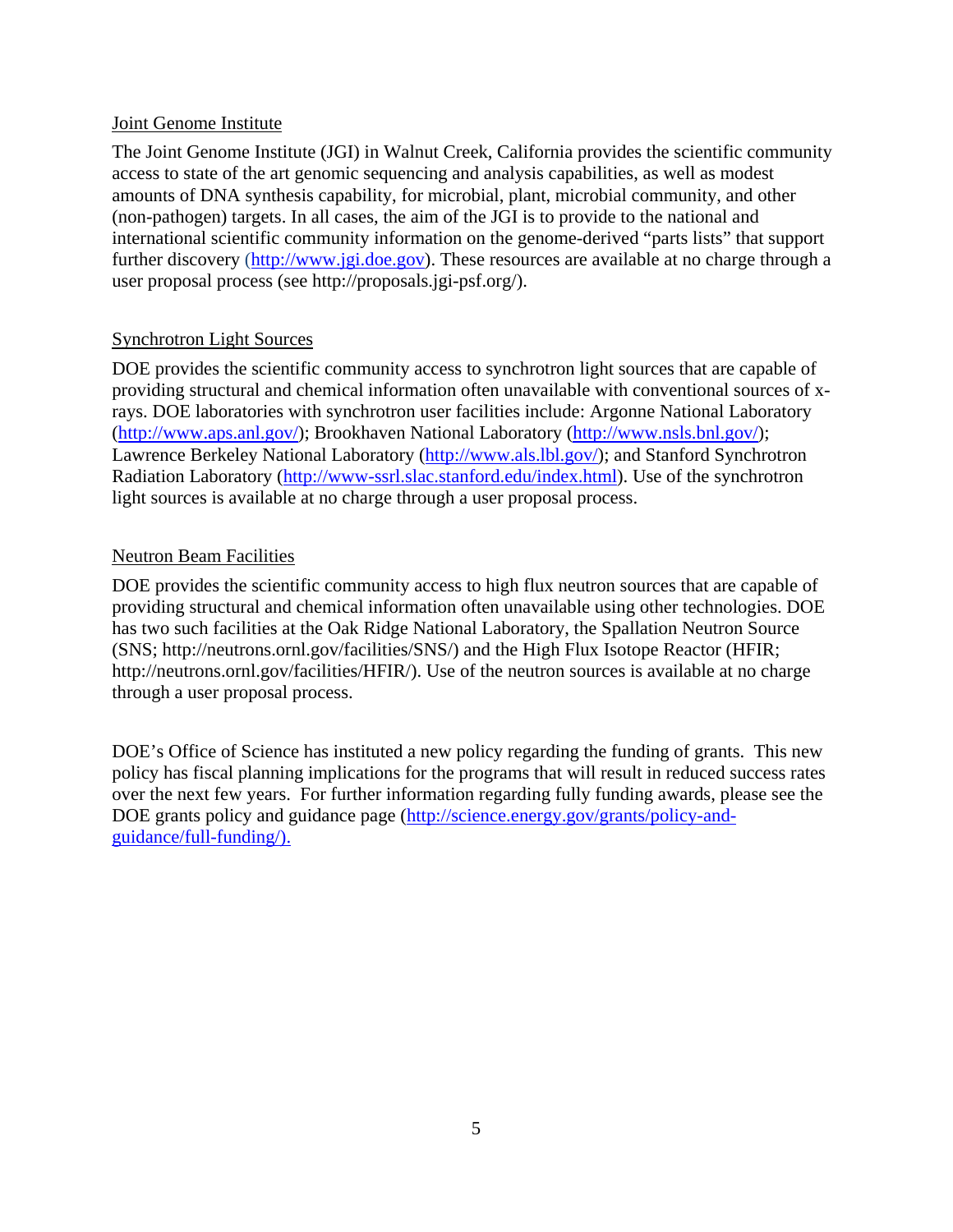Joint Genome Institute

The Joint Genome Institute (JGI) in Walnut Creek, California provides the scientific community access to state of the art genomic sequencing and analysis capabilities, as well as modest amounts of DNA synthesis capability, for microbial, plant, microbial community, and other (non-pathogen) targets. In all cases, the aim of the JGI is to provide to the national and international scientific community information on the genome-derived "parts lists" that support further discovery (http://www.jgi.doe.gov). These resources are available at no charge through a user proposal process (see http://proposals.jgi-psf.org/).

Synchrotron Light Sources

DOE provides the scientific community access to synchrotron light sources that are capable of providing structural and chemical information often unavailable with conventional sources of x-rays. DOE laboratories with synchrotron user facilities include: Argonne National Laboratory (http://www.aps.anl.gov/); Brookhaven National Laboratory (http://www.nsls.bnl.gov/); Lawrence Berkeley National Laboratory (http://www.als.lbl.gov/); and Stanford Synchrotron Radiation Laboratory (http://www-ssrl.slac.stanford.edu/index.html). Use of the synchrotron light sources is available at no charge through a user proposal process.

Neutron Beam Facilities

DOE provides the scientific community access to high flux neutron sources that are capable of providing structural and chemical information often unavailable using other technologies. DOE has two such facilities at the Oak Ridge National Laboratory, the Spallation Neutron Source (SNS; http://neutrons.ornl.gov/facilities/SNS/) and the High Flux Isotope Reactor (HFIR; http://neutrons.ornl.gov/facilities/HFIR/). Use of the neutron sources is available at no charge through a user proposal process.

DOE's Office of Science has instituted a new policy regarding the funding of grants. This new policy has fiscal planning implications for the programs that will result in reduced success rates over the next few years. For further information regarding fully funding awards, please see the DOE grants policy and guidance page (http://science.energy.gov/grants/policy-and-guidance/full-funding/).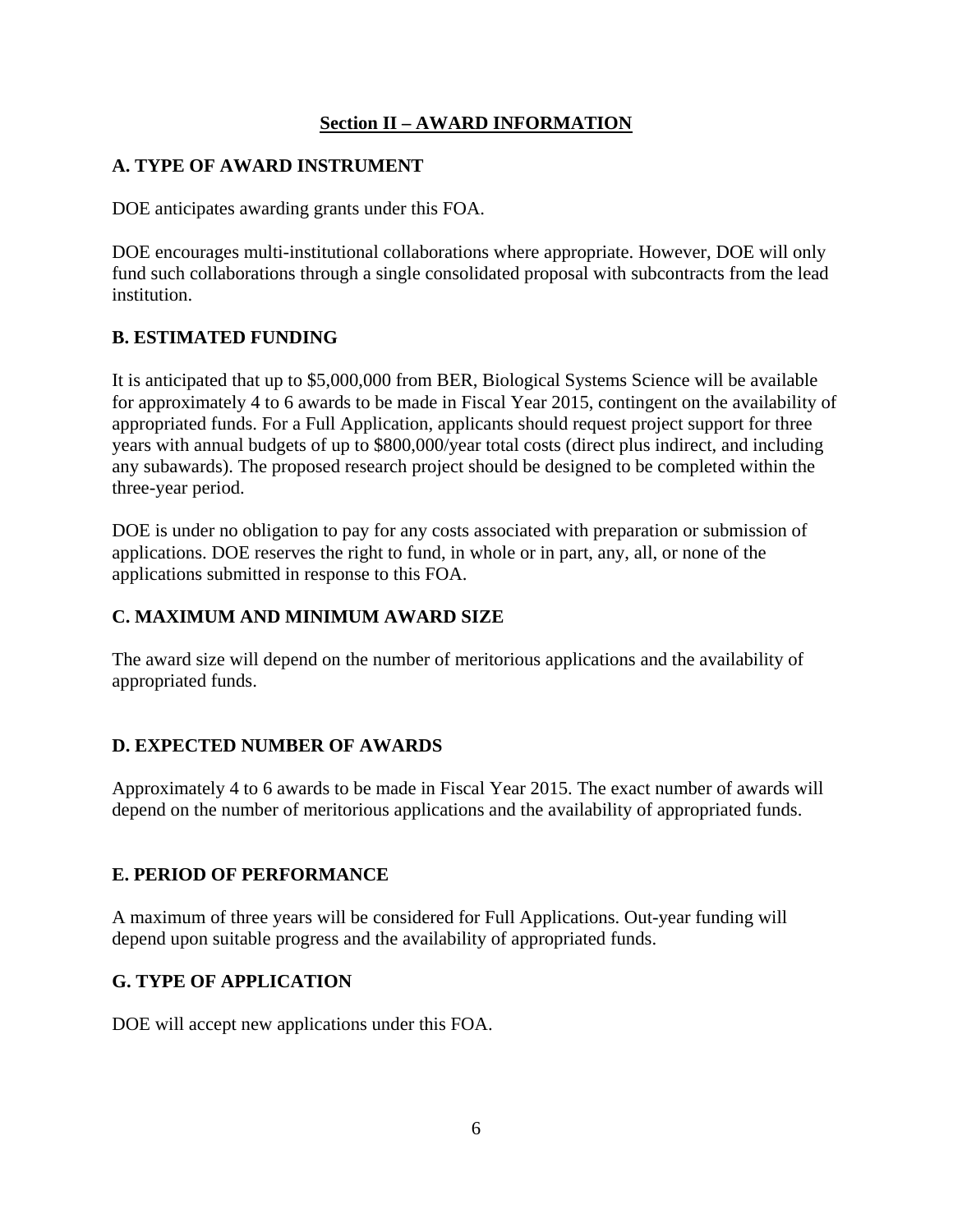## Section II – AWARD INFORMATION

### A. TYPE OF AWARD INSTRUMENT

DOE anticipates awarding grants under this FOA.

DOE encourages multi-institutional collaborations where appropriate. However, DOE will only fund such collaborations through a single consolidated proposal with subcontracts from the lead institution.

### B. ESTIMATED FUNDING

It is anticipated that up to $5,000,000 from BER, Biological Systems Science will be available for approximately 4 to 6 awards to be made in Fiscal Year 2015, contingent on the availability of appropriated funds. For a Full Application, applicants should request project support for three years with annual budgets of up to $800,000/year total costs (direct plus indirect, and including any subawards). The proposed research project should be designed to be completed within the three-year period.

DOE is under no obligation to pay for any costs associated with preparation or submission of applications. DOE reserves the right to fund, in whole or in part, any, all, or none of the applications submitted in response to this FOA.

### C. MAXIMUM AND MINIMUM AWARD SIZE

The award size will depend on the number of meritorious applications and the availability of appropriated funds.

### D. EXPECTED NUMBER OF AWARDS

Approximately 4 to 6 awards to be made in Fiscal Year 2015. The exact number of awards will depend on the number of meritorious applications and the availability of appropriated funds.

### E. PERIOD OF PERFORMANCE

A maximum of three years will be considered for Full Applications. Out-year funding will depend upon suitable progress and the availability of appropriated funds.

### G. TYPE OF APPLICATION

DOE will accept new applications under this FOA.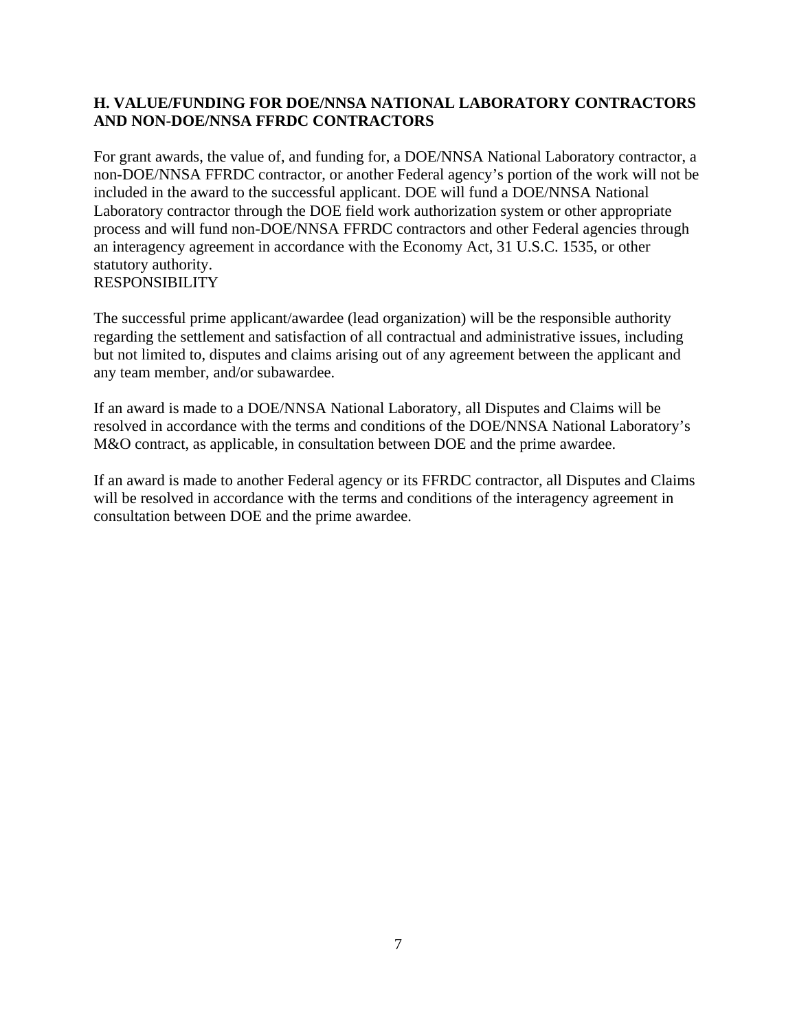### H. VALUE/FUNDING FOR DOE/NNSA NATIONAL LABORATORY CONTRACTORS AND NON-DOE/NNSA FFRDC CONTRACTORS

For grant awards, the value of, and funding for, a DOE/NNSA National Laboratory contractor, a non-DOE/NNSA FFRDC contractor, or another Federal agency's portion of the work will not be included in the award to the successful applicant. DOE will fund a DOE/NNSA National Laboratory contractor through the DOE field work authorization system or other appropriate process and will fund non-DOE/NNSA FFRDC contractors and other Federal agencies through an interagency agreement in accordance with the Economy Act, 31 U.S.C. 1535, or other statutory authority.

RESPONSIBILITY

The successful prime applicant/awardee (lead organization) will be the responsible authority regarding the settlement and satisfaction of all contractual and administrative issues, including but not limited to, disputes and claims arising out of any agreement between the applicant and any team member, and/or subawardee.

If an award is made to a DOE/NNSA National Laboratory, all Disputes and Claims will be resolved in accordance with the terms and conditions of the DOE/NNSA National Laboratory's M&O contract, as applicable, in consultation between DOE and the prime awardee.

If an award is made to another Federal agency or its FFRDC contractor, all Disputes and Claims will be resolved in accordance with the terms and conditions of the interagency agreement in consultation between DOE and the prime awardee.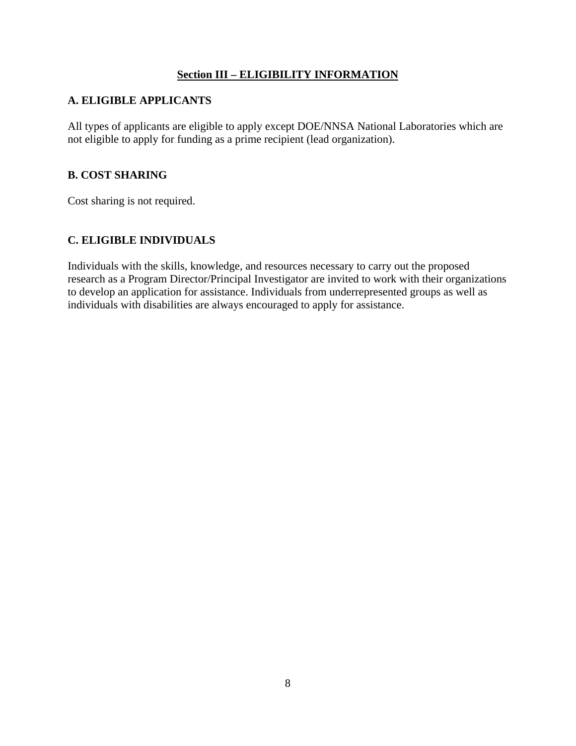## Section III – ELIGIBILITY INFORMATION

### A. ELIGIBLE APPLICANTS

All types of applicants are eligible to apply except DOE/NNSA National Laboratories which are not eligible to apply for funding as a prime recipient (lead organization).

### B. COST SHARING

Cost sharing is not required.

### C. ELIGIBLE INDIVIDUALS

Individuals with the skills, knowledge, and resources necessary to carry out the proposed research as a Program Director/Principal Investigator are invited to work with their organizations to develop an application for assistance. Individuals from underrepresented groups as well as individuals with disabilities are always encouraged to apply for assistance.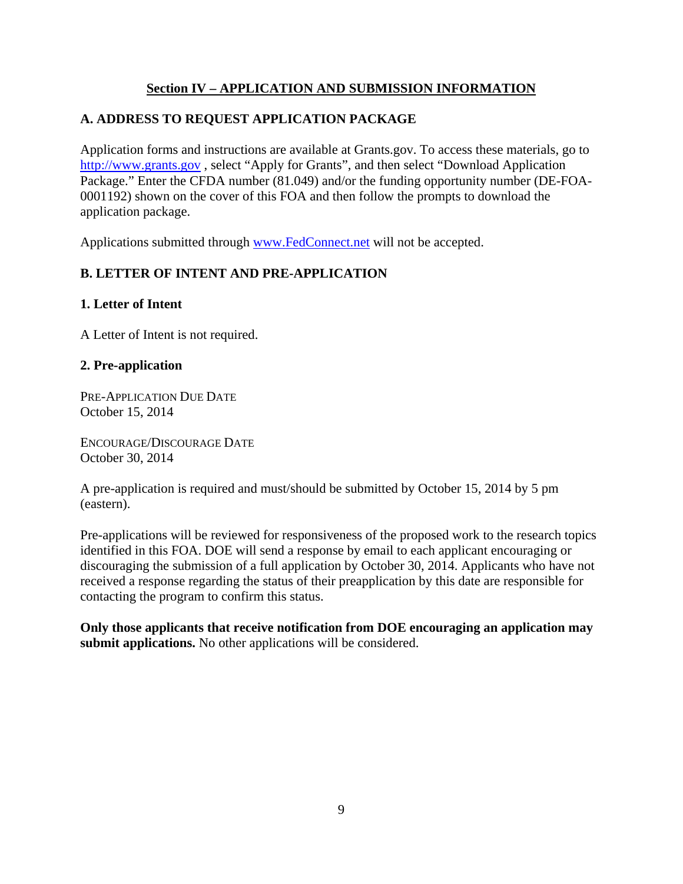## Section IV – APPLICATION AND SUBMISSION INFORMATION

### A. ADDRESS TO REQUEST APPLICATION PACKAGE

Application forms and instructions are available at Grants.gov. To access these materials, go to http://www.grants.gov , select "Apply for Grants", and then select "Download Application Package." Enter the CFDA number (81.049) and/or the funding opportunity number (DE-FOA-0001192) shown on the cover of this FOA and then follow the prompts to download the application package.

Applications submitted through www.FedConnect.net will not be accepted.

### B. LETTER OF INTENT AND PRE-APPLICATION

#### 1. Letter of Intent

A Letter of Intent is not required.

#### 2. Pre-application

PRE-APPLICATION DUE DATE
October 15, 2014

ENCOURAGE/DISCOURAGE DATE
October 30, 2014

A pre-application is required and must/should be submitted by October 15, 2014 by 5 pm (eastern).

Pre-applications will be reviewed for responsiveness of the proposed work to the research topics identified in this FOA. DOE will send a response by email to each applicant encouraging or discouraging the submission of a full application by October 30, 2014. Applicants who have not received a response regarding the status of their preapplication by this date are responsible for contacting the program to confirm this status.

**Only those applicants that receive notification from DOE encouraging an application may submit applications.** No other applications will be considered.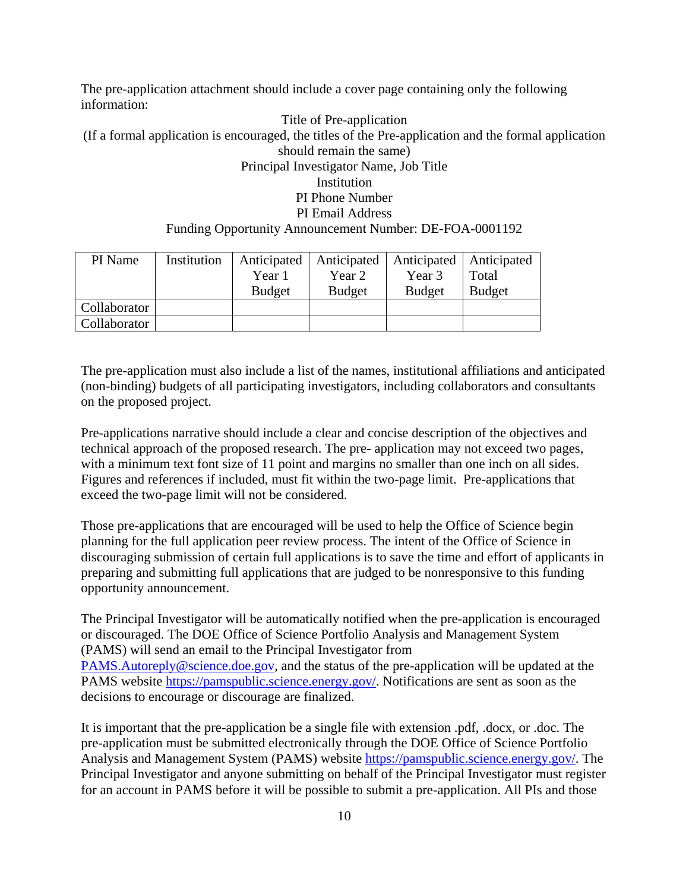The pre-application attachment should include a cover page containing only the following information:

Title of Pre-application
(If a formal application is encouraged, the titles of the Pre-application and the formal application should remain the same)
Principal Investigator Name, Job Title
Institution
PI Phone Number
PI Email Address
Funding Opportunity Announcement Number: DE-FOA-0001192

| PI Name | Institution | Anticipated Year 1 Budget | Anticipated Year 2 Budget | Anticipated Year 3 Budget | Anticipated Total Budget |
|---|---|---|---|---|---|
| Collaborator | | | | | |
| Collaborator | | | | | |

The pre-application must also include a list of the names, institutional affiliations and anticipated (non-binding) budgets of all participating investigators, including collaborators and consultants on the proposed project.

Pre-applications narrative should include a clear and concise description of the objectives and technical approach of the proposed research. The pre- application may not exceed two pages, with a minimum text font size of 11 point and margins no smaller than one inch on all sides. Figures and references if included, must fit within the two-page limit. Pre-applications that exceed the two-page limit will not be considered.

Those pre-applications that are encouraged will be used to help the Office of Science begin planning for the full application peer review process. The intent of the Office of Science in discouraging submission of certain full applications is to save the time and effort of applicants in preparing and submitting full applications that are judged to be nonresponsive to this funding opportunity announcement.

The Principal Investigator will be automatically notified when the pre-application is encouraged or discouraged. The DOE Office of Science Portfolio Analysis and Management System (PAMS) will send an email to the Principal Investigator from PAMS.Autoreply@science.doe.gov, and the status of the pre-application will be updated at the PAMS website https://pamspublic.science.energy.gov/. Notifications are sent as soon as the decisions to encourage or discourage are finalized.

It is important that the pre-application be a single file with extension .pdf, .docx, or .doc. The pre-application must be submitted electronically through the DOE Office of Science Portfolio Analysis and Management System (PAMS) website https://pamspublic.science.energy.gov/. The Principal Investigator and anyone submitting on behalf of the Principal Investigator must register for an account in PAMS before it will be possible to submit a pre-application. All PIs and those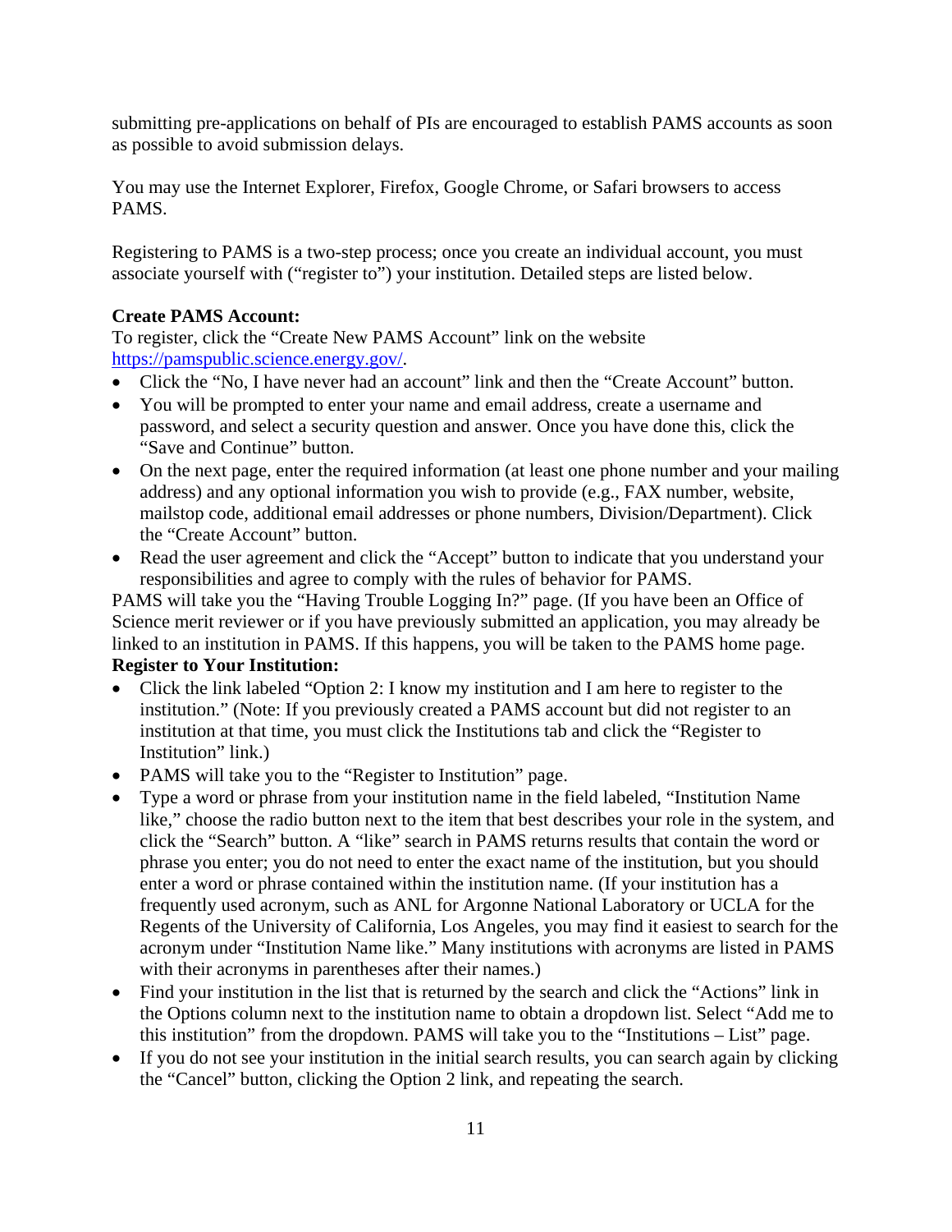submitting pre-applications on behalf of PIs are encouraged to establish PAMS accounts as soon as possible to avoid submission delays.

You may use the Internet Explorer, Firefox, Google Chrome, or Safari browsers to access PAMS.

Registering to PAMS is a two-step process; once you create an individual account, you must associate yourself with ("register to") your institution. Detailed steps are listed below.

**Create PAMS Account:**
To register, click the "Create New PAMS Account" link on the website https://pamspublic.science.energy.gov/.

- Click the "No, I have never had an account" link and then the "Create Account" button.
- You will be prompted to enter your name and email address, create a username and password, and select a security question and answer. Once you have done this, click the "Save and Continue" button.
- On the next page, enter the required information (at least one phone number and your mailing address) and any optional information you wish to provide (e.g., FAX number, website, mailstop code, additional email addresses or phone numbers, Division/Department). Click the "Create Account" button.
- Read the user agreement and click the "Accept" button to indicate that you understand your responsibilities and agree to comply with the rules of behavior for PAMS.

PAMS will take you the "Having Trouble Logging In?" page. (If you have been an Office of Science merit reviewer or if you have previously submitted an application, you may already be linked to an institution in PAMS. If this happens, you will be taken to the PAMS home page.

**Register to Your Institution:**

- Click the link labeled "Option 2: I know my institution and I am here to register to the institution." (Note: If you previously created a PAMS account but did not register to an institution at that time, you must click the Institutions tab and click the "Register to Institution" link.)
- PAMS will take you to the "Register to Institution" page.
- Type a word or phrase from your institution name in the field labeled, "Institution Name like," choose the radio button next to the item that best describes your role in the system, and click the "Search" button. A "like" search in PAMS returns results that contain the word or phrase you enter; you do not need to enter the exact name of the institution, but you should enter a word or phrase contained within the institution name. (If your institution has a frequently used acronym, such as ANL for Argonne National Laboratory or UCLA for the Regents of the University of California, Los Angeles, you may find it easiest to search for the acronym under "Institution Name like." Many institutions with acronyms are listed in PAMS with their acronyms in parentheses after their names.)
- Find your institution in the list that is returned by the search and click the "Actions" link in the Options column next to the institution name to obtain a dropdown list. Select "Add me to this institution" from the dropdown. PAMS will take you to the "Institutions – List" page.
- If you do not see your institution in the initial search results, you can search again by clicking the "Cancel" button, clicking the Option 2 link, and repeating the search.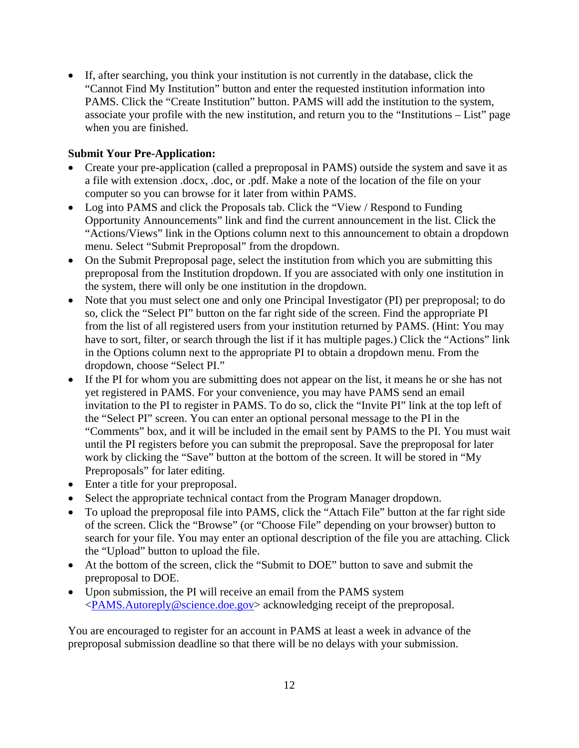- If, after searching, you think your institution is not currently in the database, click the "Cannot Find My Institution" button and enter the requested institution information into PAMS. Click the "Create Institution" button. PAMS will add the institution to the system, associate your profile with the new institution, and return you to the "Institutions – List" page when you are finished.

**Submit Your Pre-Application:**

- Create your pre-application (called a preproposal in PAMS) outside the system and save it as a file with extension .docx, .doc, or .pdf. Make a note of the location of the file on your computer so you can browse for it later from within PAMS.
- Log into PAMS and click the Proposals tab. Click the "View / Respond to Funding Opportunity Announcements" link and find the current announcement in the list. Click the "Actions/Views" link in the Options column next to this announcement to obtain a dropdown menu. Select "Submit Preproposal" from the dropdown.
- On the Submit Preproposal page, select the institution from which you are submitting this preproposal from the Institution dropdown. If you are associated with only one institution in the system, there will only be one institution in the dropdown.
- Note that you must select one and only one Principal Investigator (PI) per preproposal; to do so, click the "Select PI" button on the far right side of the screen. Find the appropriate PI from the list of all registered users from your institution returned by PAMS. (Hint: You may have to sort, filter, or search through the list if it has multiple pages.) Click the "Actions" link in the Options column next to the appropriate PI to obtain a dropdown menu. From the dropdown, choose "Select PI."
- If the PI for whom you are submitting does not appear on the list, it means he or she has not yet registered in PAMS. For your convenience, you may have PAMS send an email invitation to the PI to register in PAMS. To do so, click the "Invite PI" link at the top left of the "Select PI" screen. You can enter an optional personal message to the PI in the "Comments" box, and it will be included in the email sent by PAMS to the PI. You must wait until the PI registers before you can submit the preproposal. Save the preproposal for later work by clicking the "Save" button at the bottom of the screen. It will be stored in "My Preproposals" for later editing.
- Enter a title for your preproposal.
- Select the appropriate technical contact from the Program Manager dropdown.
- To upload the preproposal file into PAMS, click the "Attach File" button at the far right side of the screen. Click the "Browse" (or "Choose File" depending on your browser) button to search for your file. You may enter an optional description of the file you are attaching. Click the "Upload" button to upload the file.
- At the bottom of the screen, click the "Submit to DOE" button to save and submit the preproposal to DOE.
- Upon submission, the PI will receive an email from the PAMS system <PAMS.Autoreply@science.doe.gov> acknowledging receipt of the preproposal.

You are encouraged to register for an account in PAMS at least a week in advance of the preproposal submission deadline so that there will be no delays with your submission.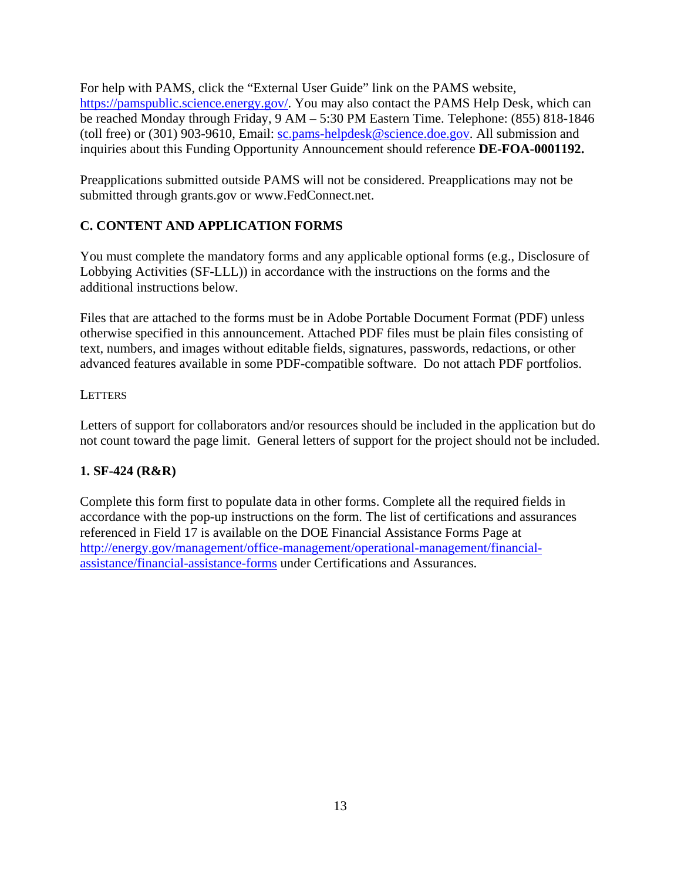For help with PAMS, click the "External User Guide" link on the PAMS website, https://pamspublic.science.energy.gov/. You may also contact the PAMS Help Desk, which can be reached Monday through Friday, 9 AM – 5:30 PM Eastern Time. Telephone: (855) 818-1846 (toll free) or (301) 903-9610, Email: sc.pams-helpdesk@science.doe.gov. All submission and inquiries about this Funding Opportunity Announcement should reference **DE-FOA-0001192.**

Preapplications submitted outside PAMS will not be considered. Preapplications may not be submitted through grants.gov or www.FedConnect.net.

## C. CONTENT AND APPLICATION FORMS

You must complete the mandatory forms and any applicable optional forms (e.g., Disclosure of Lobbying Activities (SF-LLL)) in accordance with the instructions on the forms and the additional instructions below.

Files that are attached to the forms must be in Adobe Portable Document Format (PDF) unless otherwise specified in this announcement. Attached PDF files must be plain files consisting of text, numbers, and images without editable fields, signatures, passwords, redactions, or other advanced features available in some PDF-compatible software. Do not attach PDF portfolios.

LETTERS

Letters of support for collaborators and/or resources should be included in the application but do not count toward the page limit. General letters of support for the project should not be included.

### 1. SF-424 (R&R)

Complete this form first to populate data in other forms. Complete all the required fields in accordance with the pop-up instructions on the form. The list of certifications and assurances referenced in Field 17 is available on the DOE Financial Assistance Forms Page at http://energy.gov/management/office-management/operational-management/financial-assistance/financial-assistance-forms under Certifications and Assurances.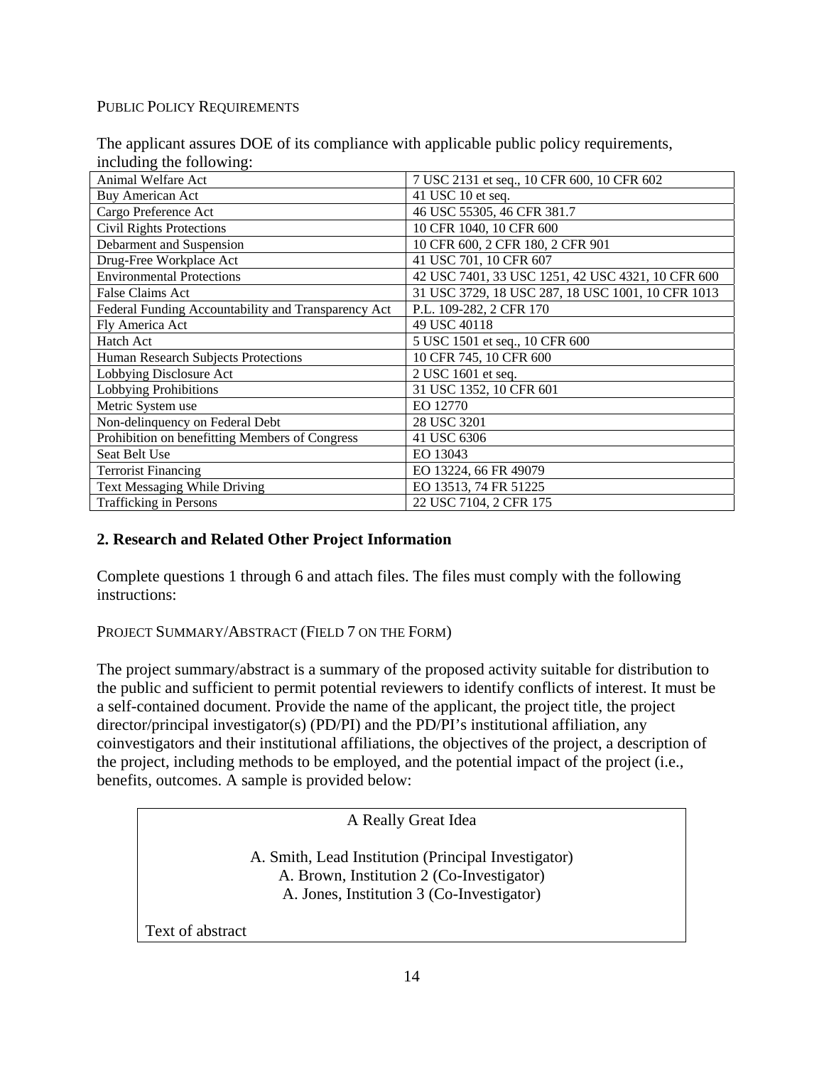PUBLIC POLICY REQUIREMENTS

The applicant assures DOE of its compliance with applicable public policy requirements, including the following:

| Animal Welfare Act | 7 USC 2131 et seq., 10 CFR 600, 10 CFR 602 |
|---|---|
| Buy American Act | 41 USC 10 et seq. |
| Cargo Preference Act | 46 USC 55305, 46 CFR 381.7 |
| Civil Rights Protections | 10 CFR 1040, 10 CFR 600 |
| Debarment and Suspension | 10 CFR 600, 2 CFR 180, 2 CFR 901 |
| Drug-Free Workplace Act | 41 USC 701, 10 CFR 607 |
| Environmental Protections | 42 USC 7401, 33 USC 1251, 42 USC 4321, 10 CFR 600 |
| False Claims Act | 31 USC 3729, 18 USC 287, 18 USC 1001, 10 CFR 1013 |
| Federal Funding Accountability and Transparency Act | P.L. 109-282, 2 CFR 170 |
| Fly America Act | 49 USC 40118 |
| Hatch Act | 5 USC 1501 et seq., 10 CFR 600 |
| Human Research Subjects Protections | 10 CFR 745, 10 CFR 600 |
| Lobbying Disclosure Act | 2 USC 1601 et seq. |
| Lobbying Prohibitions | 31 USC 1352, 10 CFR 601 |
| Metric System use | EO 12770 |
| Non-delinquency on Federal Debt | 28 USC 3201 |
| Prohibition on benefitting Members of Congress | 41 USC 6306 |
| Seat Belt Use | EO 13043 |
| Terrorist Financing | EO 13224, 66 FR 49079 |
| Text Messaging While Driving | EO 13513, 74 FR 51225 |
| Trafficking in Persons | 22 USC 7104, 2 CFR 175 |

## 2. Research and Related Other Project Information

Complete questions 1 through 6 and attach files. The files must comply with the following instructions:

PROJECT SUMMARY/ABSTRACT (FIELD 7 ON THE FORM)

The project summary/abstract is a summary of the proposed activity suitable for distribution to the public and sufficient to permit potential reviewers to identify conflicts of interest. It must be a self-contained document. Provide the name of the applicant, the project title, the project director/principal investigator(s) (PD/PI) and the PD/PI's institutional affiliation, any coinvestigators and their institutional affiliations, the objectives of the project, a description of the project, including methods to be employed, and the potential impact of the project (i.e., benefits, outcomes. A sample is provided below:

| A Really Great Idea |
|---|
| A. Smith, Lead Institution (Principal Investigator)<br>A. Brown, Institution 2 (Co-Investigator)<br>A. Jones, Institution 3 (Co-Investigator) |
| Text of abstract |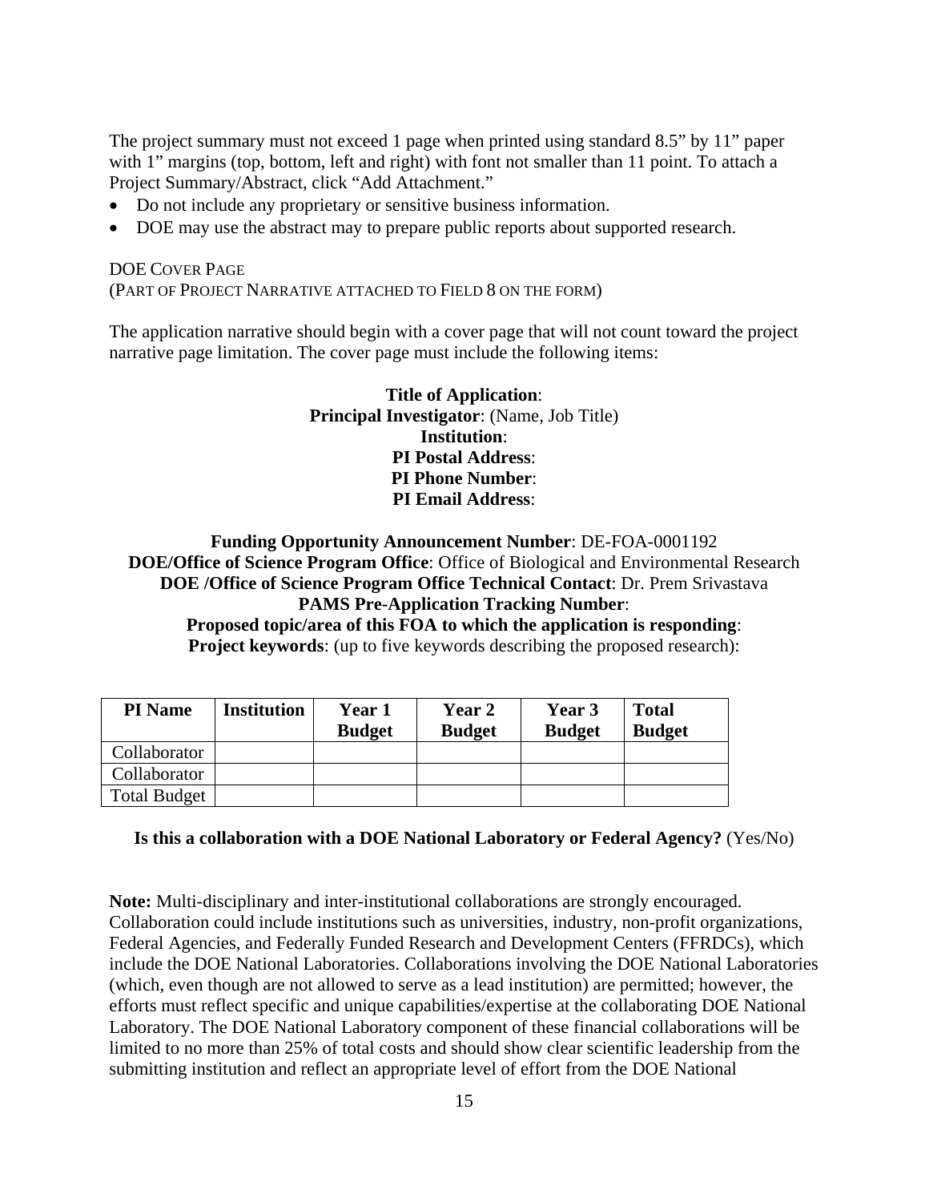The project summary must not exceed 1 page when printed using standard 8.5" by 11" paper with 1" margins (top, bottom, left and right) with font not smaller than 11 point. To attach a Project Summary/Abstract, click "Add Attachment."

- Do not include any proprietary or sensitive business information.
- DOE may use the abstract may to prepare public reports about supported research.

DOE COVER PAGE
(PART OF PROJECT NARRATIVE ATTACHED TO FIELD 8 ON THE FORM)

The application narrative should begin with a cover page that will not count toward the project narrative page limitation. The cover page must include the following items:

**Title of Application**:
**Principal Investigator**: (Name, Job Title)
**Institution**:
**PI Postal Address**:
**PI Phone Number**:
**PI Email Address**:

**Funding Opportunity Announcement Number**: DE-FOA-0001192
**DOE/Office of Science Program Office**: Office of Biological and Environmental Research
**DOE /Office of Science Program Office Technical Contact**: Dr. Prem Srivastava
**PAMS Pre-Application Tracking Number**:
**Proposed topic/area of this FOA to which the application is responding**:
**Project keywords**: (up to five keywords describing the proposed research):

| PI Name | Institution | Year 1 Budget | Year 2 Budget | Year 3 Budget | Total Budget |
|---|---|---|---|---|---|
| Collaborator | | | | | |
| Collaborator | | | | | |
| Total Budget | | | | | |

**Is this a collaboration with a DOE National Laboratory or Federal Agency?** (Yes/No)

**Note:** Multi-disciplinary and inter-institutional collaborations are strongly encouraged. Collaboration could include institutions such as universities, industry, non-profit organizations, Federal Agencies, and Federally Funded Research and Development Centers (FFRDCs), which include the DOE National Laboratories. Collaborations involving the DOE National Laboratories (which, even though are not allowed to serve as a lead institution) are permitted; however, the efforts must reflect specific and unique capabilities/expertise at the collaborating DOE National Laboratory. The DOE National Laboratory component of these financial collaborations will be limited to no more than 25% of total costs and should show clear scientific leadership from the submitting institution and reflect an appropriate level of effort from the DOE National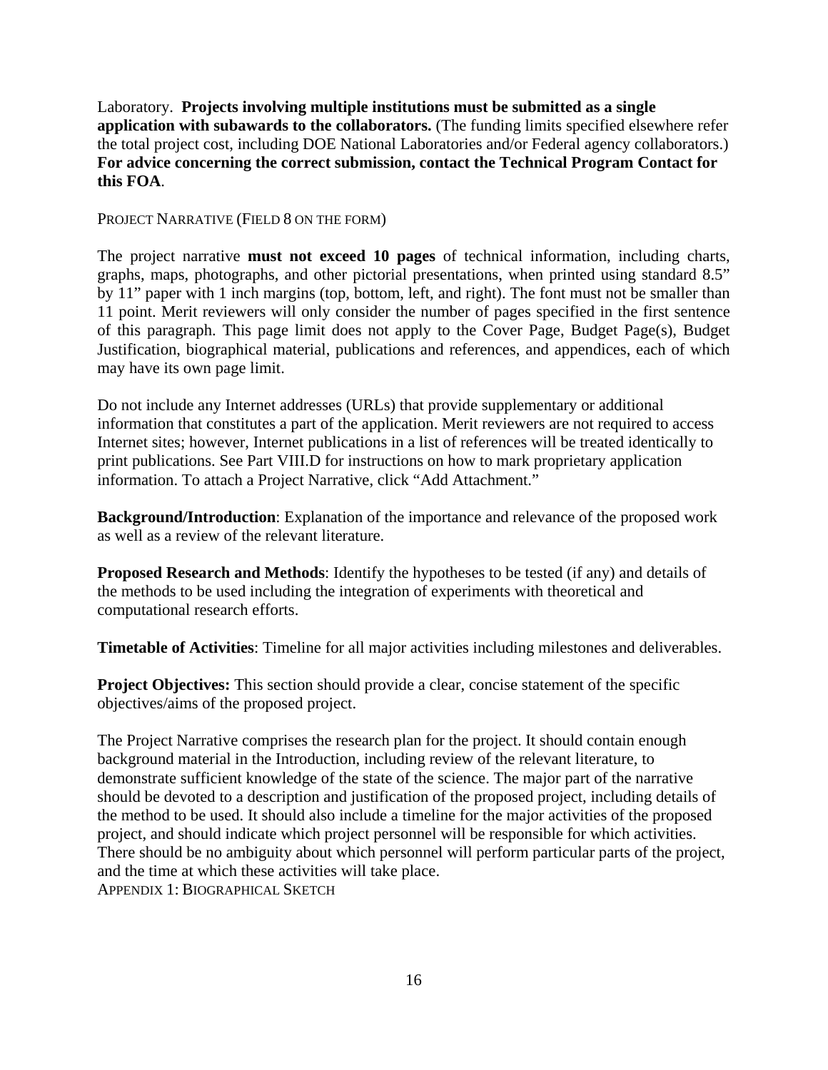Laboratory. **Projects involving multiple institutions must be submitted as a single application with subawards to the collaborators.** (The funding limits specified elsewhere refer the total project cost, including DOE National Laboratories and/or Federal agency collaborators.) **For advice concerning the correct submission, contact the Technical Program Contact for this FOA**.

PROJECT NARRATIVE (FIELD 8 ON THE FORM)

The project narrative **must not exceed 10 pages** of technical information, including charts, graphs, maps, photographs, and other pictorial presentations, when printed using standard 8.5" by 11" paper with 1 inch margins (top, bottom, left, and right). The font must not be smaller than 11 point. Merit reviewers will only consider the number of pages specified in the first sentence of this paragraph. This page limit does not apply to the Cover Page, Budget Page(s), Budget Justification, biographical material, publications and references, and appendices, each of which may have its own page limit.

Do not include any Internet addresses (URLs) that provide supplementary or additional information that constitutes a part of the application. Merit reviewers are not required to access Internet sites; however, Internet publications in a list of references will be treated identically to print publications. See Part VIII.D for instructions on how to mark proprietary application information. To attach a Project Narrative, click "Add Attachment."

**Background/Introduction**: Explanation of the importance and relevance of the proposed work as well as a review of the relevant literature.

**Proposed Research and Methods**: Identify the hypotheses to be tested (if any) and details of the methods to be used including the integration of experiments with theoretical and computational research efforts.

**Timetable of Activities**: Timeline for all major activities including milestones and deliverables.

**Project Objectives:** This section should provide a clear, concise statement of the specific objectives/aims of the proposed project.

The Project Narrative comprises the research plan for the project. It should contain enough background material in the Introduction, including review of the relevant literature, to demonstrate sufficient knowledge of the state of the science. The major part of the narrative should be devoted to a description and justification of the proposed project, including details of the method to be used. It should also include a timeline for the major activities of the proposed project, and should indicate which project personnel will be responsible for which activities. There should be no ambiguity about which personnel will perform particular parts of the project, and the time at which these activities will take place.

APPENDIX 1: BIOGRAPHICAL SKETCH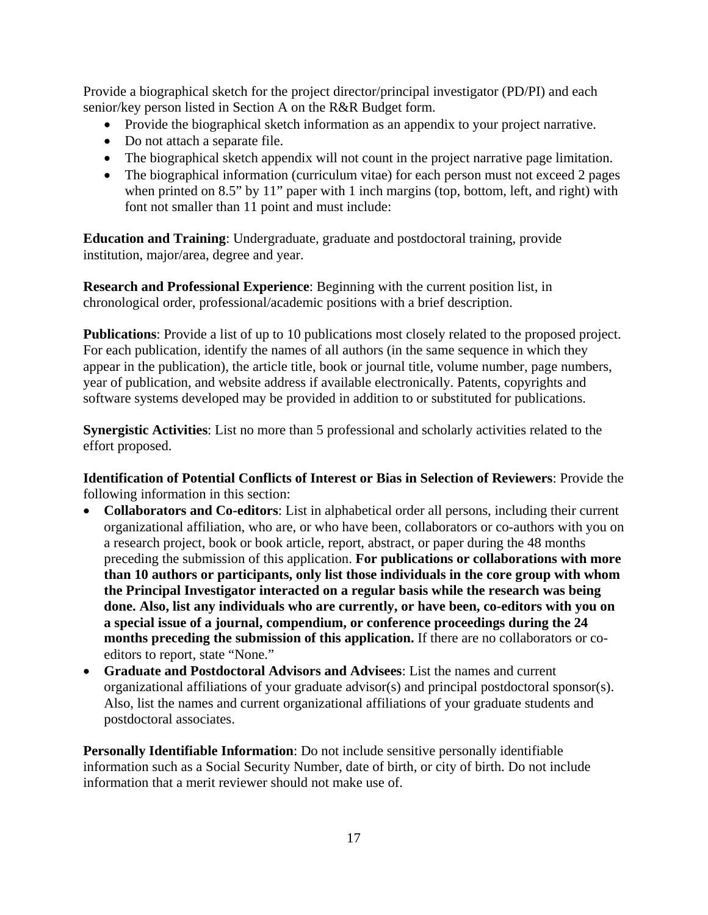Provide a biographical sketch for the project director/principal investigator (PD/PI) and each senior/key person listed in Section A on the R&R Budget form.

- Provide the biographical sketch information as an appendix to your project narrative.
- Do not attach a separate file.
- The biographical sketch appendix will not count in the project narrative page limitation.
- The biographical information (curriculum vitae) for each person must not exceed 2 pages when printed on 8.5" by 11" paper with 1 inch margins (top, bottom, left, and right) with font not smaller than 11 point and must include:

**Education and Training**: Undergraduate, graduate and postdoctoral training, provide institution, major/area, degree and year.

**Research and Professional Experience**: Beginning with the current position list, in chronological order, professional/academic positions with a brief description.

**Publications**: Provide a list of up to 10 publications most closely related to the proposed project. For each publication, identify the names of all authors (in the same sequence in which they appear in the publication), the article title, book or journal title, volume number, page numbers, year of publication, and website address if available electronically. Patents, copyrights and software systems developed may be provided in addition to or substituted for publications.

**Synergistic Activities**: List no more than 5 professional and scholarly activities related to the effort proposed.

**Identification of Potential Conflicts of Interest or Bias in Selection of Reviewers**: Provide the following information in this section:

- **Collaborators and Co-editors**: List in alphabetical order all persons, including their current organizational affiliation, who are, or who have been, collaborators or co-authors with you on a research project, book or book article, report, abstract, or paper during the 48 months preceding the submission of this application. **For publications or collaborations with more than 10 authors or participants, only list those individuals in the core group with whom the Principal Investigator interacted on a regular basis while the research was being done. Also, list any individuals who are currently, or have been, co-editors with you on a special issue of a journal, compendium, or conference proceedings during the 24 months preceding the submission of this application.** If there are no collaborators or co-editors to report, state "None."
- **Graduate and Postdoctoral Advisors and Advisees**: List the names and current organizational affiliations of your graduate advisor(s) and principal postdoctoral sponsor(s). Also, list the names and current organizational affiliations of your graduate students and postdoctoral associates.

**Personally Identifiable Information**: Do not include sensitive personally identifiable information such as a Social Security Number, date of birth, or city of birth. Do not include information that a merit reviewer should not make use of.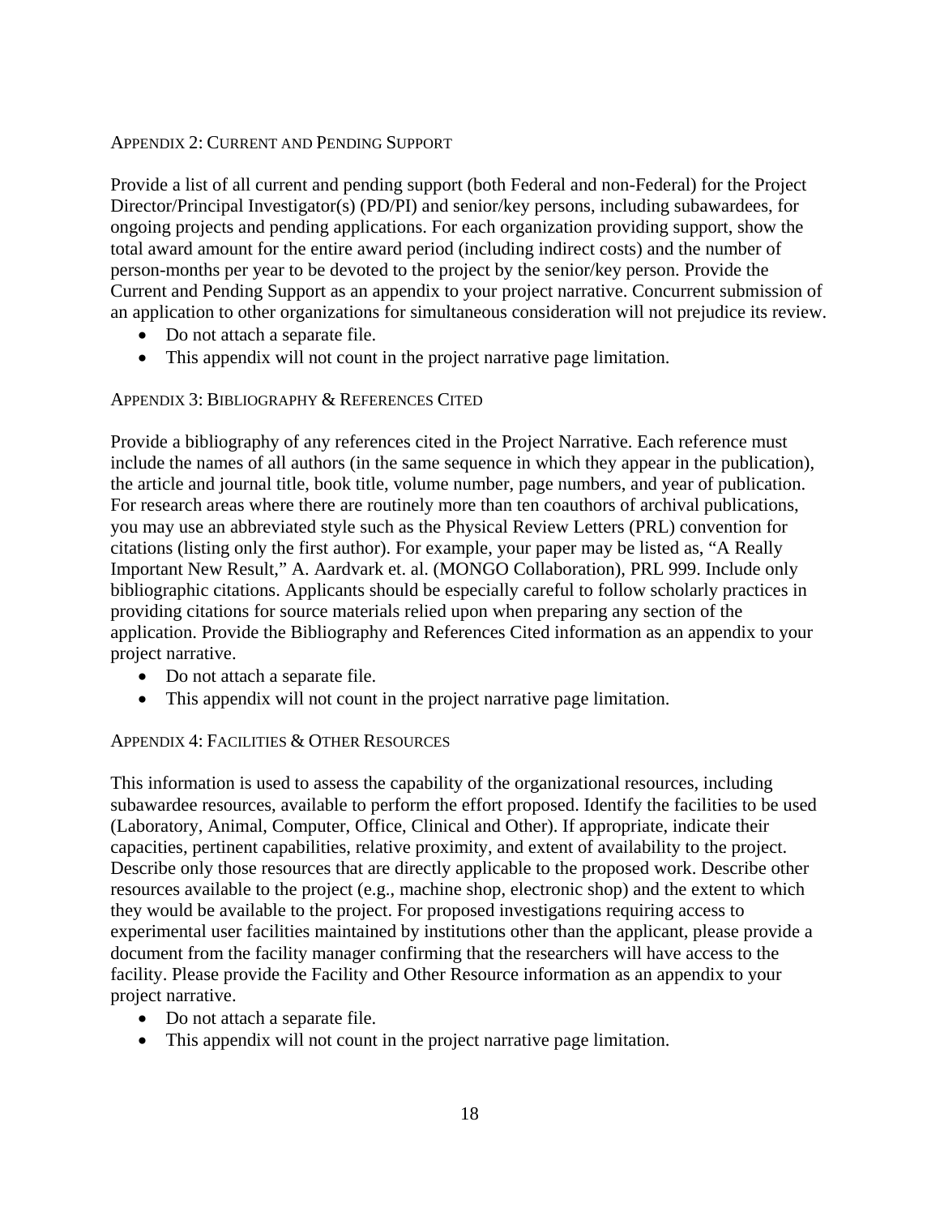### Appendix 2: Current and Pending Support

Provide a list of all current and pending support (both Federal and non-Federal) for the Project Director/Principal Investigator(s) (PD/PI) and senior/key persons, including subawardees, for ongoing projects and pending applications. For each organization providing support, show the total award amount for the entire award period (including indirect costs) and the number of person-months per year to be devoted to the project by the senior/key person. Provide the Current and Pending Support as an appendix to your project narrative. Concurrent submission of an application to other organizations for simultaneous consideration will not prejudice its review.

- Do not attach a separate file.
- This appendix will not count in the project narrative page limitation.

### Appendix 3: Bibliography & References Cited

Provide a bibliography of any references cited in the Project Narrative. Each reference must include the names of all authors (in the same sequence in which they appear in the publication), the article and journal title, book title, volume number, page numbers, and year of publication. For research areas where there are routinely more than ten coauthors of archival publications, you may use an abbreviated style such as the Physical Review Letters (PRL) convention for citations (listing only the first author). For example, your paper may be listed as, "A Really Important New Result," A. Aardvark et. al. (MONGO Collaboration), PRL 999. Include only bibliographic citations. Applicants should be especially careful to follow scholarly practices in providing citations for source materials relied upon when preparing any section of the application. Provide the Bibliography and References Cited information as an appendix to your project narrative.

- Do not attach a separate file.
- This appendix will not count in the project narrative page limitation.

### Appendix 4: Facilities & Other Resources

This information is used to assess the capability of the organizational resources, including subawardee resources, available to perform the effort proposed. Identify the facilities to be used (Laboratory, Animal, Computer, Office, Clinical and Other). If appropriate, indicate their capacities, pertinent capabilities, relative proximity, and extent of availability to the project. Describe only those resources that are directly applicable to the proposed work. Describe other resources available to the project (e.g., machine shop, electronic shop) and the extent to which they would be available to the project. For proposed investigations requiring access to experimental user facilities maintained by institutions other than the applicant, please provide a document from the facility manager confirming that the researchers will have access to the facility. Please provide the Facility and Other Resource information as an appendix to your project narrative.

- Do not attach a separate file.
- This appendix will not count in the project narrative page limitation.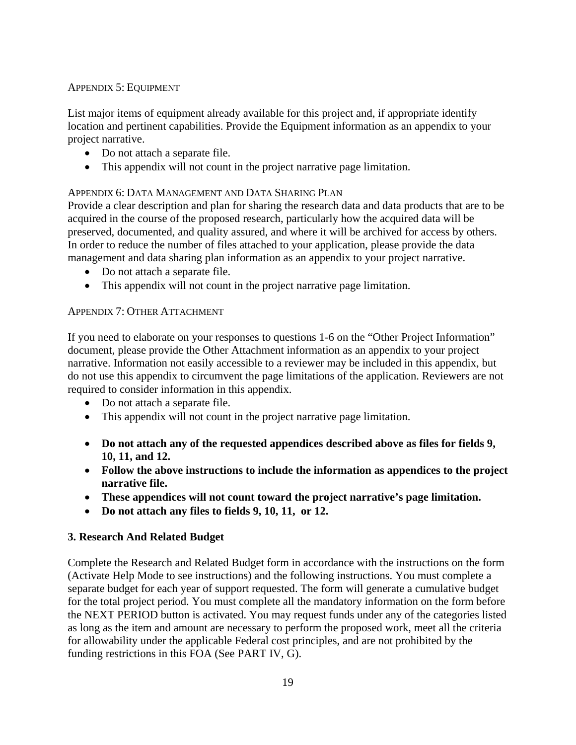#### Appendix 5: Equipment

List major items of equipment already available for this project and, if appropriate identify location and pertinent capabilities. Provide the Equipment information as an appendix to your project narrative.

- Do not attach a separate file.
- This appendix will not count in the project narrative page limitation.

#### Appendix 6: Data Management and Data Sharing Plan

Provide a clear description and plan for sharing the research data and data products that are to be acquired in the course of the proposed research, particularly how the acquired data will be preserved, documented, and quality assured, and where it will be archived for access by others. In order to reduce the number of files attached to your application, please provide the data management and data sharing plan information as an appendix to your project narrative.

- Do not attach a separate file.
- This appendix will not count in the project narrative page limitation.

#### Appendix 7: Other Attachment

If you need to elaborate on your responses to questions 1-6 on the "Other Project Information" document, please provide the Other Attachment information as an appendix to your project narrative. Information not easily accessible to a reviewer may be included in this appendix, but do not use this appendix to circumvent the page limitations of the application. Reviewers are not required to consider information in this appendix.

- Do not attach a separate file.
- This appendix will not count in the project narrative page limitation.

- **Do not attach any of the requested appendices described above as files for fields 9, 10, 11, and 12.**
- **Follow the above instructions to include the information as appendices to the project narrative file.**
- **These appendices will not count toward the project narrative's page limitation.**
- **Do not attach any files to fields 9, 10, 11, or 12.**

### 3. Research And Related Budget

Complete the Research and Related Budget form in accordance with the instructions on the form (Activate Help Mode to see instructions) and the following instructions. You must complete a separate budget for each year of support requested. The form will generate a cumulative budget for the total project period. You must complete all the mandatory information on the form before the NEXT PERIOD button is activated. You may request funds under any of the categories listed as long as the item and amount are necessary to perform the proposed work, meet all the criteria for allowability under the applicable Federal cost principles, and are not prohibited by the funding restrictions in this FOA (See PART IV, G).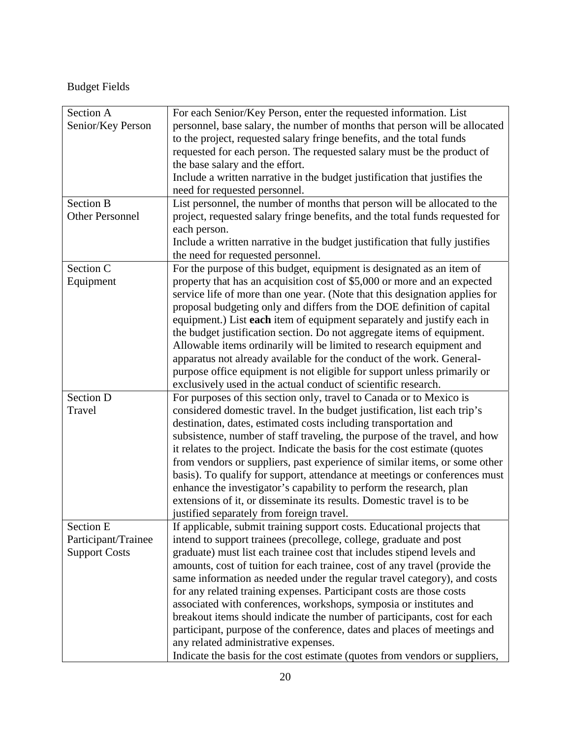Budget Fields

| | |
|---|---|
| Section A<br>Senior/Key Person | For each Senior/Key Person, enter the requested information. List personnel, base salary, the number of months that person will be allocated to the project, requested salary fringe benefits, and the total funds requested for each person. The requested salary must be the product of the base salary and the effort.<br>Include a written narrative in the budget justification that justifies the need for requested personnel. |
| Section B<br>Other Personnel | List personnel, the number of months that person will be allocated to the project, requested salary fringe benefits, and the total funds requested for each person.<br>Include a written narrative in the budget justification that fully justifies the need for requested personnel. |
| Section C<br>Equipment | For the purpose of this budget, equipment is designated as an item of property that has an acquisition cost of $5,000 or more and an expected service life of more than one year. (Note that this designation applies for proposal budgeting only and differs from the DOE definition of capital equipment.) List **each** item of equipment separately and justify each in the budget justification section. Do not aggregate items of equipment. Allowable items ordinarily will be limited to research equipment and apparatus not already available for the conduct of the work. General-purpose office equipment is not eligible for support unless primarily or exclusively used in the actual conduct of scientific research. |
| Section D<br>Travel | For purposes of this section only, travel to Canada or to Mexico is considered domestic travel. In the budget justification, list each trip's destination, dates, estimated costs including transportation and subsistence, number of staff traveling, the purpose of the travel, and how it relates to the project. Indicate the basis for the cost estimate (quotes from vendors or suppliers, past experience of similar items, or some other basis). To qualify for support, attendance at meetings or conferences must enhance the investigator's capability to perform the research, plan extensions of it, or disseminate its results. Domestic travel is to be justified separately from foreign travel. |
| Section E<br>Participant/Trainee<br>Support Costs | If applicable, submit training support costs. Educational projects that intend to support trainees (precollege, college, graduate and post graduate) must list each trainee cost that includes stipend levels and amounts, cost of tuition for each trainee, cost of any travel (provide the same information as needed under the regular travel category), and costs for any related training expenses. Participant costs are those costs associated with conferences, workshops, symposia or institutes and breakout items should indicate the number of participants, cost for each participant, purpose of the conference, dates and places of meetings and any related administrative expenses.<br>Indicate the basis for the cost estimate (quotes from vendors or suppliers, |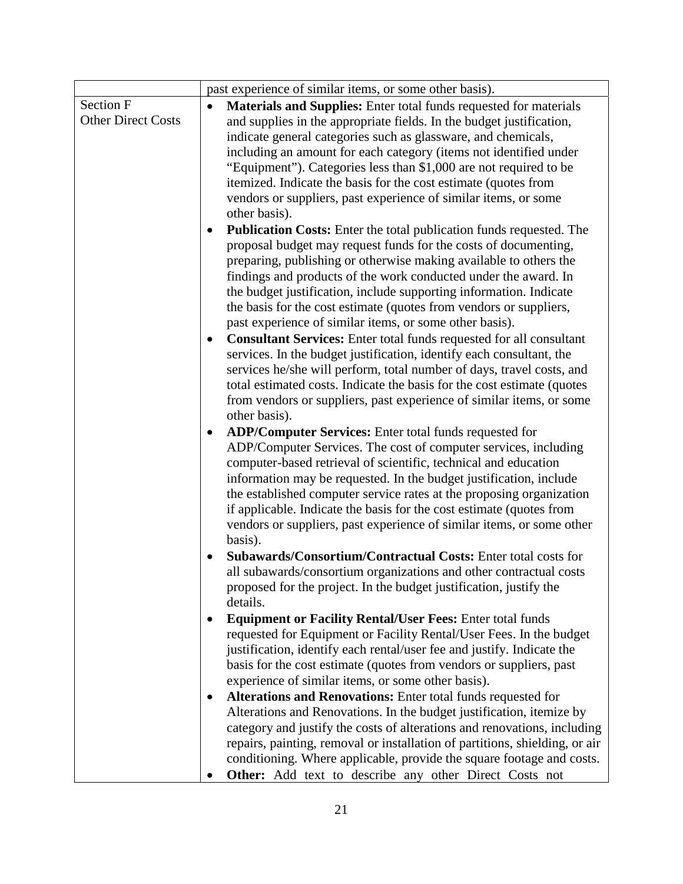|  |  |
|---|---|
|  | past experience of similar items, or some other basis). |
| Section F<br>Other Direct Costs | • **Materials and Supplies:** Enter total funds requested for materials and supplies in the appropriate fields. In the budget justification, indicate general categories such as glassware, and chemicals, including an amount for each category (items not identified under "Equipment"). Categories less than $1,000 are not required to be itemized. Indicate the basis for the cost estimate (quotes from vendors or suppliers, past experience of similar items, or some other basis).<br>• **Publication Costs:** Enter the total publication funds requested. The proposal budget may request funds for the costs of documenting, preparing, publishing or otherwise making available to others the findings and products of the work conducted under the award. In the budget justification, include supporting information. Indicate the basis for the cost estimate (quotes from vendors or suppliers, past experience of similar items, or some other basis).<br>• **Consultant Services:** Enter total funds requested for all consultant services. In the budget justification, identify each consultant, the services he/she will perform, total number of days, travel costs, and total estimated costs. Indicate the basis for the cost estimate (quotes from vendors or suppliers, past experience of similar items, or some other basis).<br>• **ADP/Computer Services:** Enter total funds requested for ADP/Computer Services. The cost of computer services, including computer-based retrieval of scientific, technical and education information may be requested. In the budget justification, include the established computer service rates at the proposing organization if applicable. Indicate the basis for the cost estimate (quotes from vendors or suppliers, past experience of similar items, or some other basis).<br>• **Subawards/Consortium/Contractual Costs:** Enter total costs for all subawards/consortium organizations and other contractual costs proposed for the project. In the budget justification, justify the details.<br>• **Equipment or Facility Rental/User Fees:** Enter total funds requested for Equipment or Facility Rental/User Fees. In the budget justification, identify each rental/user fee and justify. Indicate the basis for the cost estimate (quotes from vendors or suppliers, past experience of similar items, or some other basis).<br>• **Alterations and Renovations:** Enter total funds requested for Alterations and Renovations. In the budget justification, itemize by category and justify the costs of alterations and renovations, including repairs, painting, removal or installation of partitions, shielding, or air conditioning. Where applicable, provide the square footage and costs.<br>• **Other:** Add text to describe any other Direct Costs not |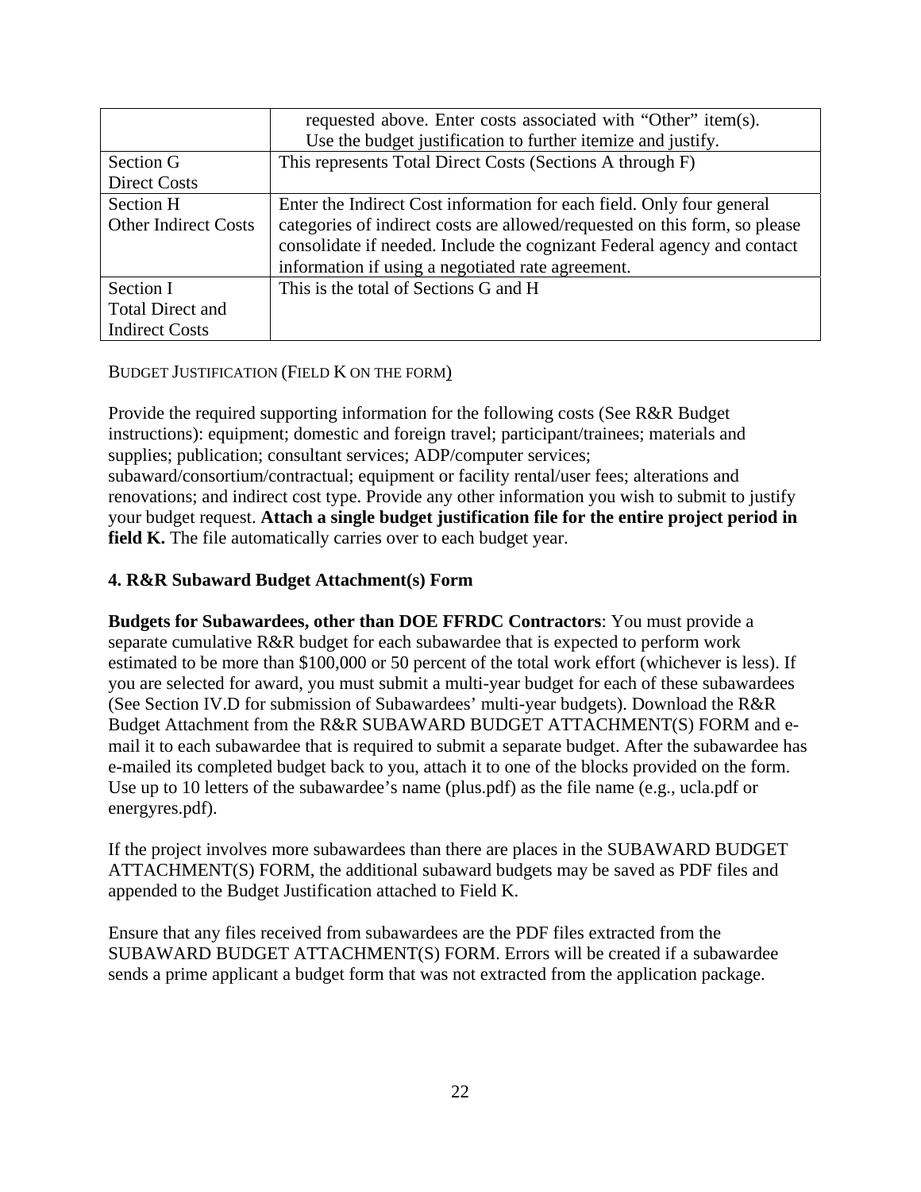| | |
|---|---|
| | requested above. Enter costs associated with “Other” item(s). Use the budget justification to further itemize and justify. |
| Section G<br>Direct Costs | This represents Total Direct Costs (Sections A through F) |
| Section H<br>Other Indirect Costs | Enter the Indirect Cost information for each field. Only four general categories of indirect costs are allowed/requested on this form, so please consolidate if needed. Include the cognizant Federal agency and contact information if using a negotiated rate agreement. |
| Section I<br>Total Direct and Indirect Costs | This is the total of Sections G and H |

BUDGET JUSTIFICATION (FIELD K ON THE FORM)

Provide the required supporting information for the following costs (See R&R Budget instructions): equipment; domestic and foreign travel; participant/trainees; materials and supplies; publication; consultant services; ADP/computer services; subaward/consortium/contractual; equipment or facility rental/user fees; alterations and renovations; and indirect cost type. Provide any other information you wish to submit to justify your budget request. **Attach a single budget justification file for the entire project period in field K.** The file automatically carries over to each budget year.

### 4. R&R Subaward Budget Attachment(s) Form

**Budgets for Subawardees, other than DOE FFRDC Contractors**: You must provide a separate cumulative R&R budget for each subawardee that is expected to perform work estimated to be more than $100,000 or 50 percent of the total work effort (whichever is less). If you are selected for award, you must submit a multi-year budget for each of these subawardees (See Section IV.D for submission of Subawardees’ multi-year budgets). Download the R&R Budget Attachment from the R&R SUBAWARD BUDGET ATTACHMENT(S) FORM and e-mail it to each subawardee that is required to submit a separate budget. After the subawardee has e-mailed its completed budget back to you, attach it to one of the blocks provided on the form. Use up to 10 letters of the subawardee’s name (plus.pdf) as the file name (e.g., ucla.pdf or energyres.pdf).

If the project involves more subawardees than there are places in the SUBAWARD BUDGET ATTACHMENT(S) FORM, the additional subaward budgets may be saved as PDF files and appended to the Budget Justification attached to Field K.

Ensure that any files received from subawardees are the PDF files extracted from the SUBAWARD BUDGET ATTACHMENT(S) FORM. Errors will be created if a subawardee sends a prime applicant a budget form that was not extracted from the application package.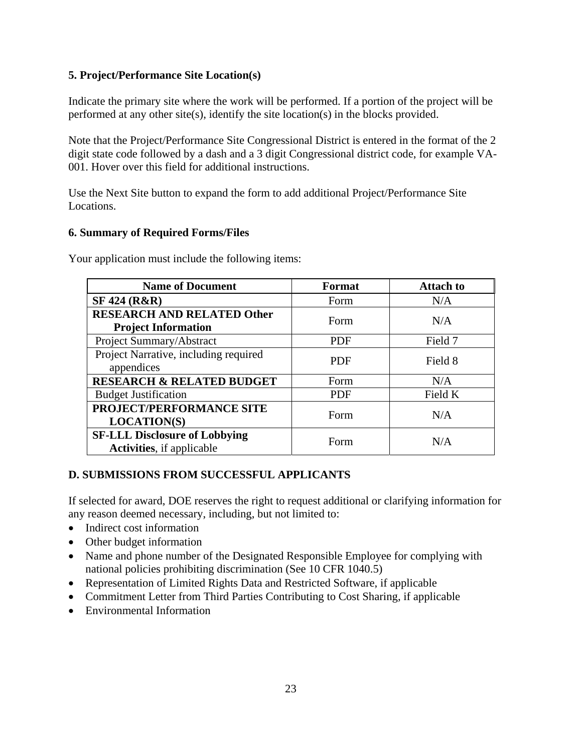**5. Project/Performance Site Location(s)**

Indicate the primary site where the work will be performed. If a portion of the project will be performed at any other site(s), identify the site location(s) in the blocks provided.

Note that the Project/Performance Site Congressional District is entered in the format of the 2 digit state code followed by a dash and a 3 digit Congressional district code, for example VA-001. Hover over this field for additional instructions.

Use the Next Site button to expand the form to add additional Project/Performance Site Locations.

**6. Summary of Required Forms/Files**

Your application must include the following items:

| Name of Document | Format | Attach to |
|---|---|---|
| **SF 424 (R&R)** | Form | N/A |
| **RESEARCH AND RELATED Other Project Information** | Form | N/A |
| Project Summary/Abstract | PDF | Field 7 |
| Project Narrative, including required appendices | PDF | Field 8 |
| **RESEARCH & RELATED BUDGET** | Form | N/A |
| Budget Justification | PDF | Field K |
| **PROJECT/PERFORMANCE SITE LOCATION(S)** | Form | N/A |
| **SF-LLL Disclosure of Lobbying Activities**, if applicable | Form | N/A |

**D. SUBMISSIONS FROM SUCCESSFUL APPLICANTS**

If selected for award, DOE reserves the right to request additional or clarifying information for any reason deemed necessary, including, but not limited to:

- Indirect cost information
- Other budget information
- Name and phone number of the Designated Responsible Employee for complying with national policies prohibiting discrimination (See 10 CFR 1040.5)
- Representation of Limited Rights Data and Restricted Software, if applicable
- Commitment Letter from Third Parties Contributing to Cost Sharing, if applicable
- Environmental Information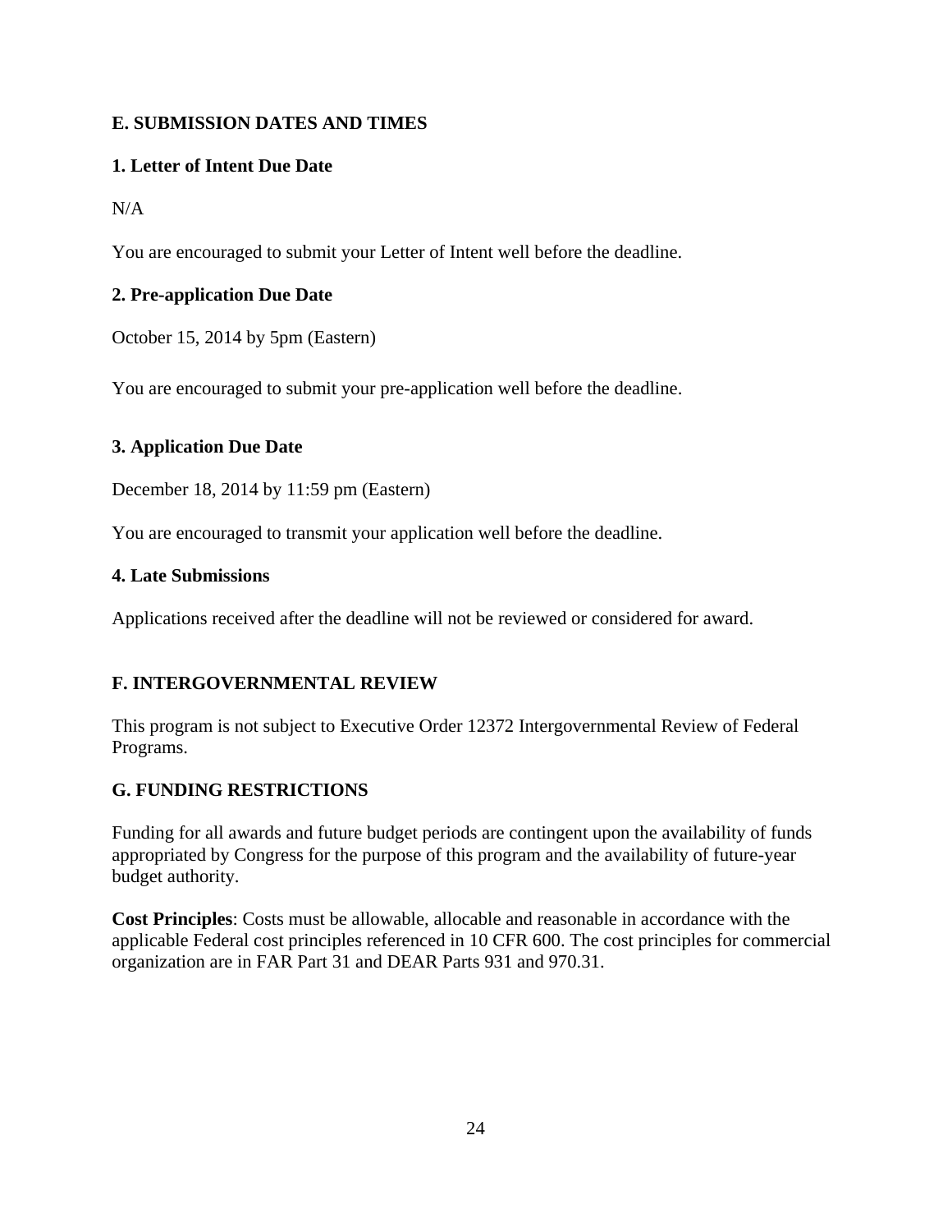## E. SUBMISSION DATES AND TIMES

### 1. Letter of Intent Due Date

N/A

You are encouraged to submit your Letter of Intent well before the deadline.

### 2. Pre-application Due Date

October 15, 2014 by 5pm (Eastern)

You are encouraged to submit your pre-application well before the deadline.

### 3. Application Due Date

December 18, 2014 by 11:59 pm (Eastern)

You are encouraged to transmit your application well before the deadline.

### 4. Late Submissions

Applications received after the deadline will not be reviewed or considered for award.

## F. INTERGOVERNMENTAL REVIEW

This program is not subject to Executive Order 12372 Intergovernmental Review of Federal Programs.

## G. FUNDING RESTRICTIONS

Funding for all awards and future budget periods are contingent upon the availability of funds appropriated by Congress for the purpose of this program and the availability of future-year budget authority.

**Cost Principles**: Costs must be allowable, allocable and reasonable in accordance with the applicable Federal cost principles referenced in 10 CFR 600. The cost principles for commercial organization are in FAR Part 31 and DEAR Parts 931 and 970.31.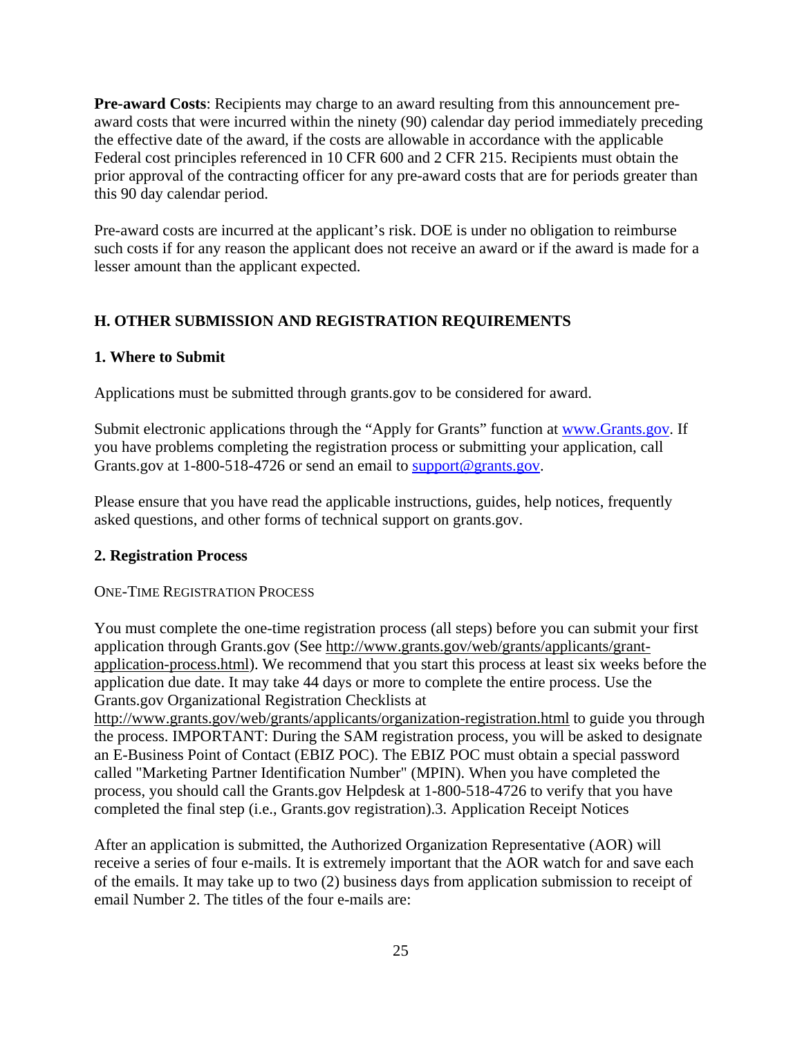**Pre-award Costs**: Recipients may charge to an award resulting from this announcement pre-award costs that were incurred within the ninety (90) calendar day period immediately preceding the effective date of the award, if the costs are allowable in accordance with the applicable Federal cost principles referenced in 10 CFR 600 and 2 CFR 215. Recipients must obtain the prior approval of the contracting officer for any pre-award costs that are for periods greater than this 90 day calendar period.

Pre-award costs are incurred at the applicant's risk. DOE is under no obligation to reimburse such costs if for any reason the applicant does not receive an award or if the award is made for a lesser amount than the applicant expected.

## H. OTHER SUBMISSION AND REGISTRATION REQUIREMENTS

### 1. Where to Submit

Applications must be submitted through grants.gov to be considered for award.

Submit electronic applications through the "Apply for Grants" function at www.Grants.gov. If you have problems completing the registration process or submitting your application, call Grants.gov at 1-800-518-4726 or send an email to support@grants.gov.

Please ensure that you have read the applicable instructions, guides, help notices, frequently asked questions, and other forms of technical support on grants.gov.

### 2. Registration Process

ONE-TIME REGISTRATION PROCESS

You must complete the one-time registration process (all steps) before you can submit your first application through Grants.gov (See http://www.grants.gov/web/grants/applicants/grant-application-process.html). We recommend that you start this process at least six weeks before the application due date. It may take 44 days or more to complete the entire process. Use the Grants.gov Organizational Registration Checklists at http://www.grants.gov/web/grants/applicants/organization-registration.html to guide you through the process. IMPORTANT: During the SAM registration process, you will be asked to designate an E-Business Point of Contact (EBIZ POC). The EBIZ POC must obtain a special password called "Marketing Partner Identification Number" (MPIN). When you have completed the process, you should call the Grants.gov Helpdesk at 1-800-518-4726 to verify that you have completed the final step (i.e., Grants.gov registration).3. Application Receipt Notices

After an application is submitted, the Authorized Organization Representative (AOR) will receive a series of four e-mails. It is extremely important that the AOR watch for and save each of the emails. It may take up to two (2) business days from application submission to receipt of email Number 2. The titles of the four e-mails are: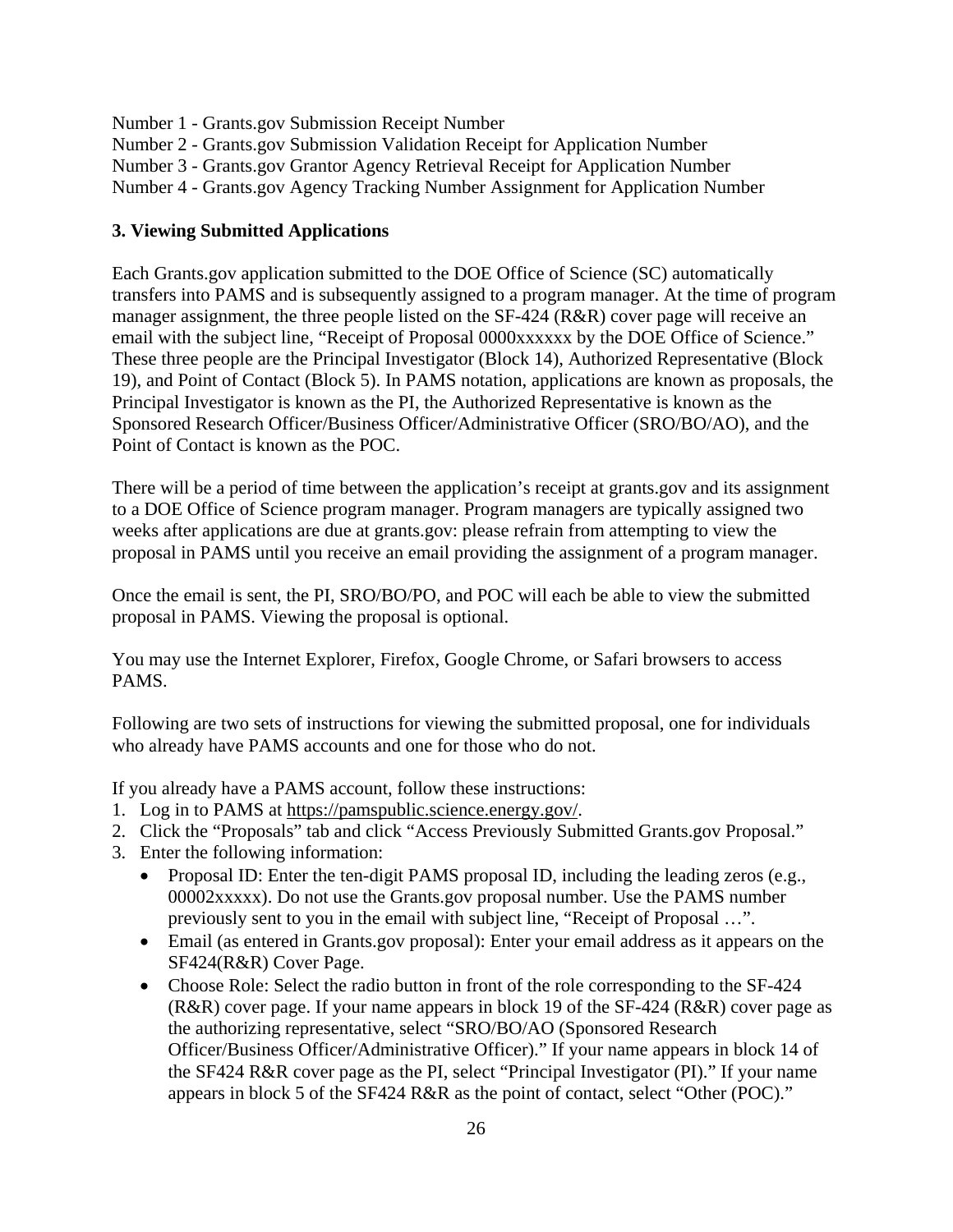Number 1 - Grants.gov Submission Receipt Number
Number 2 - Grants.gov Submission Validation Receipt for Application Number
Number 3 - Grants.gov Grantor Agency Retrieval Receipt for Application Number
Number 4 - Grants.gov Agency Tracking Number Assignment for Application Number

### 3. Viewing Submitted Applications

Each Grants.gov application submitted to the DOE Office of Science (SC) automatically transfers into PAMS and is subsequently assigned to a program manager. At the time of program manager assignment, the three people listed on the SF-424 (R&R) cover page will receive an email with the subject line, "Receipt of Proposal 0000xxxxxx by the DOE Office of Science." These three people are the Principal Investigator (Block 14), Authorized Representative (Block 19), and Point of Contact (Block 5). In PAMS notation, applications are known as proposals, the Principal Investigator is known as the PI, the Authorized Representative is known as the Sponsored Research Officer/Business Officer/Administrative Officer (SRO/BO/AO), and the Point of Contact is known as the POC.

There will be a period of time between the application's receipt at grants.gov and its assignment to a DOE Office of Science program manager. Program managers are typically assigned two weeks after applications are due at grants.gov: please refrain from attempting to view the proposal in PAMS until you receive an email providing the assignment of a program manager.

Once the email is sent, the PI, SRO/BO/PO, and POC will each be able to view the submitted proposal in PAMS. Viewing the proposal is optional.

You may use the Internet Explorer, Firefox, Google Chrome, or Safari browsers to access PAMS.

Following are two sets of instructions for viewing the submitted proposal, one for individuals who already have PAMS accounts and one for those who do not.

If you already have a PAMS account, follow these instructions:

1. Log in to PAMS at https://pamspublic.science.energy.gov/.
2. Click the "Proposals" tab and click "Access Previously Submitted Grants.gov Proposal."
3. Enter the following information:
   - Proposal ID: Enter the ten-digit PAMS proposal ID, including the leading zeros (e.g., 00002xxxxx). Do not use the Grants.gov proposal number. Use the PAMS number previously sent to you in the email with subject line, "Receipt of Proposal …".
   - Email (as entered in Grants.gov proposal): Enter your email address as it appears on the SF424(R&R) Cover Page.
   - Choose Role: Select the radio button in front of the role corresponding to the SF-424 (R&R) cover page. If your name appears in block 19 of the SF-424 (R&R) cover page as the authorizing representative, select "SRO/BO/AO (Sponsored Research Officer/Business Officer/Administrative Officer)." If your name appears in block 14 of the SF424 R&R cover page as the PI, select "Principal Investigator (PI)." If your name appears in block 5 of the SF424 R&R as the point of contact, select "Other (POC)."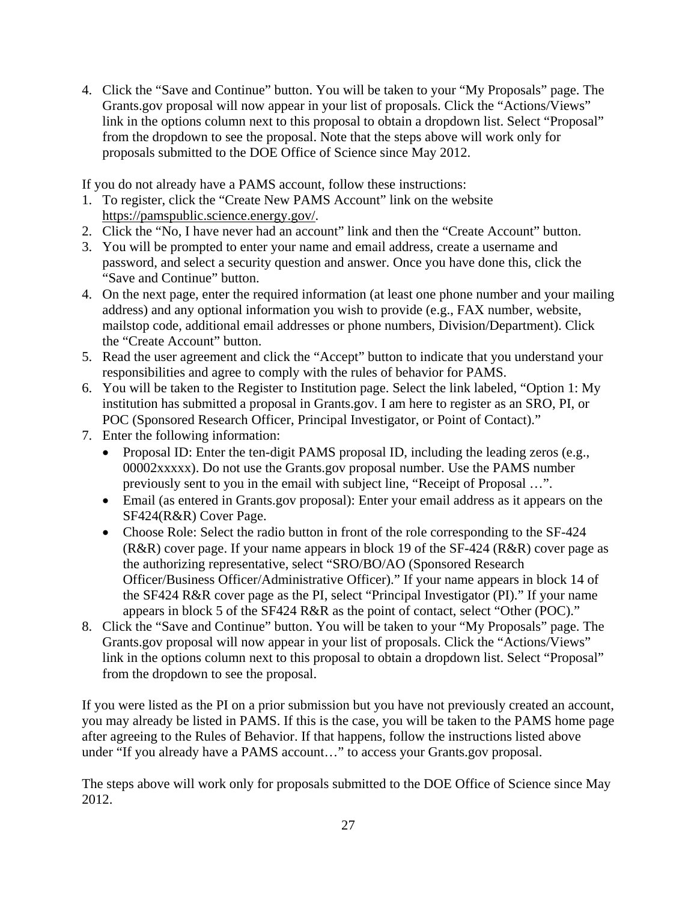4. Click the "Save and Continue" button. You will be taken to your "My Proposals" page. The Grants.gov proposal will now appear in your list of proposals. Click the "Actions/Views" link in the options column next to this proposal to obtain a dropdown list. Select "Proposal" from the dropdown to see the proposal. Note that the steps above will work only for proposals submitted to the DOE Office of Science since May 2012.

If you do not already have a PAMS account, follow these instructions:

1. To register, click the "Create New PAMS Account" link on the website https://pamspublic.science.energy.gov/.
2. Click the "No, I have never had an account" link and then the "Create Account" button.
3. You will be prompted to enter your name and email address, create a username and password, and select a security question and answer. Once you have done this, click the "Save and Continue" button.
4. On the next page, enter the required information (at least one phone number and your mailing address) and any optional information you wish to provide (e.g., FAX number, website, mailstop code, additional email addresses or phone numbers, Division/Department). Click the "Create Account" button.
5. Read the user agreement and click the "Accept" button to indicate that you understand your responsibilities and agree to comply with the rules of behavior for PAMS.
6. You will be taken to the Register to Institution page. Select the link labeled, "Option 1: My institution has submitted a proposal in Grants.gov. I am here to register as an SRO, PI, or POC (Sponsored Research Officer, Principal Investigator, or Point of Contact)."
7. Enter the following information:
   - Proposal ID: Enter the ten-digit PAMS proposal ID, including the leading zeros (e.g., 00002xxxxx). Do not use the Grants.gov proposal number. Use the PAMS number previously sent to you in the email with subject line, "Receipt of Proposal …".
   - Email (as entered in Grants.gov proposal): Enter your email address as it appears on the SF424(R&R) Cover Page.
   - Choose Role: Select the radio button in front of the role corresponding to the SF-424 (R&R) cover page. If your name appears in block 19 of the SF-424 (R&R) cover page as the authorizing representative, select "SRO/BO/AO (Sponsored Research Officer/Business Officer/Administrative Officer)." If your name appears in block 14 of the SF424 R&R cover page as the PI, select "Principal Investigator (PI)." If your name appears in block 5 of the SF424 R&R as the point of contact, select "Other (POC)."
8. Click the "Save and Continue" button. You will be taken to your "My Proposals" page. The Grants.gov proposal will now appear in your list of proposals. Click the "Actions/Views" link in the options column next to this proposal to obtain a dropdown list. Select "Proposal" from the dropdown to see the proposal.

If you were listed as the PI on a prior submission but you have not previously created an account, you may already be listed in PAMS. If this is the case, you will be taken to the PAMS home page after agreeing to the Rules of Behavior. If that happens, follow the instructions listed above under "If you already have a PAMS account…" to access your Grants.gov proposal.

The steps above will work only for proposals submitted to the DOE Office of Science since May 2012.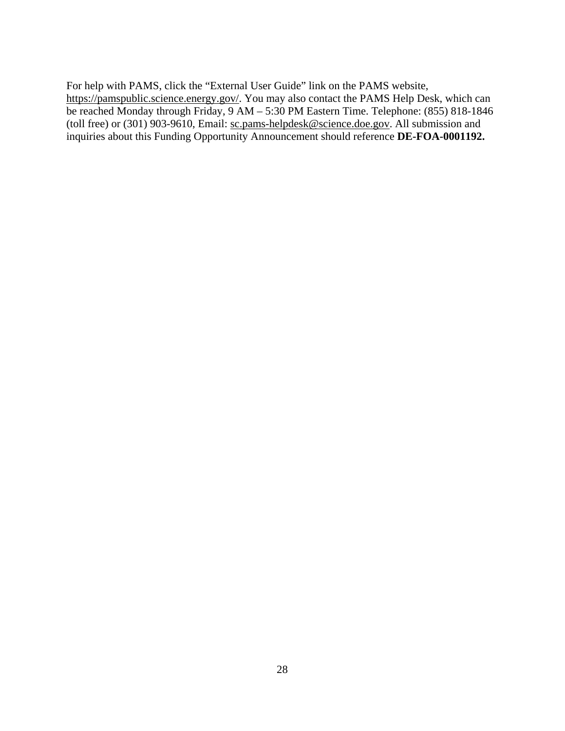For help with PAMS, click the “External User Guide” link on the PAMS website, https://pamspublic.science.energy.gov/. You may also contact the PAMS Help Desk, which can be reached Monday through Friday, 9 AM – 5:30 PM Eastern Time. Telephone: (855) 818-1846 (toll free) or (301) 903-9610, Email: sc.pams-helpdesk@science.doe.gov. All submission and inquiries about this Funding Opportunity Announcement should reference **DE-FOA-0001192.**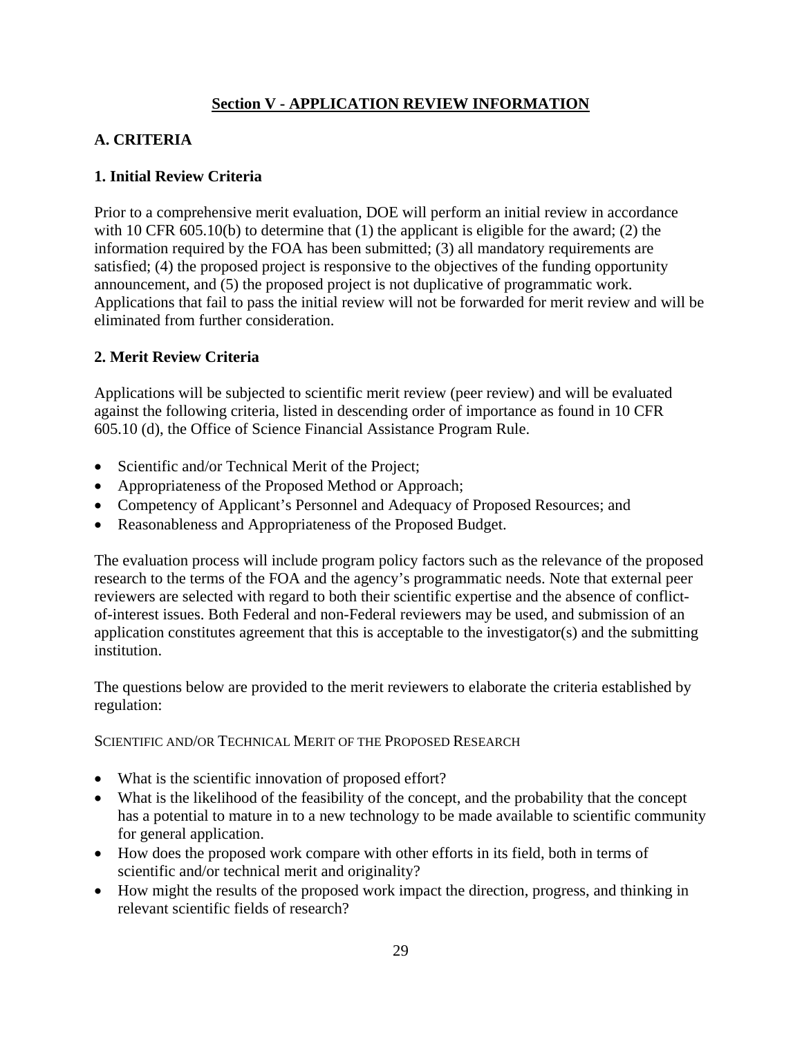## Section V - APPLICATION REVIEW INFORMATION

### A. CRITERIA

#### 1. Initial Review Criteria

Prior to a comprehensive merit evaluation, DOE will perform an initial review in accordance with 10 CFR 605.10(b) to determine that (1) the applicant is eligible for the award; (2) the information required by the FOA has been submitted; (3) all mandatory requirements are satisfied; (4) the proposed project is responsive to the objectives of the funding opportunity announcement, and (5) the proposed project is not duplicative of programmatic work. Applications that fail to pass the initial review will not be forwarded for merit review and will be eliminated from further consideration.

#### 2. Merit Review Criteria

Applications will be subjected to scientific merit review (peer review) and will be evaluated against the following criteria, listed in descending order of importance as found in 10 CFR 605.10 (d), the Office of Science Financial Assistance Program Rule.

- Scientific and/or Technical Merit of the Project;
- Appropriateness of the Proposed Method or Approach;
- Competency of Applicant's Personnel and Adequacy of Proposed Resources; and
- Reasonableness and Appropriateness of the Proposed Budget.

The evaluation process will include program policy factors such as the relevance of the proposed research to the terms of the FOA and the agency's programmatic needs. Note that external peer reviewers are selected with regard to both their scientific expertise and the absence of conflict-of-interest issues. Both Federal and non-Federal reviewers may be used, and submission of an application constitutes agreement that this is acceptable to the investigator(s) and the submitting institution.

The questions below are provided to the merit reviewers to elaborate the criteria established by regulation:

SCIENTIFIC AND/OR TECHNICAL MERIT OF THE PROPOSED RESEARCH

- What is the scientific innovation of proposed effort?
- What is the likelihood of the feasibility of the concept, and the probability that the concept has a potential to mature in to a new technology to be made available to scientific community for general application.
- How does the proposed work compare with other efforts in its field, both in terms of scientific and/or technical merit and originality?
- How might the results of the proposed work impact the direction, progress, and thinking in relevant scientific fields of research?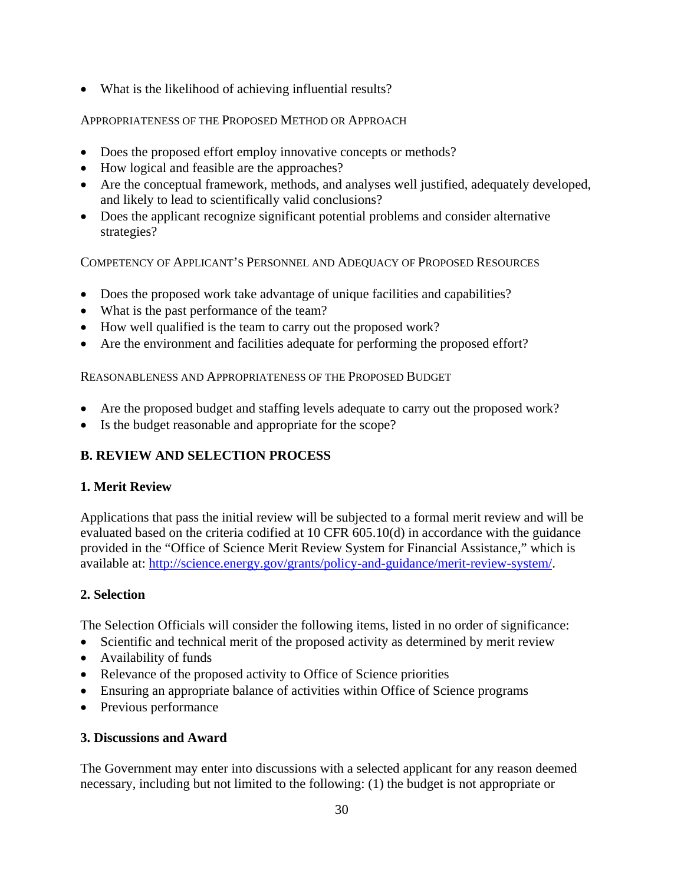- What is the likelihood of achieving influential results?

APPROPRIATENESS OF THE PROPOSED METHOD OR APPROACH

- Does the proposed effort employ innovative concepts or methods?
- How logical and feasible are the approaches?
- Are the conceptual framework, methods, and analyses well justified, adequately developed, and likely to lead to scientifically valid conclusions?
- Does the applicant recognize significant potential problems and consider alternative strategies?

COMPETENCY OF APPLICANT'S PERSONNEL AND ADEQUACY OF PROPOSED RESOURCES

- Does the proposed work take advantage of unique facilities and capabilities?
- What is the past performance of the team?
- How well qualified is the team to carry out the proposed work?
- Are the environment and facilities adequate for performing the proposed effort?

REASONABLENESS AND APPROPRIATENESS OF THE PROPOSED BUDGET

- Are the proposed budget and staffing levels adequate to carry out the proposed work?
- Is the budget reasonable and appropriate for the scope?

## B. REVIEW AND SELECTION PROCESS

### 1. Merit Review

Applications that pass the initial review will be subjected to a formal merit review and will be evaluated based on the criteria codified at 10 CFR 605.10(d) in accordance with the guidance provided in the "Office of Science Merit Review System for Financial Assistance," which is available at: http://science.energy.gov/grants/policy-and-guidance/merit-review-system/.

### 2. Selection

The Selection Officials will consider the following items, listed in no order of significance:

- Scientific and technical merit of the proposed activity as determined by merit review
- Availability of funds
- Relevance of the proposed activity to Office of Science priorities
- Ensuring an appropriate balance of activities within Office of Science programs
- Previous performance

### 3. Discussions and Award

The Government may enter into discussions with a selected applicant for any reason deemed necessary, including but not limited to the following: (1) the budget is not appropriate or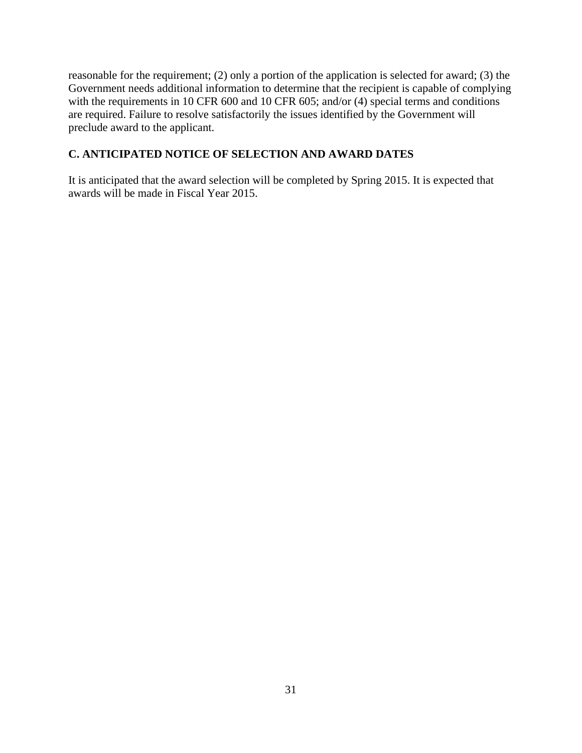reasonable for the requirement; (2) only a portion of the application is selected for award; (3) the Government needs additional information to determine that the recipient is capable of complying with the requirements in 10 CFR 600 and 10 CFR 605; and/or (4) special terms and conditions are required. Failure to resolve satisfactorily the issues identified by the Government will preclude award to the applicant.

## C. ANTICIPATED NOTICE OF SELECTION AND AWARD DATES

It is anticipated that the award selection will be completed by Spring 2015. It is expected that awards will be made in Fiscal Year 2015.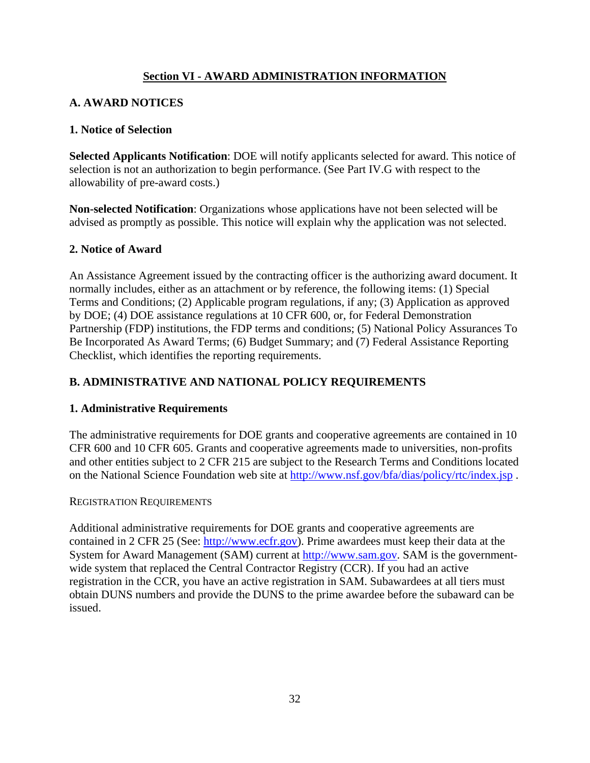## Section VI - AWARD ADMINISTRATION INFORMATION

### A. AWARD NOTICES

#### 1. Notice of Selection

**Selected Applicants Notification**: DOE will notify applicants selected for award. This notice of selection is not an authorization to begin performance. (See Part IV.G with respect to the allowability of pre-award costs.)

**Non-selected Notification**: Organizations whose applications have not been selected will be advised as promptly as possible. This notice will explain why the application was not selected.

#### 2. Notice of Award

An Assistance Agreement issued by the contracting officer is the authorizing award document. It normally includes, either as an attachment or by reference, the following items: (1) Special Terms and Conditions; (2) Applicable program regulations, if any; (3) Application as approved by DOE; (4) DOE assistance regulations at 10 CFR 600, or, for Federal Demonstration Partnership (FDP) institutions, the FDP terms and conditions; (5) National Policy Assurances To Be Incorporated As Award Terms; (6) Budget Summary; and (7) Federal Assistance Reporting Checklist, which identifies the reporting requirements.

### B. ADMINISTRATIVE AND NATIONAL POLICY REQUIREMENTS

#### 1. Administrative Requirements

The administrative requirements for DOE grants and cooperative agreements are contained in 10 CFR 600 and 10 CFR 605. Grants and cooperative agreements made to universities, non-profits and other entities subject to 2 CFR 215 are subject to the Research Terms and Conditions located on the National Science Foundation web site at http://www.nsf.gov/bfa/dias/policy/rtc/index.jsp .

REGISTRATION REQUIREMENTS

Additional administrative requirements for DOE grants and cooperative agreements are contained in 2 CFR 25 (See: http://www.ecfr.gov). Prime awardees must keep their data at the System for Award Management (SAM) current at http://www.sam.gov. SAM is the government-wide system that replaced the Central Contractor Registry (CCR). If you had an active registration in the CCR, you have an active registration in SAM. Subawardees at all tiers must obtain DUNS numbers and provide the DUNS to the prime awardee before the subaward can be issued.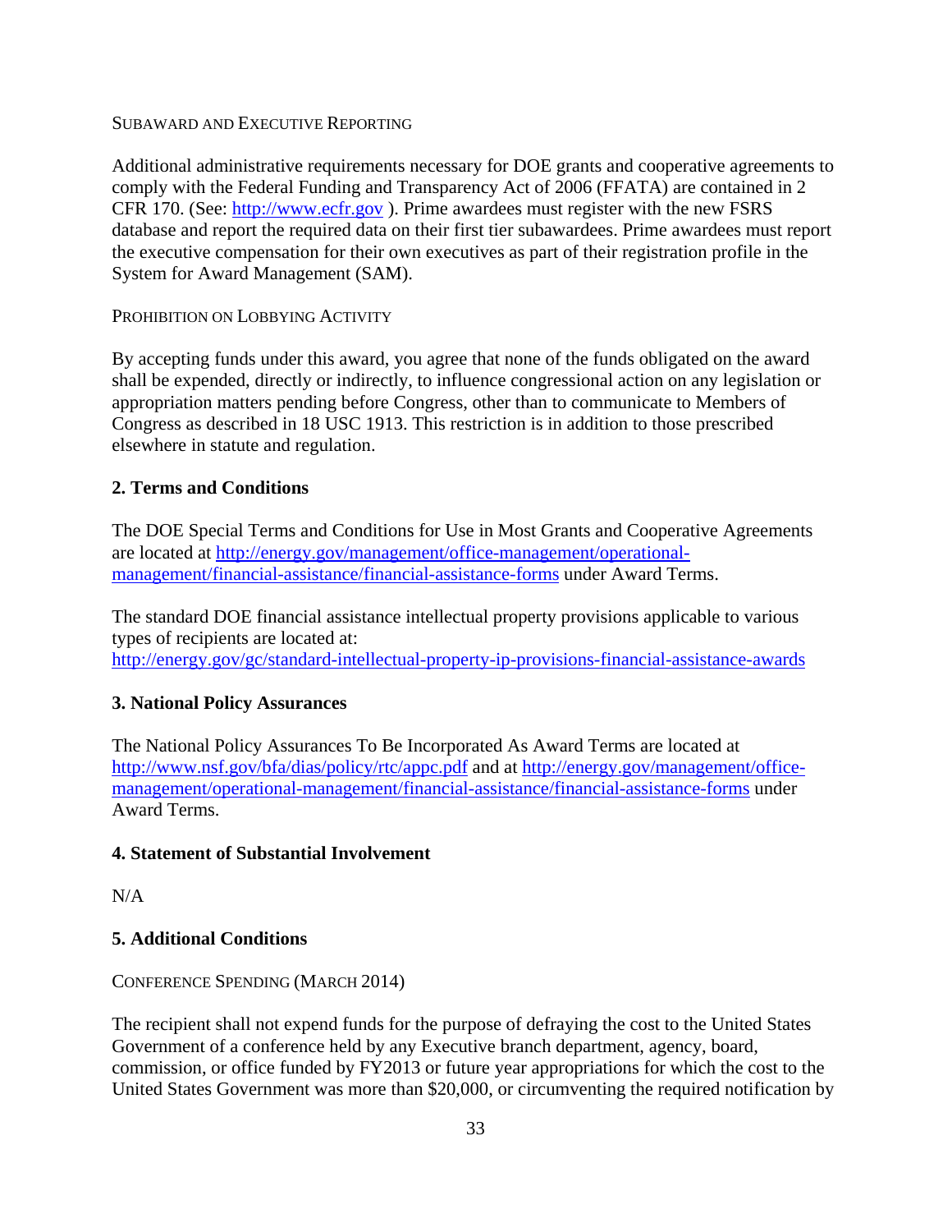SUBAWARD AND EXECUTIVE REPORTING

Additional administrative requirements necessary for DOE grants and cooperative agreements to comply with the Federal Funding and Transparency Act of 2006 (FFATA) are contained in 2 CFR 170. (See: http://www.ecfr.gov ). Prime awardees must register with the new FSRS database and report the required data on their first tier subawardees. Prime awardees must report the executive compensation for their own executives as part of their registration profile in the System for Award Management (SAM).

PROHIBITION ON LOBBYING ACTIVITY

By accepting funds under this award, you agree that none of the funds obligated on the award shall be expended, directly or indirectly, to influence congressional action on any legislation or appropriation matters pending before Congress, other than to communicate to Members of Congress as described in 18 USC 1913. This restriction is in addition to those prescribed elsewhere in statute and regulation.

## 2. Terms and Conditions

The DOE Special Terms and Conditions for Use in Most Grants and Cooperative Agreements are located at http://energy.gov/management/office-management/operational-management/financial-assistance/financial-assistance-forms under Award Terms.

The standard DOE financial assistance intellectual property provisions applicable to various types of recipients are located at: http://energy.gov/gc/standard-intellectual-property-ip-provisions-financial-assistance-awards

## 3. National Policy Assurances

The National Policy Assurances To Be Incorporated As Award Terms are located at http://www.nsf.gov/bfa/dias/policy/rtc/appc.pdf and at http://energy.gov/management/office-management/operational-management/financial-assistance/financial-assistance-forms under Award Terms.

## 4. Statement of Substantial Involvement

N/A

## 5. Additional Conditions

CONFERENCE SPENDING (MARCH 2014)

The recipient shall not expend funds for the purpose of defraying the cost to the United States Government of a conference held by any Executive branch department, agency, board, commission, or office funded by FY2013 or future year appropriations for which the cost to the United States Government was more than $20,000, or circumventing the required notification by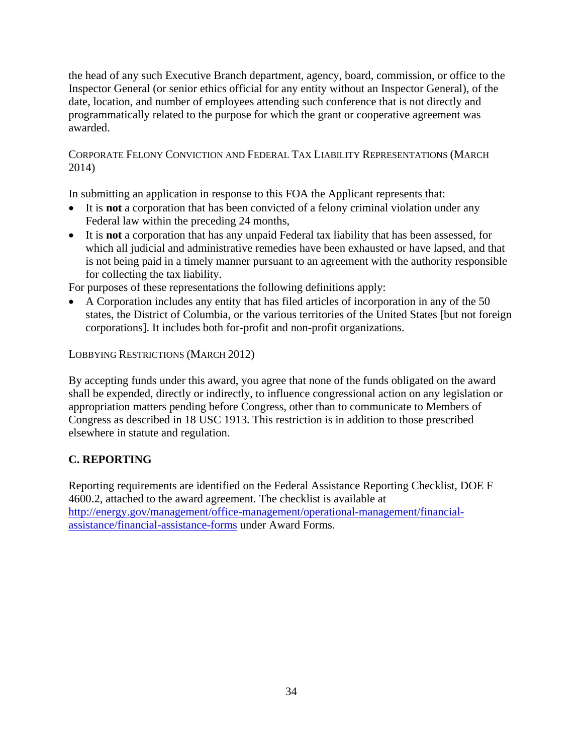the head of any such Executive Branch department, agency, board, commission, or office to the Inspector General (or senior ethics official for any entity without an Inspector General), of the date, location, and number of employees attending such conference that is not directly and programmatically related to the purpose for which the grant or cooperative agreement was awarded.

CORPORATE FELONY CONVICTION AND FEDERAL TAX LIABILITY REPRESENTATIONS (MARCH 2014)

In submitting an application in response to this FOA the Applicant represents that:

- It is **not** a corporation that has been convicted of a felony criminal violation under any Federal law within the preceding 24 months,
- It is **not** a corporation that has any unpaid Federal tax liability that has been assessed, for which all judicial and administrative remedies have been exhausted or have lapsed, and that is not being paid in a timely manner pursuant to an agreement with the authority responsible for collecting the tax liability.

For purposes of these representations the following definitions apply:

- A Corporation includes any entity that has filed articles of incorporation in any of the 50 states, the District of Columbia, or the various territories of the United States [but not foreign corporations]. It includes both for-profit and non-profit organizations.

LOBBYING RESTRICTIONS (MARCH 2012)

By accepting funds under this award, you agree that none of the funds obligated on the award shall be expended, directly or indirectly, to influence congressional action on any legislation or appropriation matters pending before Congress, other than to communicate to Members of Congress as described in 18 USC 1913. This restriction is in addition to those prescribed elsewhere in statute and regulation.

## C. REPORTING

Reporting requirements are identified on the Federal Assistance Reporting Checklist, DOE F 4600.2, attached to the award agreement. The checklist is available at http://energy.gov/management/office-management/operational-management/financial-assistance/financial-assistance-forms under Award Forms.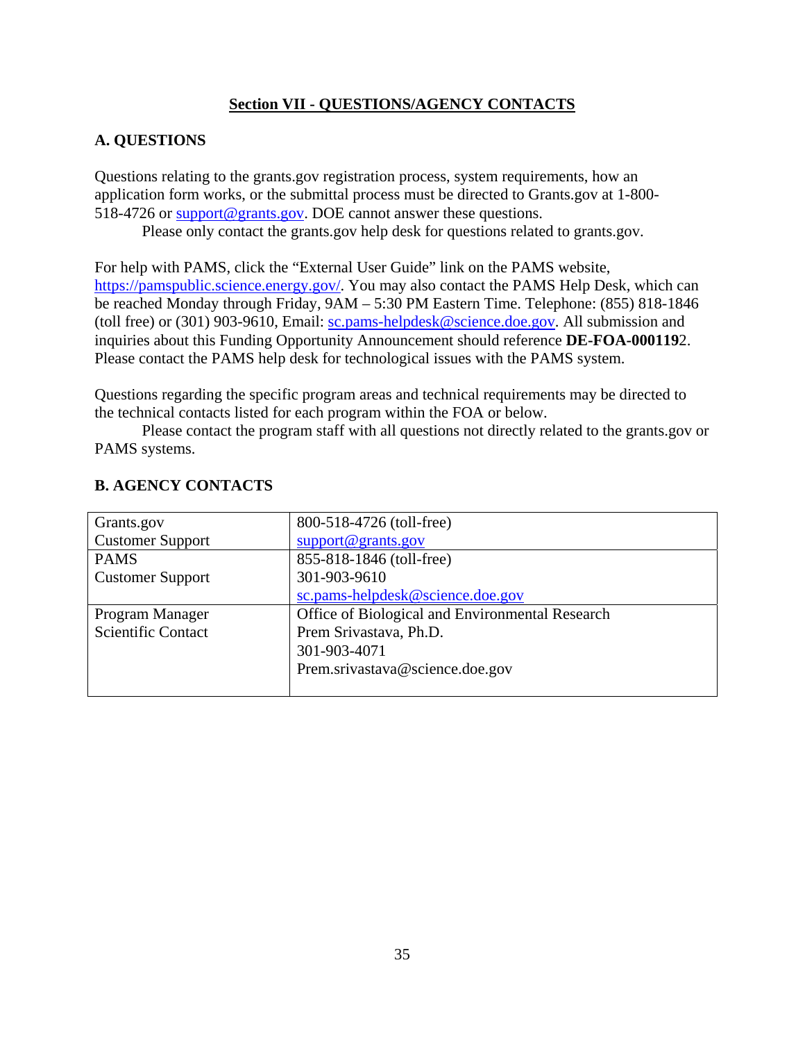## Section VII - QUESTIONS/AGENCY CONTACTS

### A. QUESTIONS

Questions relating to the grants.gov registration process, system requirements, how an application form works, or the submittal process must be directed to Grants.gov at 1-800-518-4726 or support@grants.gov. DOE cannot answer these questions.

Please only contact the grants.gov help desk for questions related to grants.gov.

For help with PAMS, click the "External User Guide" link on the PAMS website, https://pamspublic.science.energy.gov/. You may also contact the PAMS Help Desk, which can be reached Monday through Friday, 9AM – 5:30 PM Eastern Time. Telephone: (855) 818-1846 (toll free) or (301) 903-9610, Email: sc.pams-helpdesk@science.doe.gov. All submission and inquiries about this Funding Opportunity Announcement should reference **DE-FOA-000119**2. Please contact the PAMS help desk for technological issues with the PAMS system.

Questions regarding the specific program areas and technical requirements may be directed to the technical contacts listed for each program within the FOA or below.

Please contact the program staff with all questions not directly related to the grants.gov or PAMS systems.

### B. AGENCY CONTACTS

| | |
|---|---|
| Grants.gov<br>Customer Support | 800-518-4726 (toll-free)<br>support@grants.gov |
| PAMS<br>Customer Support | 855-818-1846 (toll-free)<br>301-903-9610<br>sc.pams-helpdesk@science.doe.gov |
| Program Manager<br>Scientific Contact | Office of Biological and Environmental Research<br>Prem Srivastava, Ph.D.<br>301-903-4071<br>Prem.srivastava@science.doe.gov |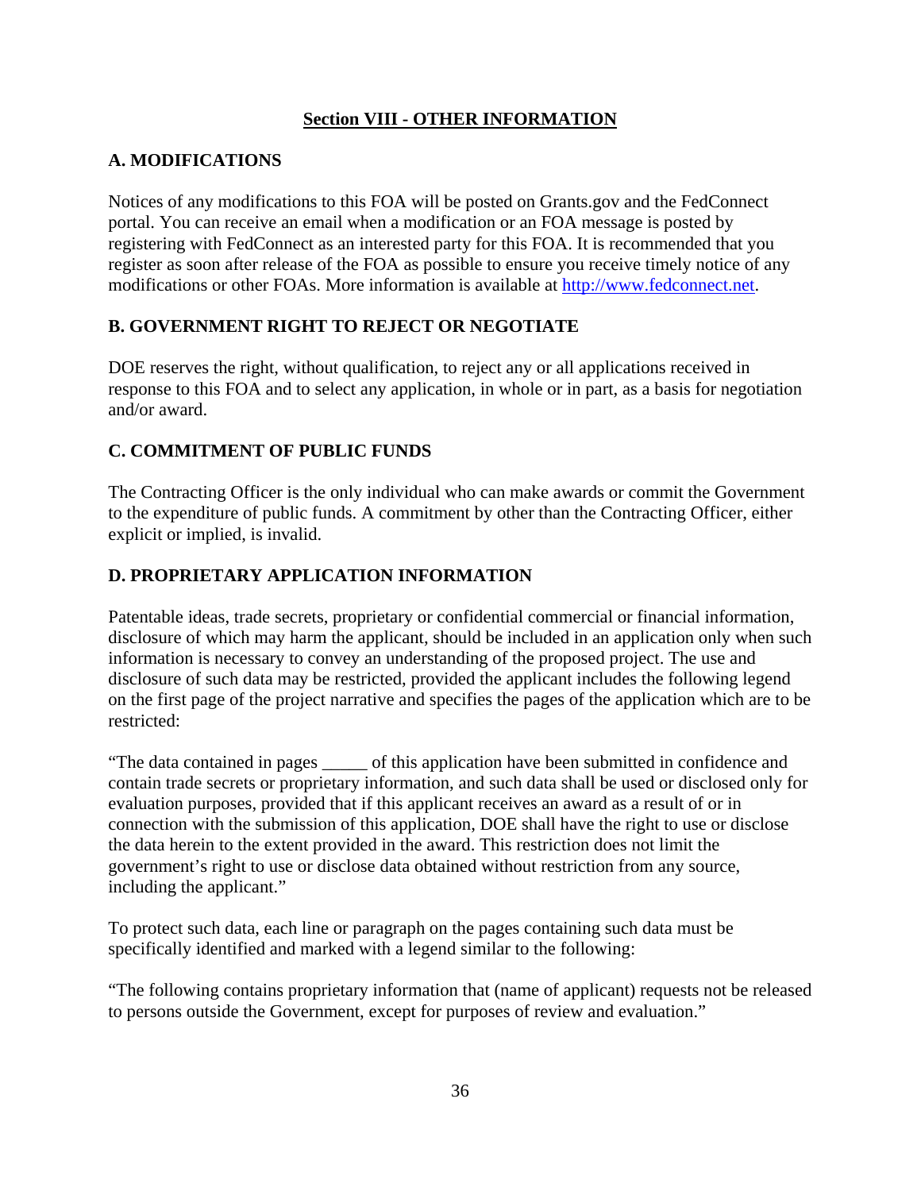## Section VIII - OTHER INFORMATION

### A. MODIFICATIONS

Notices of any modifications to this FOA will be posted on Grants.gov and the FedConnect portal. You can receive an email when a modification or an FOA message is posted by registering with FedConnect as an interested party for this FOA. It is recommended that you register as soon after release of the FOA as possible to ensure you receive timely notice of any modifications or other FOAs. More information is available at http://www.fedconnect.net.

### B. GOVERNMENT RIGHT TO REJECT OR NEGOTIATE

DOE reserves the right, without qualification, to reject any or all applications received in response to this FOA and to select any application, in whole or in part, as a basis for negotiation and/or award.

### C. COMMITMENT OF PUBLIC FUNDS

The Contracting Officer is the only individual who can make awards or commit the Government to the expenditure of public funds. A commitment by other than the Contracting Officer, either explicit or implied, is invalid.

### D. PROPRIETARY APPLICATION INFORMATION

Patentable ideas, trade secrets, proprietary or confidential commercial or financial information, disclosure of which may harm the applicant, should be included in an application only when such information is necessary to convey an understanding of the proposed project. The use and disclosure of such data may be restricted, provided the applicant includes the following legend on the first page of the project narrative and specifies the pages of the application which are to be restricted:

"The data contained in pages _____ of this application have been submitted in confidence and contain trade secrets or proprietary information, and such data shall be used or disclosed only for evaluation purposes, provided that if this applicant receives an award as a result of or in connection with the submission of this application, DOE shall have the right to use or disclose the data herein to the extent provided in the award. This restriction does not limit the government's right to use or disclose data obtained without restriction from any source, including the applicant."

To protect such data, each line or paragraph on the pages containing such data must be specifically identified and marked with a legend similar to the following:

"The following contains proprietary information that (name of applicant) requests not be released to persons outside the Government, except for purposes of review and evaluation."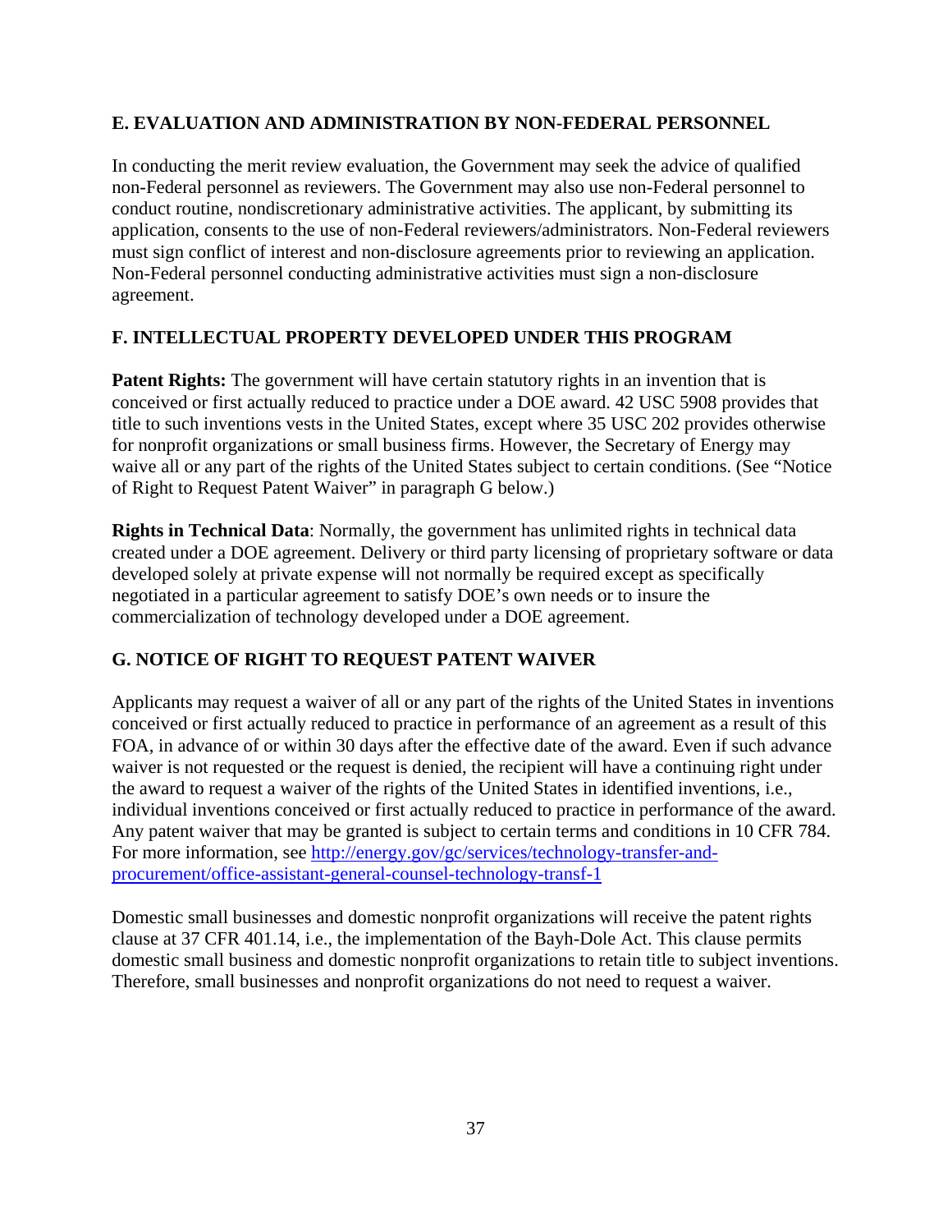## E. EVALUATION AND ADMINISTRATION BY NON-FEDERAL PERSONNEL

In conducting the merit review evaluation, the Government may seek the advice of qualified non-Federal personnel as reviewers. The Government may also use non-Federal personnel to conduct routine, nondiscretionary administrative activities. The applicant, by submitting its application, consents to the use of non-Federal reviewers/administrators. Non-Federal reviewers must sign conflict of interest and non-disclosure agreements prior to reviewing an application. Non-Federal personnel conducting administrative activities must sign a non-disclosure agreement.

## F. INTELLECTUAL PROPERTY DEVELOPED UNDER THIS PROGRAM

**Patent Rights:** The government will have certain statutory rights in an invention that is conceived or first actually reduced to practice under a DOE award. 42 USC 5908 provides that title to such inventions vests in the United States, except where 35 USC 202 provides otherwise for nonprofit organizations or small business firms. However, the Secretary of Energy may waive all or any part of the rights of the United States subject to certain conditions. (See "Notice of Right to Request Patent Waiver" in paragraph G below.)

**Rights in Technical Data**: Normally, the government has unlimited rights in technical data created under a DOE agreement. Delivery or third party licensing of proprietary software or data developed solely at private expense will not normally be required except as specifically negotiated in a particular agreement to satisfy DOE's own needs or to insure the commercialization of technology developed under a DOE agreement.

## G. NOTICE OF RIGHT TO REQUEST PATENT WAIVER

Applicants may request a waiver of all or any part of the rights of the United States in inventions conceived or first actually reduced to practice in performance of an agreement as a result of this FOA, in advance of or within 30 days after the effective date of the award. Even if such advance waiver is not requested or the request is denied, the recipient will have a continuing right under the award to request a waiver of the rights of the United States in identified inventions, i.e., individual inventions conceived or first actually reduced to practice in performance of the award. Any patent waiver that may be granted is subject to certain terms and conditions in 10 CFR 784. For more information, see http://energy.gov/gc/services/technology-transfer-and-procurement/office-assistant-general-counsel-technology-transf-1

Domestic small businesses and domestic nonprofit organizations will receive the patent rights clause at 37 CFR 401.14, i.e., the implementation of the Bayh-Dole Act. This clause permits domestic small business and domestic nonprofit organizations to retain title to subject inventions. Therefore, small businesses and nonprofit organizations do not need to request a waiver.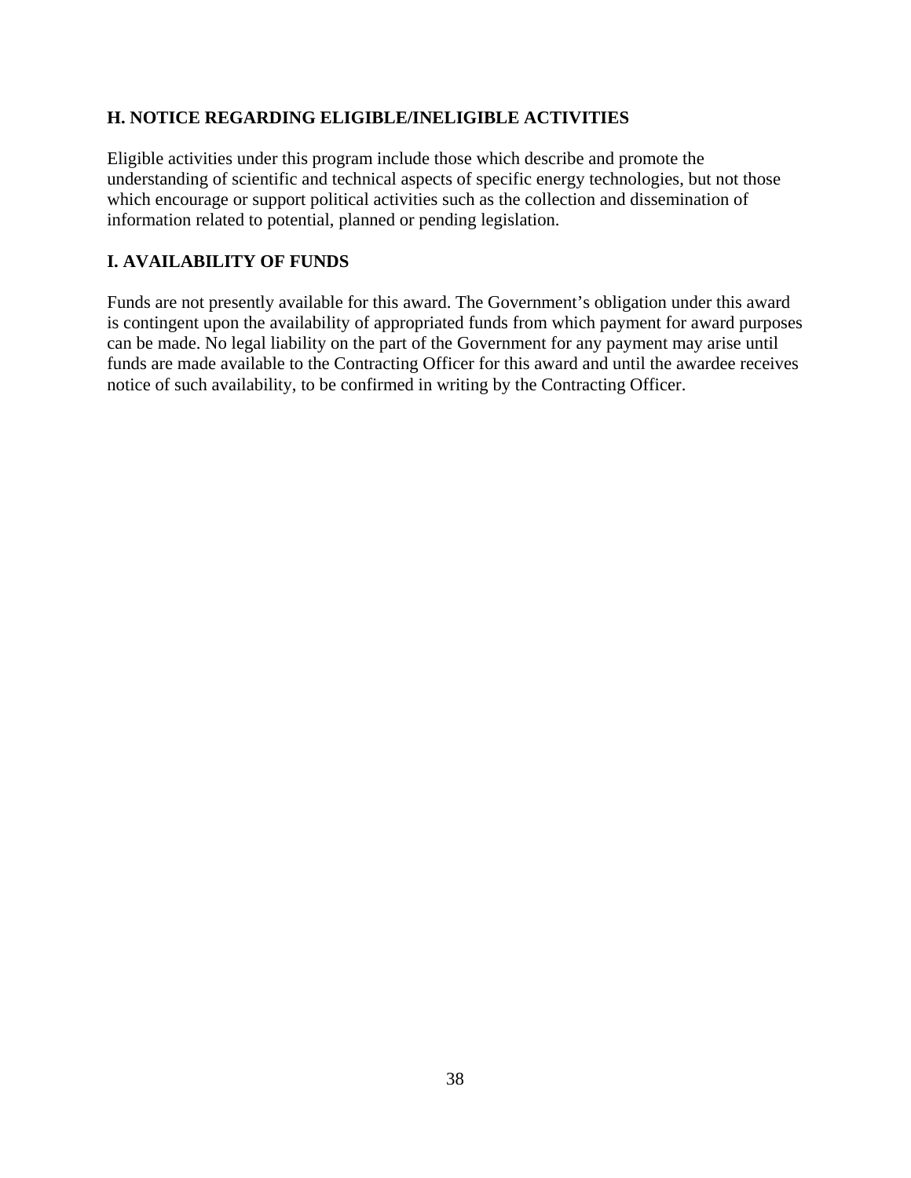## H. NOTICE REGARDING ELIGIBLE/INELIGIBLE ACTIVITIES

Eligible activities under this program include those which describe and promote the understanding of scientific and technical aspects of specific energy technologies, but not those which encourage or support political activities such as the collection and dissemination of information related to potential, planned or pending legislation.

## I. AVAILABILITY OF FUNDS

Funds are not presently available for this award. The Government's obligation under this award is contingent upon the availability of appropriated funds from which payment for award purposes can be made. No legal liability on the part of the Government for any payment may arise until funds are made available to the Contracting Officer for this award and until the awardee receives notice of such availability, to be confirmed in writing by the Contracting Officer.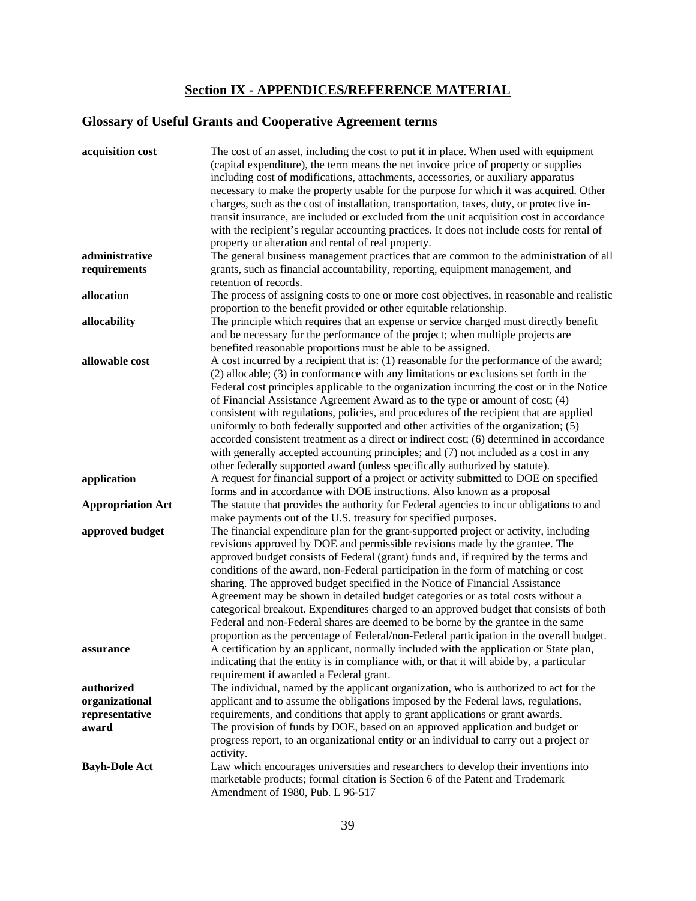## Section IX - APPENDICES/REFERENCE MATERIAL

### Glossary of Useful Grants and Cooperative Agreement terms

| | |
|---|---|
| **acquisition cost** | The cost of an asset, including the cost to put it in place. When used with equipment (capital expenditure), the term means the net invoice price of property or supplies including cost of modifications, attachments, accessories, or auxiliary apparatus necessary to make the property usable for the purpose for which it was acquired. Other charges, such as the cost of installation, transportation, taxes, duty, or protective in-transit insurance, are included or excluded from the unit acquisition cost in accordance with the recipient's regular accounting practices. It does not include costs for rental of property or alteration and rental of real property. |
| **administrative requirements** | The general business management practices that are common to the administration of all grants, such as financial accountability, reporting, equipment management, and retention of records. |
| **allocation** | The process of assigning costs to one or more cost objectives, in reasonable and realistic proportion to the benefit provided or other equitable relationship. |
| **allocability** | The principle which requires that an expense or service charged must directly benefit and be necessary for the performance of the project; when multiple projects are benefited reasonable proportions must be able to be assigned. |
| **allowable cost** | A cost incurred by a recipient that is: (1) reasonable for the performance of the award; (2) allocable; (3) in conformance with any limitations or exclusions set forth in the Federal cost principles applicable to the organization incurring the cost or in the Notice of Financial Assistance Agreement Award as to the type or amount of cost; (4) consistent with regulations, policies, and procedures of the recipient that are applied uniformly to both federally supported and other activities of the organization; (5) accorded consistent treatment as a direct or indirect cost; (6) determined in accordance with generally accepted accounting principles; and (7) not included as a cost in any other federally supported award (unless specifically authorized by statute). |
| **application** | A request for financial support of a project or activity submitted to DOE on specified forms and in accordance with DOE instructions. Also known as a proposal |
| **Appropriation Act** | The statute that provides the authority for Federal agencies to incur obligations to and make payments out of the U.S. treasury for specified purposes. |
| **approved budget** | The financial expenditure plan for the grant-supported project or activity, including revisions approved by DOE and permissible revisions made by the grantee. The approved budget consists of Federal (grant) funds and, if required by the terms and conditions of the award, non-Federal participation in the form of matching or cost sharing. The approved budget specified in the Notice of Financial Assistance Agreement may be shown in detailed budget categories or as total costs without a categorical breakout. Expenditures charged to an approved budget that consists of both Federal and non-Federal shares are deemed to be borne by the grantee in the same proportion as the percentage of Federal/non-Federal participation in the overall budget. |
| **assurance** | A certification by an applicant, normally included with the application or State plan, indicating that the entity is in compliance with, or that it will abide by, a particular requirement if awarded a Federal grant. |
| **authorized organizational representative** | The individual, named by the applicant organization, who is authorized to act for the applicant and to assume the obligations imposed by the Federal laws, regulations, requirements, and conditions that apply to grant applications or grant awards. |
| **award** | The provision of funds by DOE, based on an approved application and budget or progress report, to an organizational entity or an individual to carry out a project or activity. |
| **Bayh-Dole Act** | Law which encourages universities and researchers to develop their inventions into marketable products; formal citation is Section 6 of the Patent and Trademark Amendment of 1980, Pub. L 96-517 |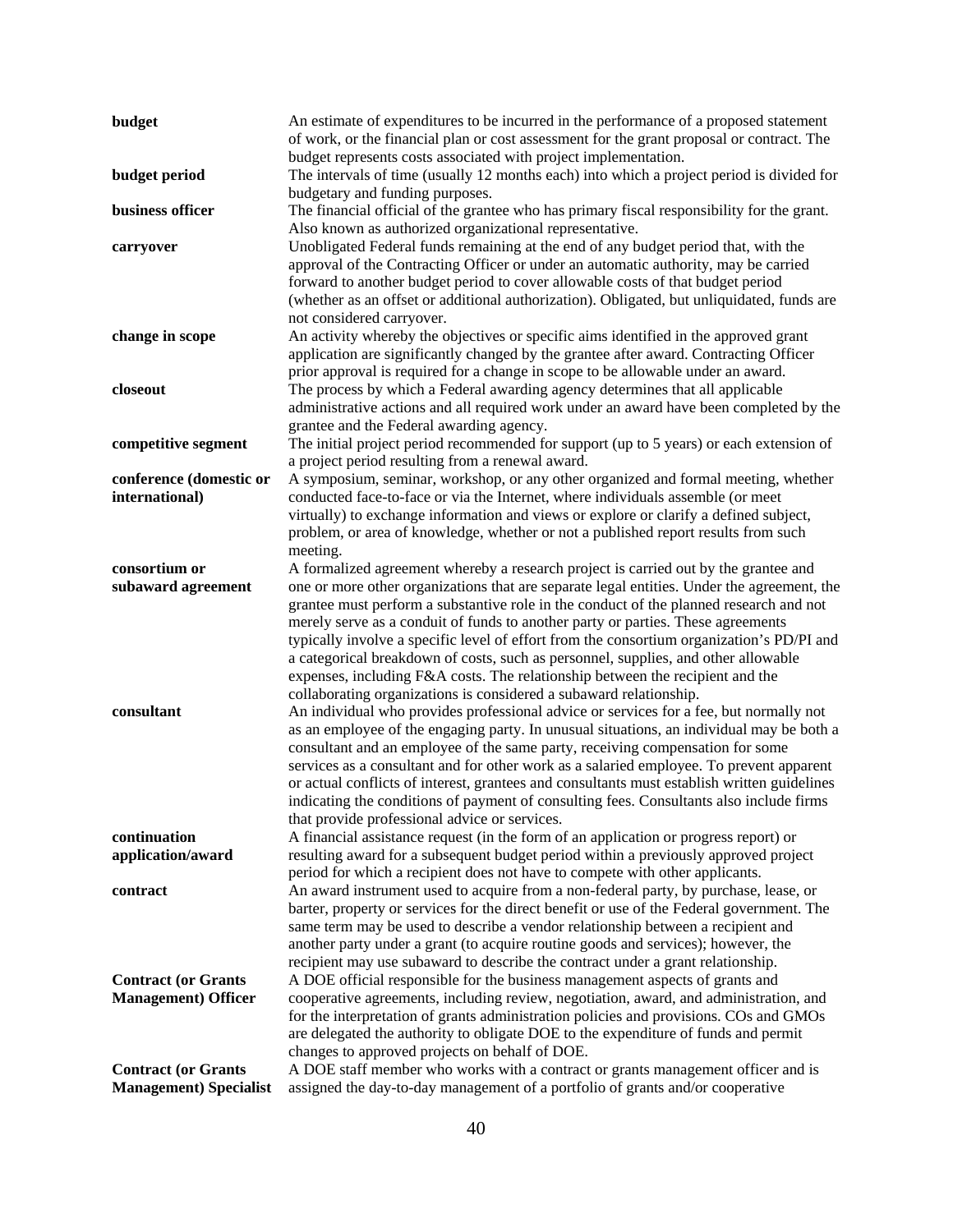**budget** An estimate of expenditures to be incurred in the performance of a proposed statement of work, or the financial plan or cost assessment for the grant proposal or contract. The budget represents costs associated with project implementation.

**budget period** The intervals of time (usually 12 months each) into which a project period is divided for budgetary and funding purposes.

**business officer** The financial official of the grantee who has primary fiscal responsibility for the grant. Also known as authorized organizational representative.

**carryover** Unobligated Federal funds remaining at the end of any budget period that, with the approval of the Contracting Officer or under an automatic authority, may be carried forward to another budget period to cover allowable costs of that budget period (whether as an offset or additional authorization). Obligated, but unliquidated, funds are not considered carryover.

**change in scope** An activity whereby the objectives or specific aims identified in the approved grant application are significantly changed by the grantee after award. Contracting Officer prior approval is required for a change in scope to be allowable under an award.

**closeout** The process by which a Federal awarding agency determines that all applicable administrative actions and all required work under an award have been completed by the grantee and the Federal awarding agency.

**competitive segment** The initial project period recommended for support (up to 5 years) or each extension of a project period resulting from a renewal award.

**conference (domestic or international)** A symposium, seminar, workshop, or any other organized and formal meeting, whether conducted face-to-face or via the Internet, where individuals assemble (or meet virtually) to exchange information and views or explore or clarify a defined subject, problem, or area of knowledge, whether or not a published report results from such meeting.

**consortium or subaward agreement** A formalized agreement whereby a research project is carried out by the grantee and one or more other organizations that are separate legal entities. Under the agreement, the grantee must perform a substantive role in the conduct of the planned research and not merely serve as a conduit of funds to another party or parties. These agreements typically involve a specific level of effort from the consortium organization's PD/PI and a categorical breakdown of costs, such as personnel, supplies, and other allowable expenses, including F&A costs. The relationship between the recipient and the collaborating organizations is considered a subaward relationship.

**consultant** An individual who provides professional advice or services for a fee, but normally not as an employee of the engaging party. In unusual situations, an individual may be both a consultant and an employee of the same party, receiving compensation for some services as a consultant and for other work as a salaried employee. To prevent apparent or actual conflicts of interest, grantees and consultants must establish written guidelines indicating the conditions of payment of consulting fees. Consultants also include firms that provide professional advice or services.

**continuation application/award** A financial assistance request (in the form of an application or progress report) or resulting award for a subsequent budget period within a previously approved project period for which a recipient does not have to compete with other applicants.

**contract** An award instrument used to acquire from a non-federal party, by purchase, lease, or barter, property or services for the direct benefit or use of the Federal government. The same term may be used to describe a vendor relationship between a recipient and another party under a grant (to acquire routine goods and services); however, the recipient may use subaward to describe the contract under a grant relationship.

**Contract (or Grants Management) Officer** A DOE official responsible for the business management aspects of grants and cooperative agreements, including review, negotiation, award, and administration, and for the interpretation of grants administration policies and provisions. COs and GMOs are delegated the authority to obligate DOE to the expenditure of funds and permit changes to approved projects on behalf of DOE.

**Contract (or Grants Management) Specialist** A DOE staff member who works with a contract or grants management officer and is assigned the day-to-day management of a portfolio of grants and/or cooperative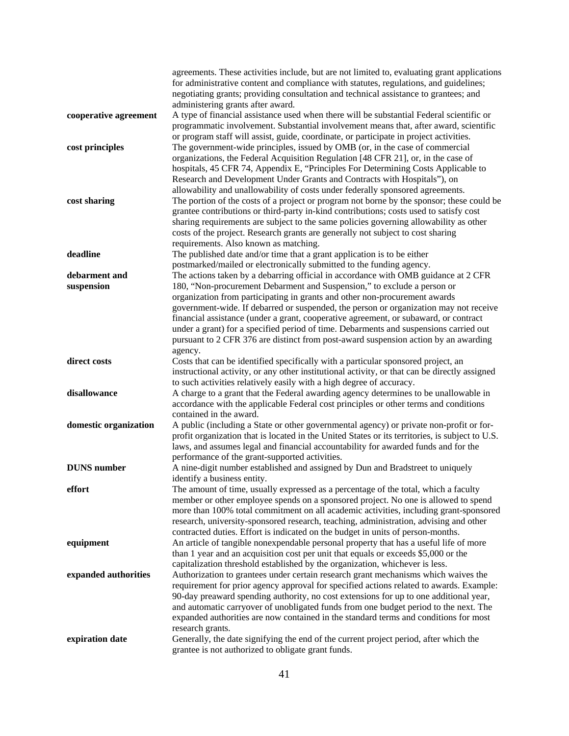agreements. These activities include, but are not limited to, evaluating grant applications for administrative content and compliance with statutes, regulations, and guidelines; negotiating grants; providing consultation and technical assistance to grantees; and administering grants after award.

**cooperative agreement** A type of financial assistance used when there will be substantial Federal scientific or programmatic involvement. Substantial involvement means that, after award, scientific or program staff will assist, guide, coordinate, or participate in project activities.

**cost principles** The government-wide principles, issued by OMB (or, in the case of commercial organizations, the Federal Acquisition Regulation [48 CFR 21], or, in the case of hospitals, 45 CFR 74, Appendix E, "Principles For Determining Costs Applicable to Research and Development Under Grants and Contracts with Hospitals"), on allowability and unallowability of costs under federally sponsored agreements.

**cost sharing** The portion of the costs of a project or program not borne by the sponsor; these could be grantee contributions or third-party in-kind contributions; costs used to satisfy cost sharing requirements are subject to the same policies governing allowability as other costs of the project. Research grants are generally not subject to cost sharing requirements. Also known as matching.

**deadline** The published date and/or time that a grant application is to be either postmarked/mailed or electronically submitted to the funding agency.

**debarment and suspension** The actions taken by a debarring official in accordance with OMB guidance at 2 CFR 180, "Non-procurement Debarment and Suspension," to exclude a person or organization from participating in grants and other non-procurement awards government-wide. If debarred or suspended, the person or organization may not receive financial assistance (under a grant, cooperative agreement, or subaward, or contract under a grant) for a specified period of time. Debarments and suspensions carried out pursuant to 2 CFR 376 are distinct from post-award suspension action by an awarding agency.

**direct costs** Costs that can be identified specifically with a particular sponsored project, an instructional activity, or any other institutional activity, or that can be directly assigned to such activities relatively easily with a high degree of accuracy.

**disallowance** A charge to a grant that the Federal awarding agency determines to be unallowable in accordance with the applicable Federal cost principles or other terms and conditions contained in the award.

**domestic organization** A public (including a State or other governmental agency) or private non-profit or for-profit organization that is located in the United States or its territories, is subject to U.S. laws, and assumes legal and financial accountability for awarded funds and for the performance of the grant-supported activities.

**DUNS number** A nine-digit number established and assigned by Dun and Bradstreet to uniquely identify a business entity.

**effort** The amount of time, usually expressed as a percentage of the total, which a faculty member or other employee spends on a sponsored project. No one is allowed to spend more than 100% total commitment on all academic activities, including grant-sponsored research, university-sponsored research, teaching, administration, advising and other contracted duties. Effort is indicated on the budget in units of person-months.

**equipment** An article of tangible nonexpendable personal property that has a useful life of more than 1 year and an acquisition cost per unit that equals or exceeds $5,000 or the capitalization threshold established by the organization, whichever is less.

**expanded authorities** Authorization to grantees under certain research grant mechanisms which waives the requirement for prior agency approval for specified actions related to awards. Example: 90-day preaward spending authority, no cost extensions for up to one additional year, and automatic carryover of unobligated funds from one budget period to the next. The expanded authorities are now contained in the standard terms and conditions for most research grants.

**expiration date** Generally, the date signifying the end of the current project period, after which the grantee is not authorized to obligate grant funds.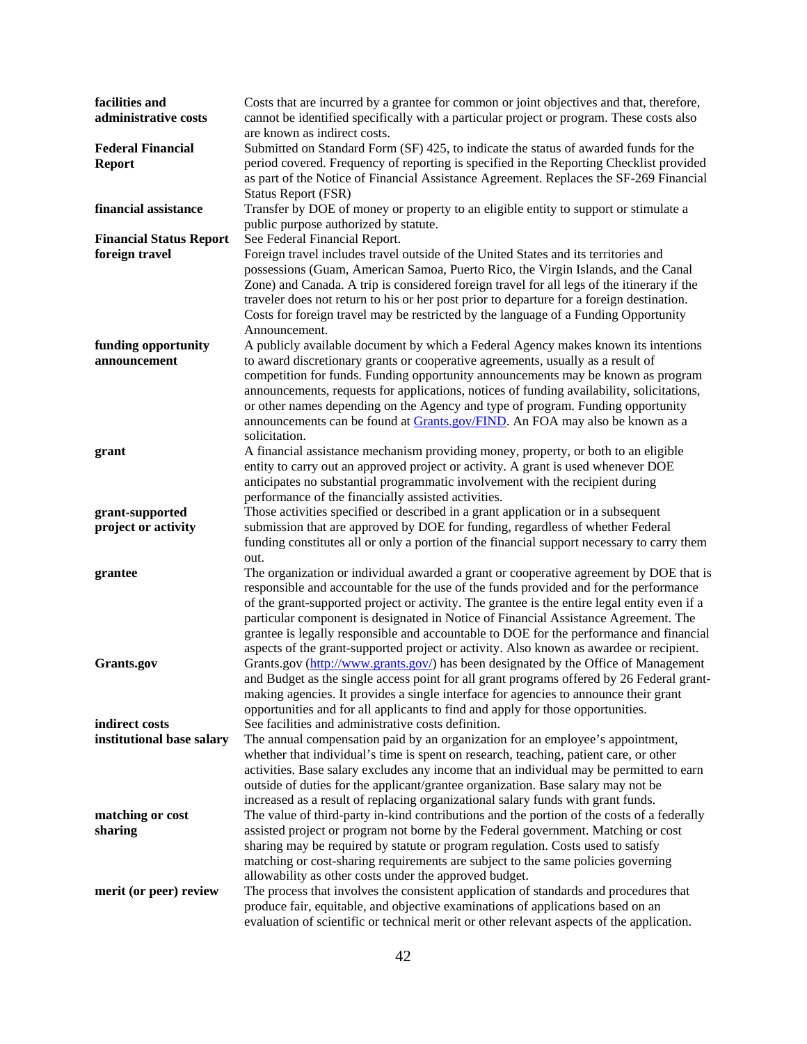**facilities and administrative costs** Costs that are incurred by a grantee for common or joint objectives and that, therefore, cannot be identified specifically with a particular project or program. These costs also are known as indirect costs.

**Federal Financial Report** Submitted on Standard Form (SF) 425, to indicate the status of awarded funds for the period covered. Frequency of reporting is specified in the Reporting Checklist provided as part of the Notice of Financial Assistance Agreement. Replaces the SF-269 Financial Status Report (FSR)

**financial assistance** Transfer by DOE of money or property to an eligible entity to support or stimulate a public purpose authorized by statute.

**Financial Status Report** See Federal Financial Report.

**foreign travel** Foreign travel includes travel outside of the United States and its territories and possessions (Guam, American Samoa, Puerto Rico, the Virgin Islands, and the Canal Zone) and Canada. A trip is considered foreign travel for all legs of the itinerary if the traveler does not return to his or her post prior to departure for a foreign destination. Costs for foreign travel may be restricted by the language of a Funding Opportunity Announcement.

**funding opportunity announcement** A publicly available document by which a Federal Agency makes known its intentions to award discretionary grants or cooperative agreements, usually as a result of competition for funds. Funding opportunity announcements may be known as program announcements, requests for applications, notices of funding availability, solicitations, or other names depending on the Agency and type of program. Funding opportunity announcements can be found at [Grants.gov/FIND](Grants.gov/FIND). An FOA may also be known as a solicitation.

**grant** A financial assistance mechanism providing money, property, or both to an eligible entity to carry out an approved project or activity. A grant is used whenever DOE anticipates no substantial programmatic involvement with the recipient during performance of the financially assisted activities.

**grant-supported project or activity** Those activities specified or described in a grant application or in a subsequent submission that are approved by DOE for funding, regardless of whether Federal funding constitutes all or only a portion of the financial support necessary to carry them out.

**grantee** The organization or individual awarded a grant or cooperative agreement by DOE that is responsible and accountable for the use of the funds provided and for the performance of the grant-supported project or activity. The grantee is the entire legal entity even if a particular component is designated in Notice of Financial Assistance Agreement. The grantee is legally responsible and accountable to DOE for the performance and financial aspects of the grant-supported project or activity. Also known as awardee or recipient.

**Grants.gov** Grants.gov ([http://www.grants.gov/](http://www.grants.gov/)) has been designated by the Office of Management and Budget as the single access point for all grant programs offered by 26 Federal grant-making agencies. It provides a single interface for agencies to announce their grant opportunities and for all applicants to find and apply for those opportunities.

**indirect costs** See facilities and administrative costs definition.

**institutional base salary** The annual compensation paid by an organization for an employee's appointment, whether that individual's time is spent on research, teaching, patient care, or other activities. Base salary excludes any income that an individual may be permitted to earn outside of duties for the applicant/grantee organization. Base salary may not be increased as a result of replacing organizational salary funds with grant funds.

**matching or cost sharing** The value of third-party in-kind contributions and the portion of the costs of a federally assisted project or program not borne by the Federal government. Matching or cost sharing may be required by statute or program regulation. Costs used to satisfy matching or cost-sharing requirements are subject to the same policies governing allowability as other costs under the approved budget.

**merit (or peer) review** The process that involves the consistent application of standards and procedures that produce fair, equitable, and objective examinations of applications based on an evaluation of scientific or technical merit or other relevant aspects of the application.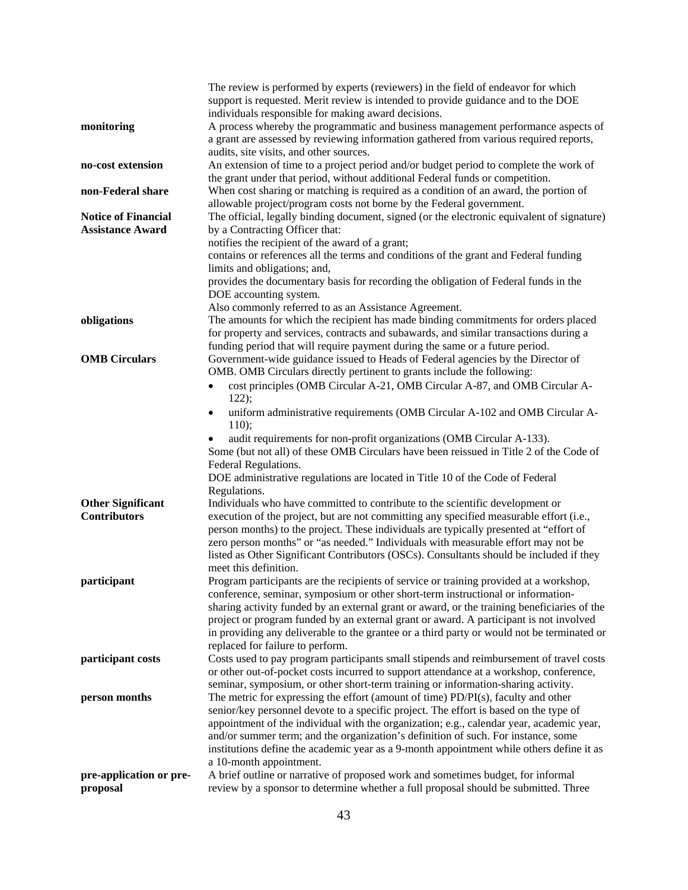The review is performed by experts (reviewers) in the field of endeavor for which support is requested. Merit review is intended to provide guidance and to the DOE individuals responsible for making award decisions.

**monitoring**
A process whereby the programmatic and business management performance aspects of a grant are assessed by reviewing information gathered from various required reports, audits, site visits, and other sources.

**no-cost extension**
An extension of time to a project period and/or budget period to complete the work of the grant under that period, without additional Federal funds or competition.

**non-Federal share**
When cost sharing or matching is required as a condition of an award, the portion of allowable project/program costs not borne by the Federal government.

**Notice of Financial Assistance Award**
The official, legally binding document, signed (or the electronic equivalent of signature) by a Contracting Officer that:
notifies the recipient of the award of a grant;
contains or references all the terms and conditions of the grant and Federal funding limits and obligations; and,
provides the documentary basis for recording the obligation of Federal funds in the DOE accounting system.
Also commonly referred to as an Assistance Agreement.

**obligations**
The amounts for which the recipient has made binding commitments for orders placed for property and services, contracts and subawards, and similar transactions during a funding period that will require payment during the same or a future period.

**OMB Circulars**
Government-wide guidance issued to Heads of Federal agencies by the Director of OMB. OMB Circulars directly pertinent to grants include the following:

- cost principles (OMB Circular A-21, OMB Circular A-87, and OMB Circular A-122);
- uniform administrative requirements (OMB Circular A-102 and OMB Circular A-110);
- audit requirements for non-profit organizations (OMB Circular A-133).

Some (but not all) of these OMB Circulars have been reissued in Title 2 of the Code of Federal Regulations.
DOE administrative regulations are located in Title 10 of the Code of Federal Regulations.

**Other Significant Contributors**
Individuals who have committed to contribute to the scientific development or execution of the project, but are not committing any specified measurable effort (i.e., person months) to the project. These individuals are typically presented at "effort of zero person months" or "as needed." Individuals with measurable effort may not be listed as Other Significant Contributors (OSCs). Consultants should be included if they meet this definition.

**participant**
Program participants are the recipients of service or training provided at a workshop, conference, seminar, symposium or other short-term instructional or information-sharing activity funded by an external grant or award, or the training beneficiaries of the project or program funded by an external grant or award. A participant is not involved in providing any deliverable to the grantee or a third party or would not be terminated or replaced for failure to perform.

**participant costs**
Costs used to pay program participants small stipends and reimbursement of travel costs or other out-of-pocket costs incurred to support attendance at a workshop, conference, seminar, symposium, or other short-term training or information-sharing activity.

**person months**
The metric for expressing the effort (amount of time) PD/PI(s), faculty and other senior/key personnel devote to a specific project. The effort is based on the type of appointment of the individual with the organization; e.g., calendar year, academic year, and/or summer term; and the organization's definition of such. For instance, some institutions define the academic year as a 9-month appointment while others define it as a 10-month appointment.

**pre-application or pre-proposal**
A brief outline or narrative of proposed work and sometimes budget, for informal review by a sponsor to determine whether a full proposal should be submitted. Three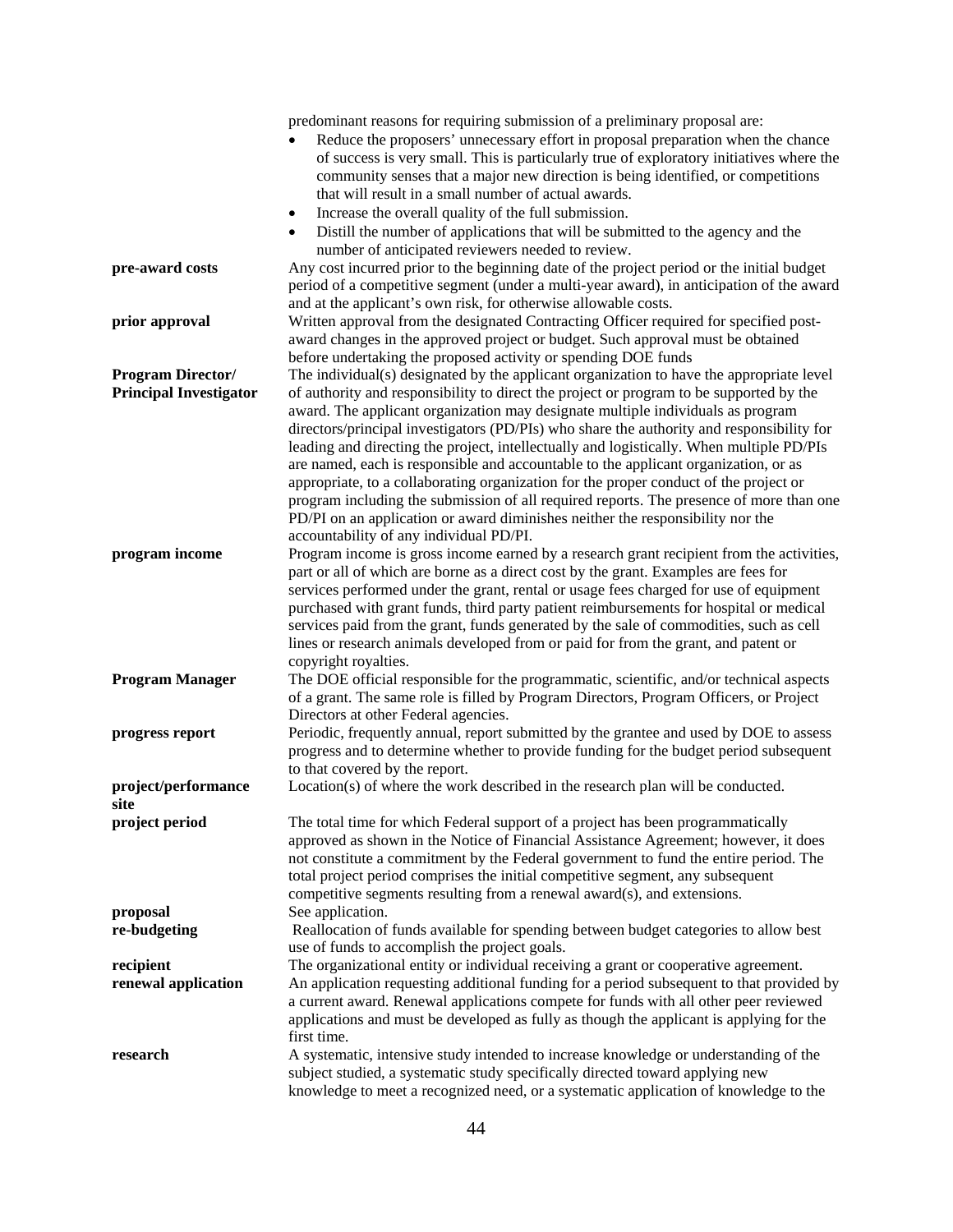predominant reasons for requiring submission of a preliminary proposal are:

- Reduce the proposers' unnecessary effort in proposal preparation when the chance of success is very small. This is particularly true of exploratory initiatives where the community senses that a major new direction is being identified, or competitions that will result in a small number of actual awards.
- Increase the overall quality of the full submission.
- Distill the number of applications that will be submitted to the agency and the number of anticipated reviewers needed to review.

**pre-award costs** — Any cost incurred prior to the beginning date of the project period or the initial budget period of a competitive segment (under a multi-year award), in anticipation of the award and at the applicant's own risk, for otherwise allowable costs.

**prior approval** — Written approval from the designated Contracting Officer required for specified post-award changes in the approved project or budget. Such approval must be obtained before undertaking the proposed activity or spending DOE funds

**Program Director/ Principal Investigator** — The individual(s) designated by the applicant organization to have the appropriate level of authority and responsibility to direct the project or program to be supported by the award. The applicant organization may designate multiple individuals as program directors/principal investigators (PD/PIs) who share the authority and responsibility for leading and directing the project, intellectually and logistically. When multiple PD/PIs are named, each is responsible and accountable to the applicant organization, or as appropriate, to a collaborating organization for the proper conduct of the project or program including the submission of all required reports. The presence of more than one PD/PI on an application or award diminishes neither the responsibility nor the accountability of any individual PD/PI.

**program income** — Program income is gross income earned by a research grant recipient from the activities, part or all of which are borne as a direct cost by the grant. Examples are fees for services performed under the grant, rental or usage fees charged for use of equipment purchased with grant funds, third party patient reimbursements for hospital or medical services paid from the grant, funds generated by the sale of commodities, such as cell lines or research animals developed from or paid for from the grant, and patent or copyright royalties.

**Program Manager** — The DOE official responsible for the programmatic, scientific, and/or technical aspects of a grant. The same role is filled by Program Directors, Program Officers, or Project Directors at other Federal agencies.

**progress report** — Periodic, frequently annual, report submitted by the grantee and used by DOE to assess progress and to determine whether to provide funding for the budget period subsequent to that covered by the report.

**project/performance site** — Location(s) of where the work described in the research plan will be conducted.

**project period** — The total time for which Federal support of a project has been programmatically approved as shown in the Notice of Financial Assistance Agreement; however, it does not constitute a commitment by the Federal government to fund the entire period. The total project period comprises the initial competitive segment, any subsequent competitive segments resulting from a renewal award(s), and extensions.

**proposal** — See application.

**re-budgeting** — Reallocation of funds available for spending between budget categories to allow best use of funds to accomplish the project goals.

**recipient** — The organizational entity or individual receiving a grant or cooperative agreement.

**renewal application** — An application requesting additional funding for a period subsequent to that provided by a current award. Renewal applications compete for funds with all other peer reviewed applications and must be developed as fully as though the applicant is applying for the first time.

**research** — A systematic, intensive study intended to increase knowledge or understanding of the subject studied, a systematic study specifically directed toward applying new knowledge to meet a recognized need, or a systematic application of knowledge to the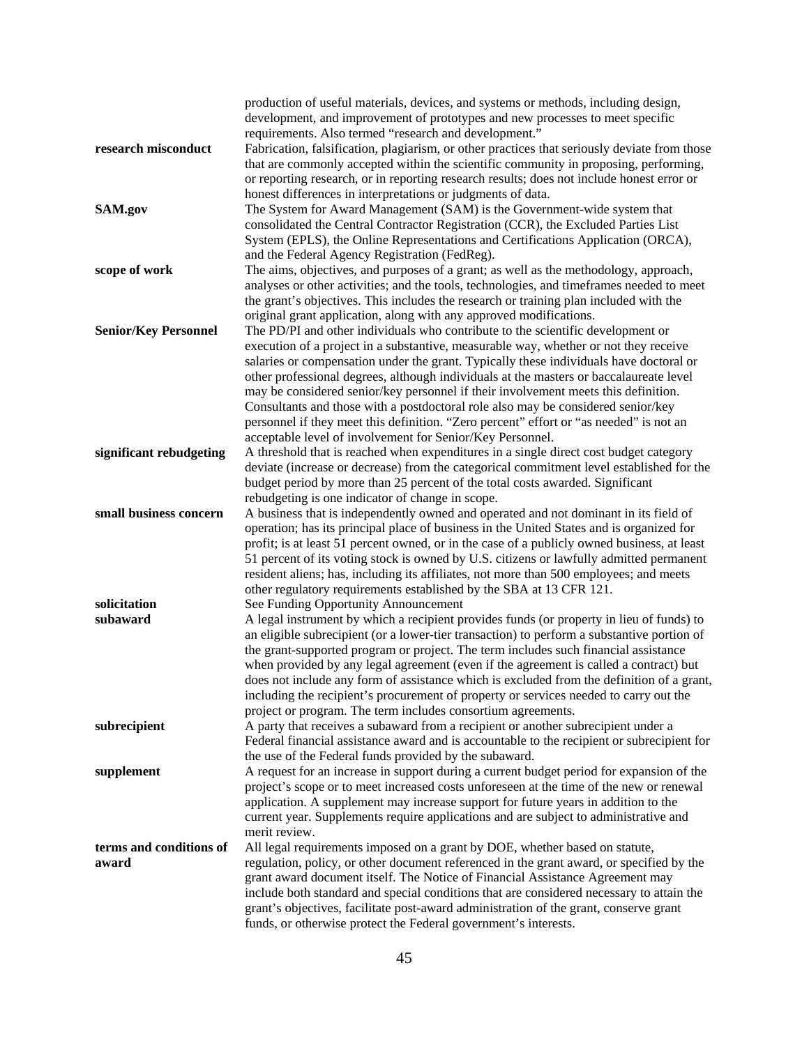production of useful materials, devices, and systems or methods, including design, development, and improvement of prototypes and new processes to meet specific requirements. Also termed "research and development."

**research misconduct** Fabrication, falsification, plagiarism, or other practices that seriously deviate from those that are commonly accepted within the scientific community in proposing, performing, or reporting research, or in reporting research results; does not include honest error or honest differences in interpretations or judgments of data.

**SAM.gov** The System for Award Management (SAM) is the Government-wide system that consolidated the Central Contractor Registration (CCR), the Excluded Parties List System (EPLS), the Online Representations and Certifications Application (ORCA), and the Federal Agency Registration (FedReg).

**scope of work** The aims, objectives, and purposes of a grant; as well as the methodology, approach, analyses or other activities; and the tools, technologies, and timeframes needed to meet the grant's objectives. This includes the research or training plan included with the original grant application, along with any approved modifications.

**Senior/Key Personnel** The PD/PI and other individuals who contribute to the scientific development or execution of a project in a substantive, measurable way, whether or not they receive salaries or compensation under the grant. Typically these individuals have doctoral or other professional degrees, although individuals at the masters or baccalaureate level may be considered senior/key personnel if their involvement meets this definition. Consultants and those with a postdoctoral role also may be considered senior/key personnel if they meet this definition. "Zero percent" effort or "as needed" is not an acceptable level of involvement for Senior/Key Personnel.

**significant rebudgeting** A threshold that is reached when expenditures in a single direct cost budget category deviate (increase or decrease) from the categorical commitment level established for the budget period by more than 25 percent of the total costs awarded. Significant rebudgeting is one indicator of change in scope.

**small business concern** A business that is independently owned and operated and not dominant in its field of operation; has its principal place of business in the United States and is organized for profit; is at least 51 percent owned, or in the case of a publicly owned business, at least 51 percent of its voting stock is owned by U.S. citizens or lawfully admitted permanent resident aliens; has, including its affiliates, not more than 500 employees; and meets other regulatory requirements established by the SBA at 13 CFR 121.

**solicitation** See Funding Opportunity Announcement

**subaward** A legal instrument by which a recipient provides funds (or property in lieu of funds) to an eligible subrecipient (or a lower-tier transaction) to perform a substantive portion of the grant-supported program or project. The term includes such financial assistance when provided by any legal agreement (even if the agreement is called a contract) but does not include any form of assistance which is excluded from the definition of a grant, including the recipient's procurement of property or services needed to carry out the project or program. The term includes consortium agreements.

**subrecipient** A party that receives a subaward from a recipient or another subrecipient under a Federal financial assistance award and is accountable to the recipient or subrecipient for the use of the Federal funds provided by the subaward.

**supplement** A request for an increase in support during a current budget period for expansion of the project's scope or to meet increased costs unforeseen at the time of the new or renewal application. A supplement may increase support for future years in addition to the current year. Supplements require applications and are subject to administrative and merit review.

**terms and conditions of award** All legal requirements imposed on a grant by DOE, whether based on statute, regulation, policy, or other document referenced in the grant award, or specified by the grant award document itself. The Notice of Financial Assistance Agreement may include both standard and special conditions that are considered necessary to attain the grant's objectives, facilitate post-award administration of the grant, conserve grant funds, or otherwise protect the Federal government's interests.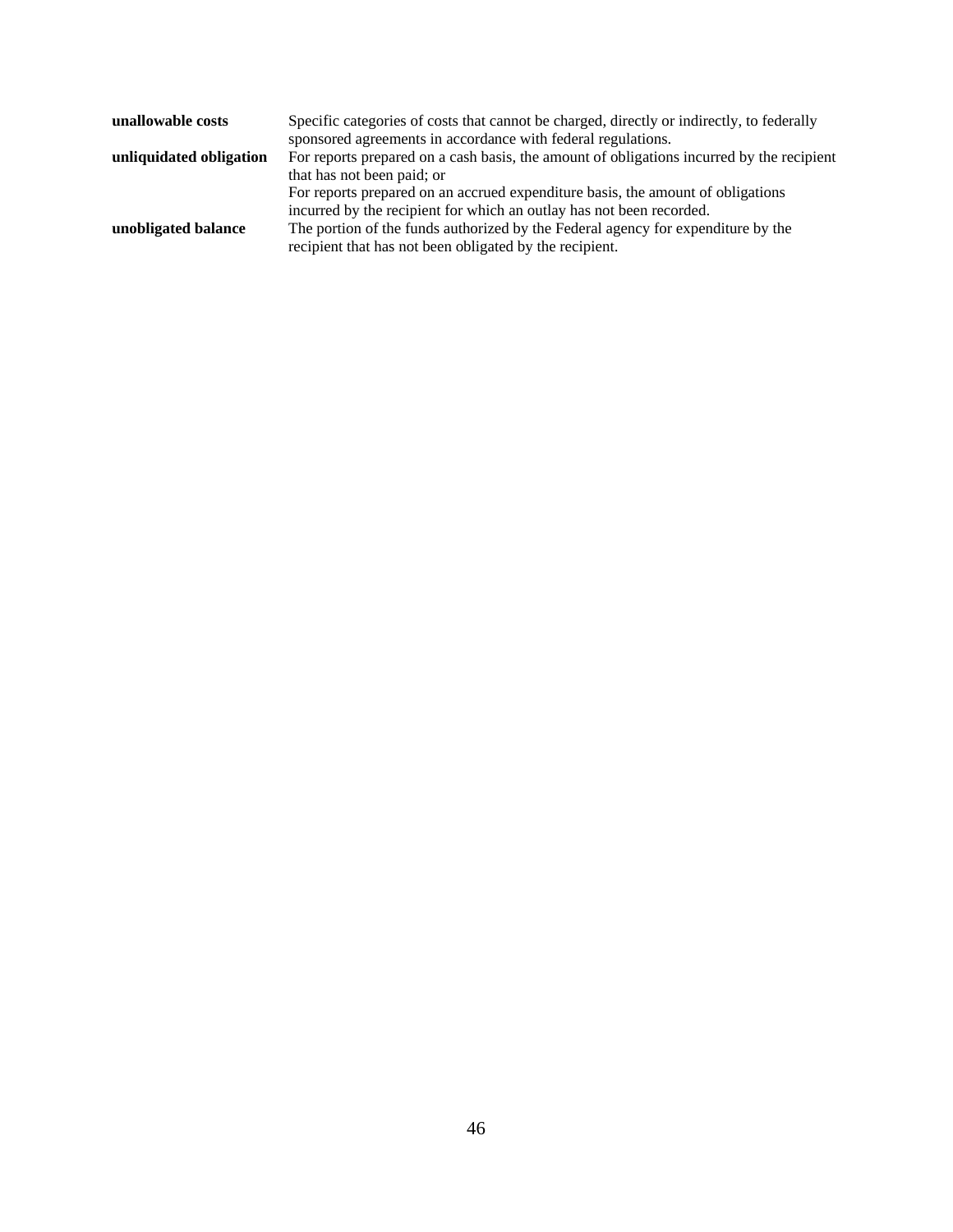| | |
|---|---|
| **unallowable costs** | Specific categories of costs that cannot be charged, directly or indirectly, to federally sponsored agreements in accordance with federal regulations. |
| **unliquidated obligation** | For reports prepared on a cash basis, the amount of obligations incurred by the recipient that has not been paid; or<br>For reports prepared on an accrued expenditure basis, the amount of obligations incurred by the recipient for which an outlay has not been recorded. |
| **unobligated balance** | The portion of the funds authorized by the Federal agency for expenditure by the recipient that has not been obligated by the recipient. |